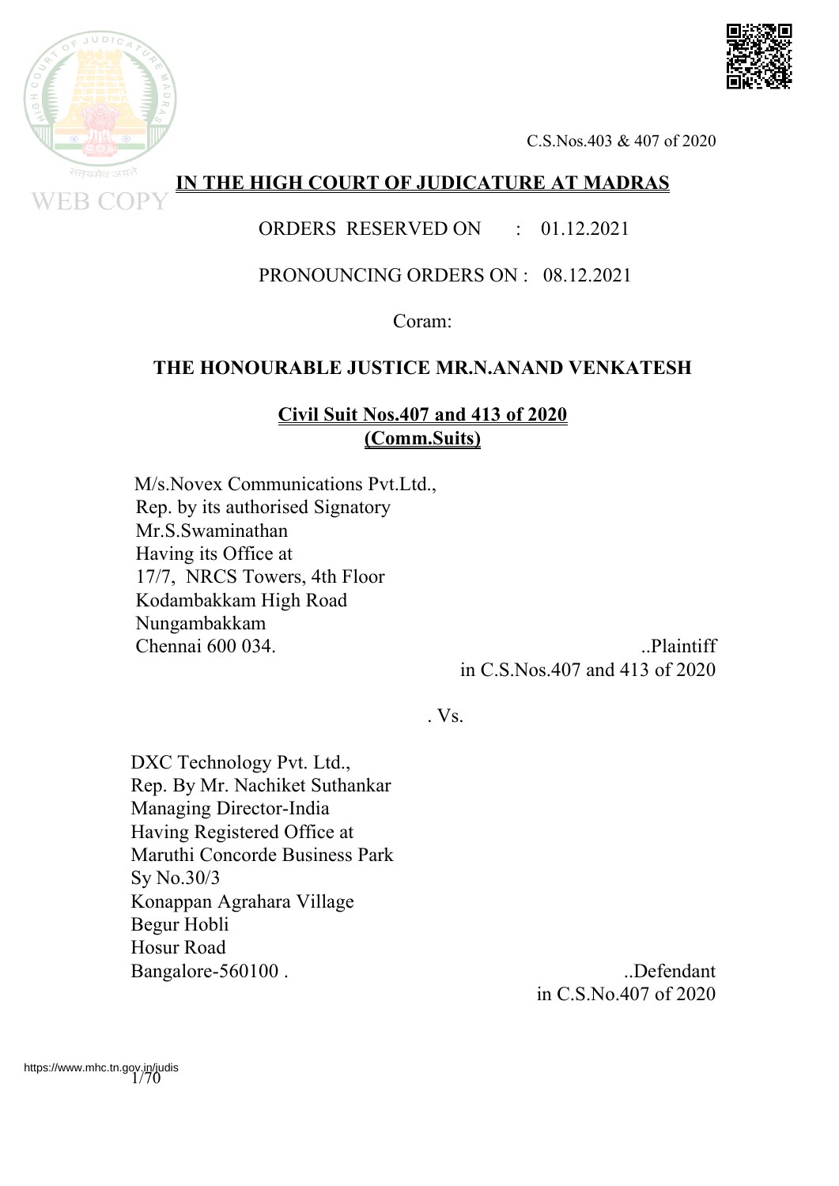# IN THE HIGH COURT OF JUDICATURE AT MADRAS

ORDERS RESERVED ON : 01.12.2021

PRONOUNCING ORDERS ON : 08.12.2021

Coram:

**THE HONOURABLE JUSTICE MR.N.ANAND VENKATESH**

**Civil Suit Nos.407 and 413 of 2020**
**(Comm.Suits)**

M/s.Novex Communications Pvt.Ltd.,
Rep. by its authorised Signatory
Mr.S.Swaminathan
Having its Office at
17/7, NRCS Towers, 4th Floor
Kodambakkam High Road
Nungambakkam
Chennai 600 034. ..Plaintiff
in C.S.Nos.407 and 413 of 2020

. Vs.

DXC Technology Pvt. Ltd.,
Rep. By Mr. Nachiket Suthankar
Managing Director-India
Having Registered Office at
Maruthi Concorde Business Park
Sy No.30/3
Konappan Agrahara Village
Begur Hobli
Hosur Road
Bangalore-560100 . ..Defendant
in C.S.No.407 of 2020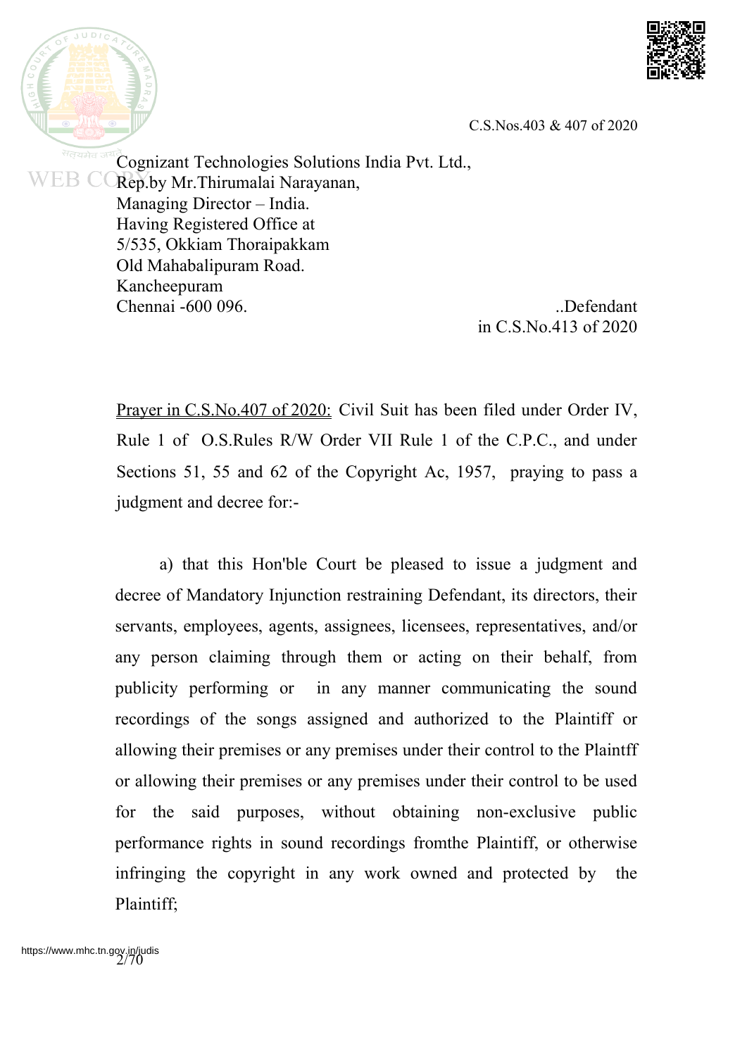Cognizant Technologies Solutions India Pvt. Ltd.,
Rep.by Mr.Thirumalai Narayanan,
Managing Director – India.
Having Registered Office at
5/535, Okkiam Thoraipakkam
Old Mahabalipuram Road.
Kancheepuram
Chennai -600 096. ..Defendant
in C.S.No.413 of 2020

Prayer in C.S.No.407 of 2020: Civil Suit has been filed under Order IV, Rule 1 of O.S.Rules R/W Order VII Rule 1 of the C.P.C., and under Sections 51, 55 and 62 of the Copyright Ac, 1957, praying to pass a judgment and decree for:-

a) that this Hon'ble Court be pleased to issue a judgment and decree of Mandatory Injunction restraining Defendant, its directors, their servants, employees, agents, assignees, licensees, representatives, and/or any person claiming through them or acting on their behalf, from publicity performing or in any manner communicating the sound recordings of the songs assigned and authorized to the Plaintiff or allowing their premises or any premises under their control to the Plaintff or allowing their premises or any premises under their control to be used for the said purposes, without obtaining non-exclusive public performance rights in sound recordings fromthe Plaintiff, or otherwise infringing the copyright in any work owned and protected by the Plaintiff;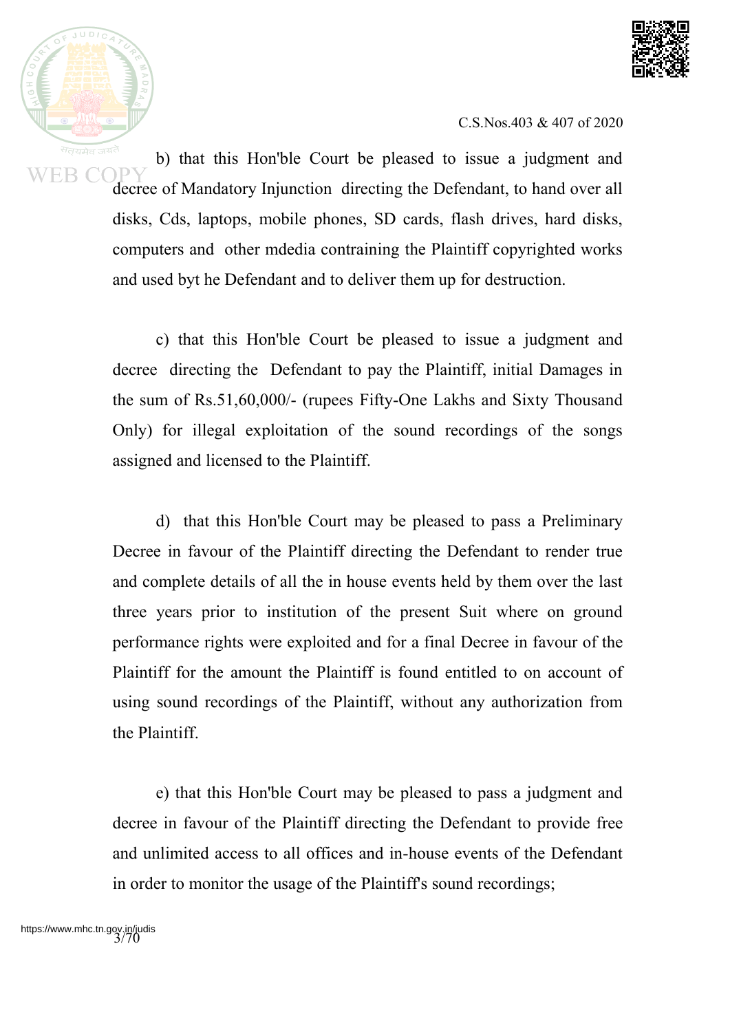b) that this Hon'ble Court be pleased to issue a judgment and decree of Mandatory Injunction directing the Defendant, to hand over all disks, Cds, laptops, mobile phones, SD cards, flash drives, hard disks, computers and other mdedia contraining the Plaintiff copyrighted works and used byt he Defendant and to deliver them up for destruction.

c) that this Hon'ble Court be pleased to issue a judgment and decree directing the Defendant to pay the Plaintiff, initial Damages in the sum of Rs.51,60,000/- (rupees Fifty-One Lakhs and Sixty Thousand Only) for illegal exploitation of the sound recordings of the songs assigned and licensed to the Plaintiff.

d) that this Hon'ble Court may be pleased to pass a Preliminary Decree in favour of the Plaintiff directing the Defendant to render true and complete details of all the in house events held by them over the last three years prior to institution of the present Suit where on ground performance rights were exploited and for a final Decree in favour of the Plaintiff for the amount the Plaintiff is found entitled to on account of using sound recordings of the Plaintiff, without any authorization from the Plaintiff.

e) that this Hon'ble Court may be pleased to pass a judgment and decree in favour of the Plaintiff directing the Defendant to provide free and unlimited access to all offices and in-house events of the Defendant in order to monitor the usage of the Plaintiff's sound recordings;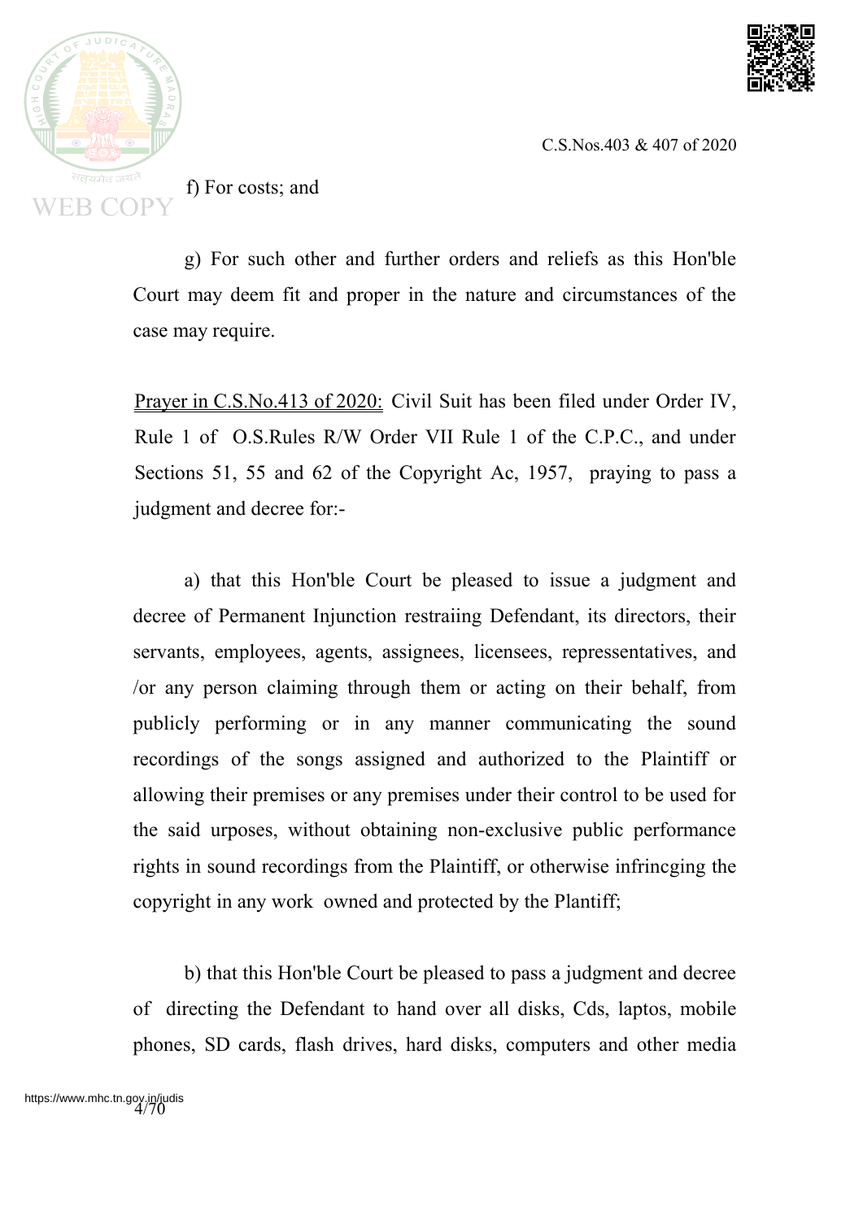f) For costs; and

g) For such other and further orders and reliefs as this Hon'ble Court may deem fit and proper in the nature and circumstances of the case may require.

<u>Prayer in C.S.No.413 of 2020:</u> Civil Suit has been filed under Order IV, Rule 1 of O.S.Rules R/W Order VII Rule 1 of the C.P.C., and under Sections 51, 55 and 62 of the Copyright Ac, 1957, praying to pass a judgment and decree for:-

a) that this Hon'ble Court be pleased to issue a judgment and decree of Permanent Injunction restraiing Defendant, its directors, their servants, employees, agents, assignees, licensees, repressentatives, and /or any person claiming through them or acting on their behalf, from publicly performing or in any manner communicating the sound recordings of the songs assigned and authorized to the Plaintiff or allowing their premises or any premises under their control to be used for the said urposes, without obtaining non-exclusive public performance rights in sound recordings from the Plaintiff, or otherwise infrincging the copyright in any work owned and protected by the Plantiff;

b) that this Hon'ble Court be pleased to pass a judgment and decree of directing the Defendant to hand over all disks, Cds, laptos, mobile phones, SD cards, flash drives, hard disks, computers and other media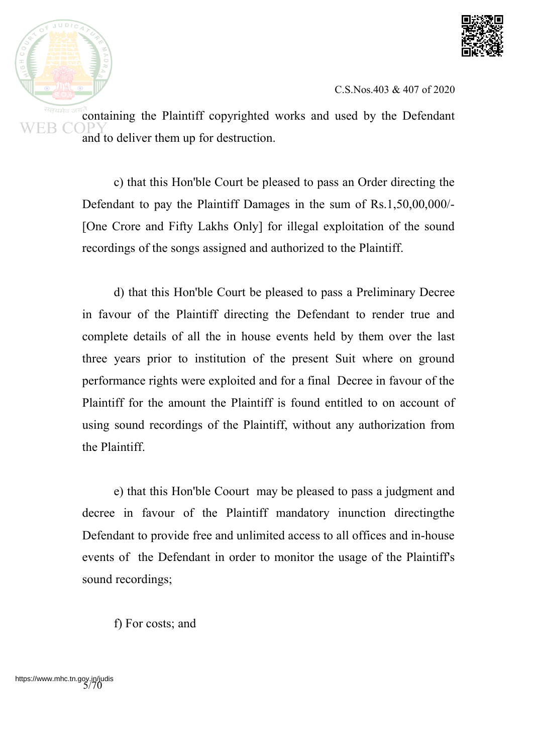containing the Plaintiff copyrighted works and used by the Defendant and to deliver them up for destruction.

c) that this Hon'ble Court be pleased to pass an Order directing the Defendant to pay the Plaintiff Damages in the sum of Rs.1,50,00,000/- [One Crore and Fifty Lakhs Only] for illegal exploitation of the sound recordings of the songs assigned and authorized to the Plaintiff.

d) that this Hon'ble Court be pleased to pass a Preliminary Decree in favour of the Plaintiff directing the Defendant to render true and complete details of all the in house events held by them over the last three years prior to institution of the present Suit where on ground performance rights were exploited and for a final Decree in favour of the Plaintiff for the amount the Plaintiff is found entitled to on account of using sound recordings of the Plaintiff, without any authorization from the Plaintiff.

e) that this Hon'ble Coourt may be pleased to pass a judgment and decree in favour of the Plaintiff mandatory inunction directingthe Defendant to provide free and unlimited access to all offices and in-house events of the Defendant in order to monitor the usage of the Plaintiff's sound recordings;

f) For costs; and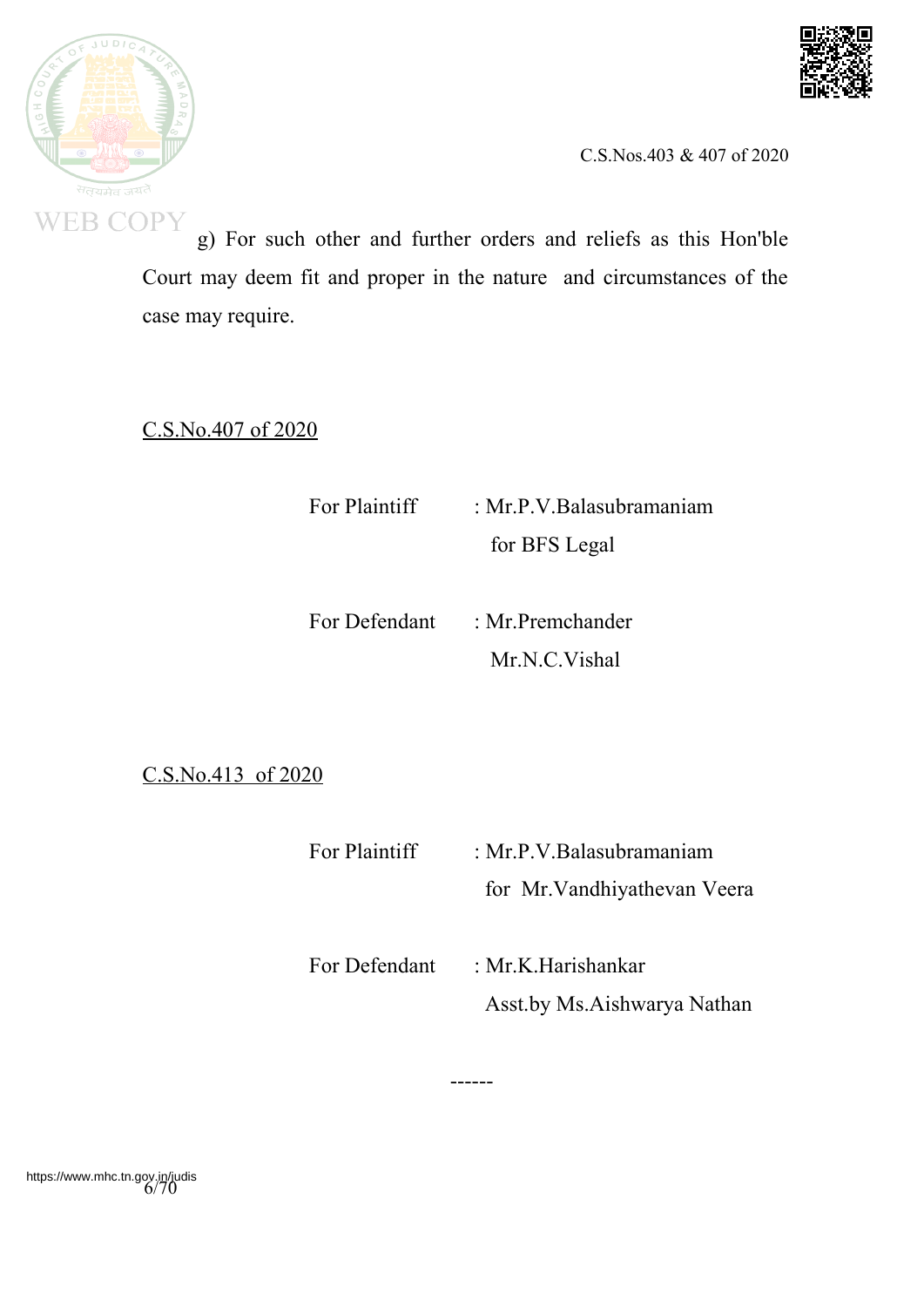g) For such other and further orders and reliefs as this Hon'ble Court may deem fit and proper in the nature and circumstances of the case may require.

C.S.No.407 of 2020

For Plaintiff : Mr.P.V.Balasubramaniam
for BFS Legal

For Defendant : Mr.Premchander
Mr.N.C.Vishal

C.S.No.413 of 2020

For Plaintiff : Mr.P.V.Balasubramaniam
for Mr.Vandhiyathevan Veera

For Defendant : Mr.K.Harishankar
Asst.by Ms.Aishwarya Nathan

------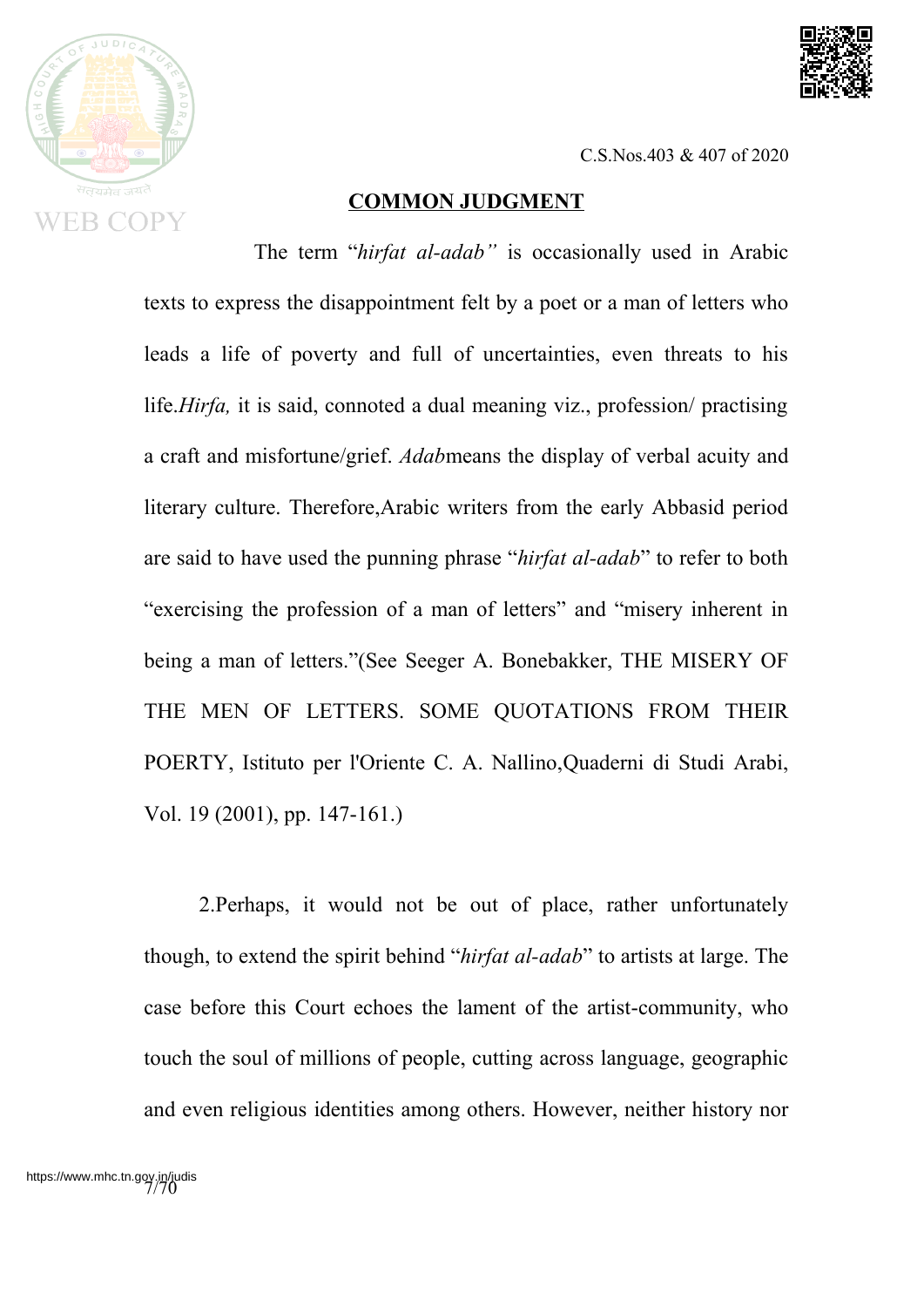## COMMON JUDGMENT

The term "*hirfat al-adab"* is occasionally used in Arabic texts to express the disappointment felt by a poet or a man of letters who leads a life of poverty and full of uncertainties, even threats to his life.*Hirfa,* it is said, connoted a dual meaning viz., profession/ practising a craft and misfortune/grief. *Adab*means the display of verbal acuity and literary culture. Therefore,Arabic writers from the early Abbasid period are said to have used the punning phrase "*hirfat al-adab*" to refer to both "exercising the profession of a man of letters" and "misery inherent in being a man of letters."(See Seeger A. Bonebakker, THE MISERY OF THE MEN OF LETTERS. SOME QUOTATIONS FROM THEIR POERTY, Istituto per l'Oriente C. A. Nallino,Quaderni di Studi Arabi, Vol. 19 (2001), pp. 147-161.)

2.Perhaps, it would not be out of place, rather unfortunately though, to extend the spirit behind "*hirfat al-adab*" to artists at large. The case before this Court echoes the lament of the artist-community, who touch the soul of millions of people, cutting across language, geographic and even religious identities among others. However, neither history nor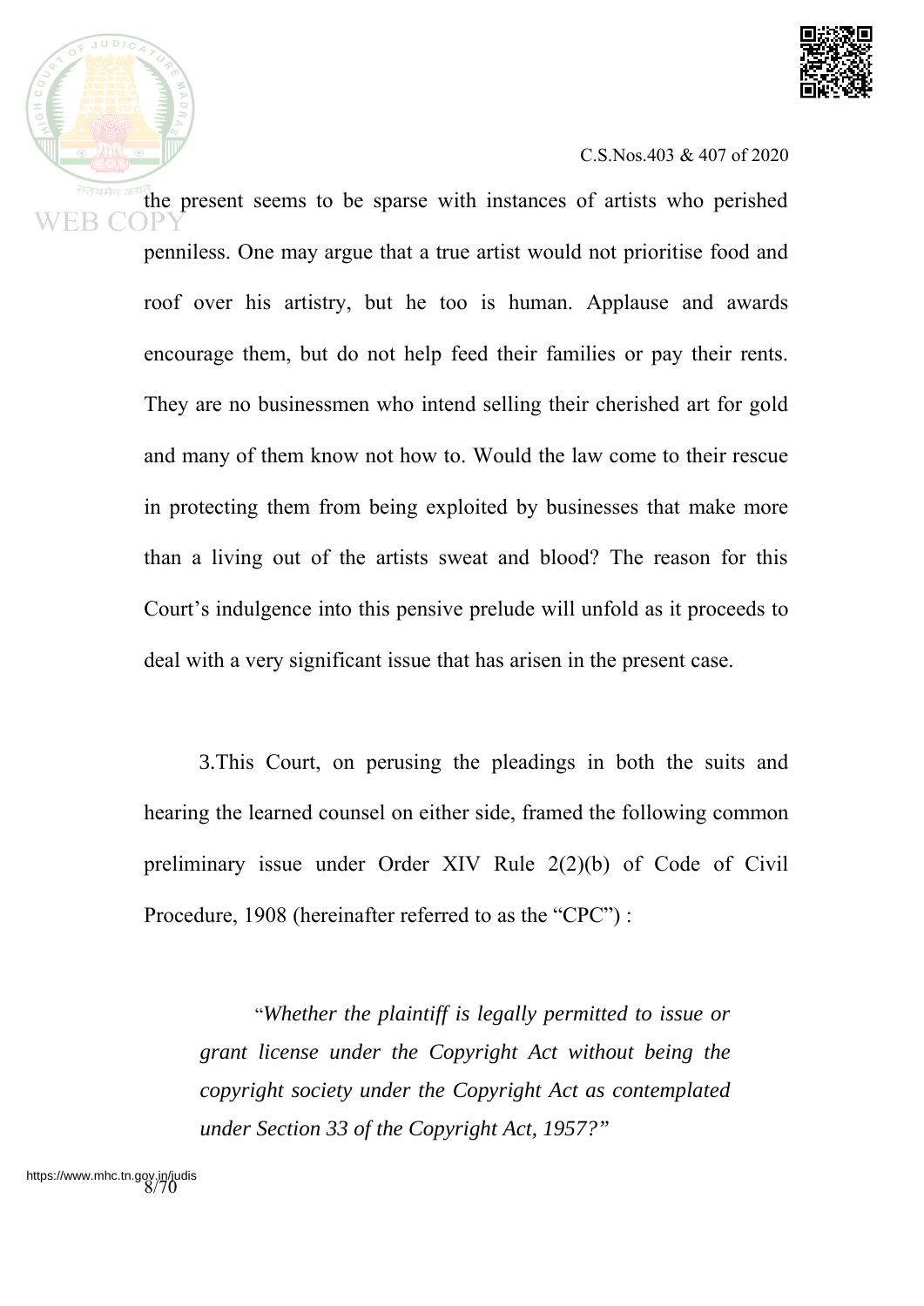the present seems to be sparse with instances of artists who perished penniless. One may argue that a true artist would not prioritise food and roof over his artistry, but he too is human. Applause and awards encourage them, but do not help feed their families or pay their rents. They are no businessmen who intend selling their cherished art for gold and many of them know not how to. Would the law come to their rescue in protecting them from being exploited by businesses that make more than a living out of the artists sweat and blood? The reason for this Court's indulgence into this pensive prelude will unfold as it proceeds to deal with a very significant issue that has arisen in the present case.

3.This Court, on perusing the pleadings in both the suits and hearing the learned counsel on either side, framed the following common preliminary issue under Order XIV Rule 2(2)(b) of Code of Civil Procedure, 1908 (hereinafter referred to as the "CPC") :

> "*Whether the plaintiff is legally permitted to issue or grant license under the Copyright Act without being the copyright society under the Copyright Act as contemplated under Section 33 of the Copyright Act, 1957?*"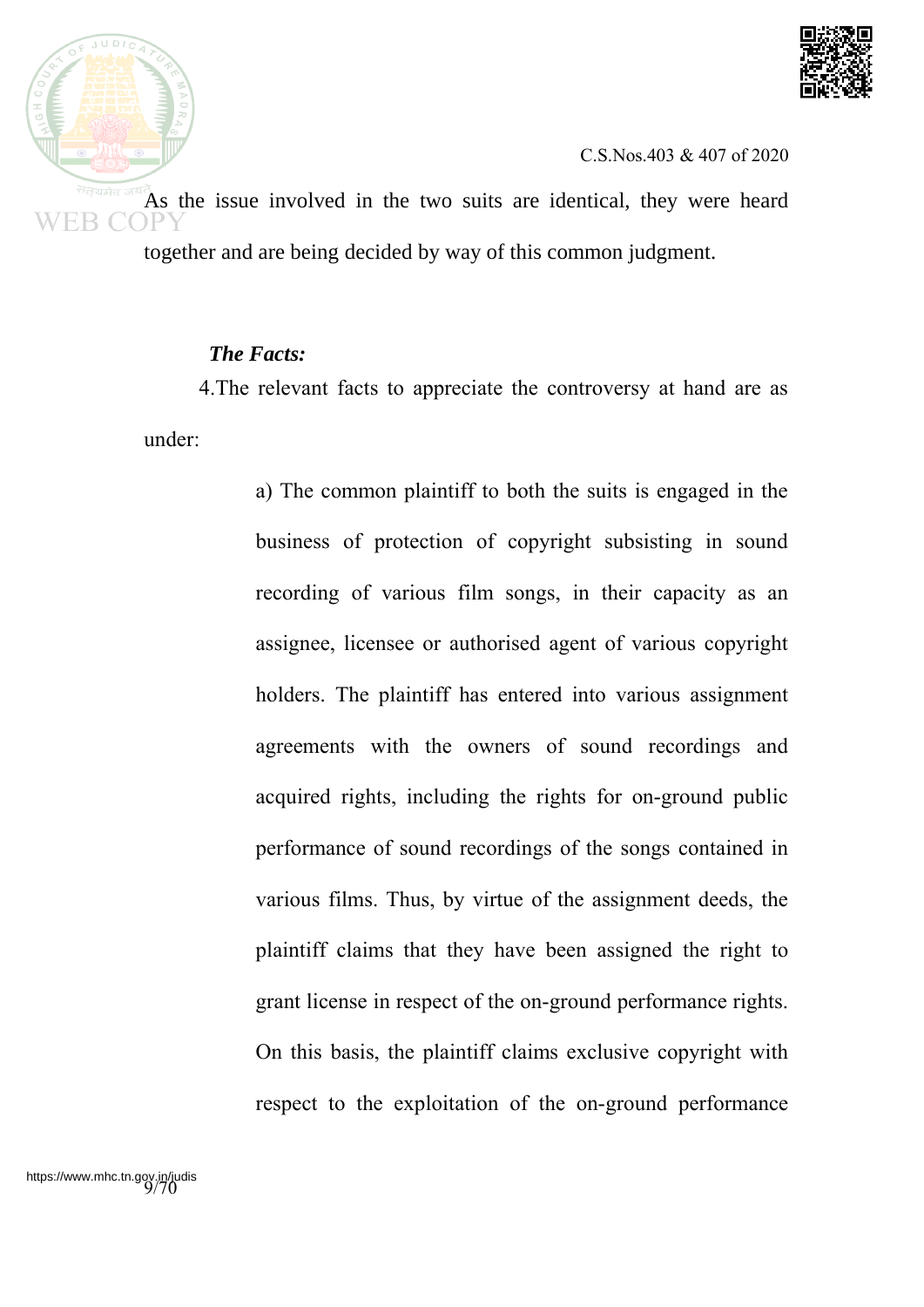As the issue involved in the two suits are identical, they were heard together and are being decided by way of this common judgment.

***The Facts:***

4.The relevant facts to appreciate the controversy at hand are as under:

> a) The common plaintiff to both the suits is engaged in the business of protection of copyright subsisting in sound recording of various film songs, in their capacity as an assignee, licensee or authorised agent of various copyright holders. The plaintiff has entered into various assignment agreements with the owners of sound recordings and acquired rights, including the rights for on-ground public performance of sound recordings of the songs contained in various films. Thus, by virtue of the assignment deeds, the plaintiff claims that they have been assigned the right to grant license in respect of the on-ground performance rights. On this basis, the plaintiff claims exclusive copyright with respect to the exploitation of the on-ground performance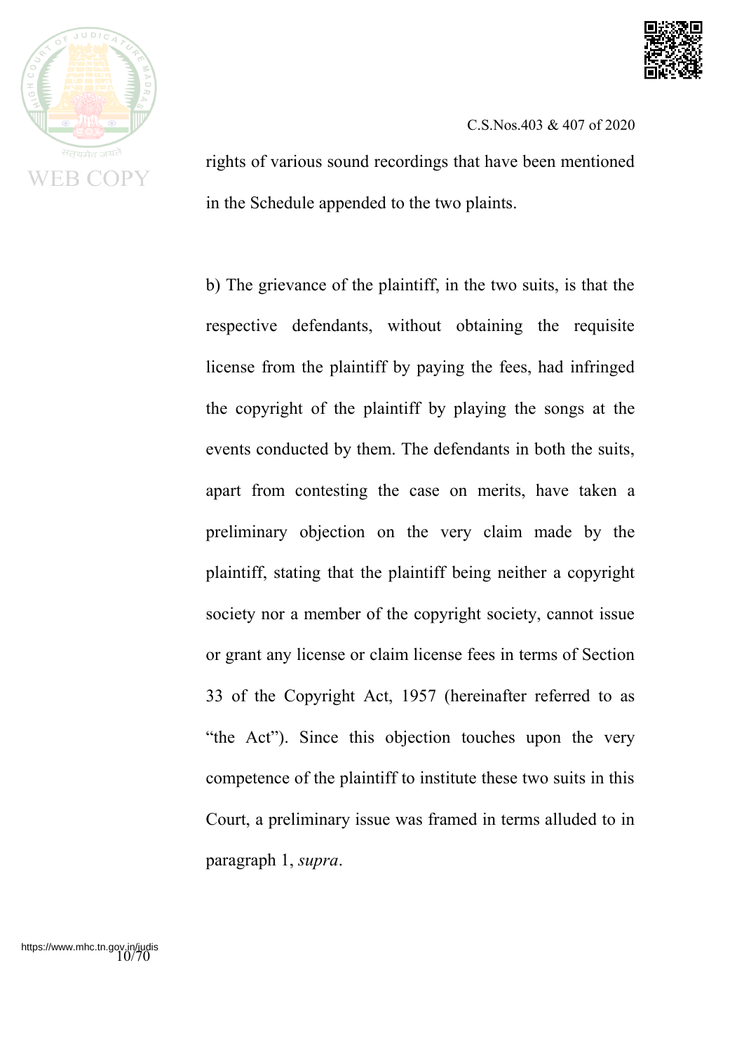rights of various sound recordings that have been mentioned in the Schedule appended to the two plaints.

b) The grievance of the plaintiff, in the two suits, is that the respective defendants, without obtaining the requisite license from the plaintiff by paying the fees, had infringed the copyright of the plaintiff by playing the songs at the events conducted by them. The defendants in both the suits, apart from contesting the case on merits, have taken a preliminary objection on the very claim made by the plaintiff, stating that the plaintiff being neither a copyright society nor a member of the copyright society, cannot issue or grant any license or claim license fees in terms of Section 33 of the Copyright Act, 1957 (hereinafter referred to as "the Act"). Since this objection touches upon the very competence of the plaintiff to institute these two suits in this Court, a preliminary issue was framed in terms alluded to in paragraph 1, *supra*.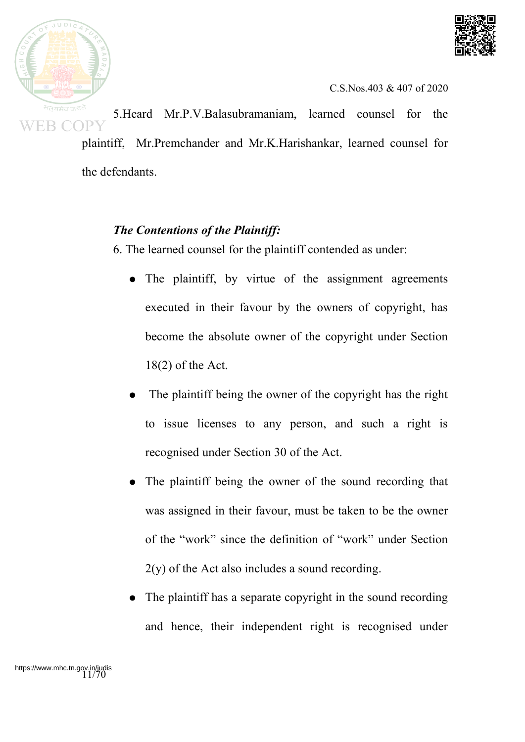5.Heard Mr.P.V.Balasubramaniam, learned counsel for the plaintiff, Mr.Premchander and Mr.K.Harishankar, learned counsel for the defendants.

***The Contentions of the Plaintiff:***

6. The learned counsel for the plaintiff contended as under:

- The plaintiff, by virtue of the assignment agreements executed in their favour by the owners of copyright, has become the absolute owner of the copyright under Section 18(2) of the Act.
- The plaintiff being the owner of the copyright has the right to issue licenses to any person, and such a right is recognised under Section 30 of the Act.
- The plaintiff being the owner of the sound recording that was assigned in their favour, must be taken to be the owner of the "work" since the definition of "work" under Section 2(y) of the Act also includes a sound recording.
- The plaintiff has a separate copyright in the sound recording and hence, their independent right is recognised under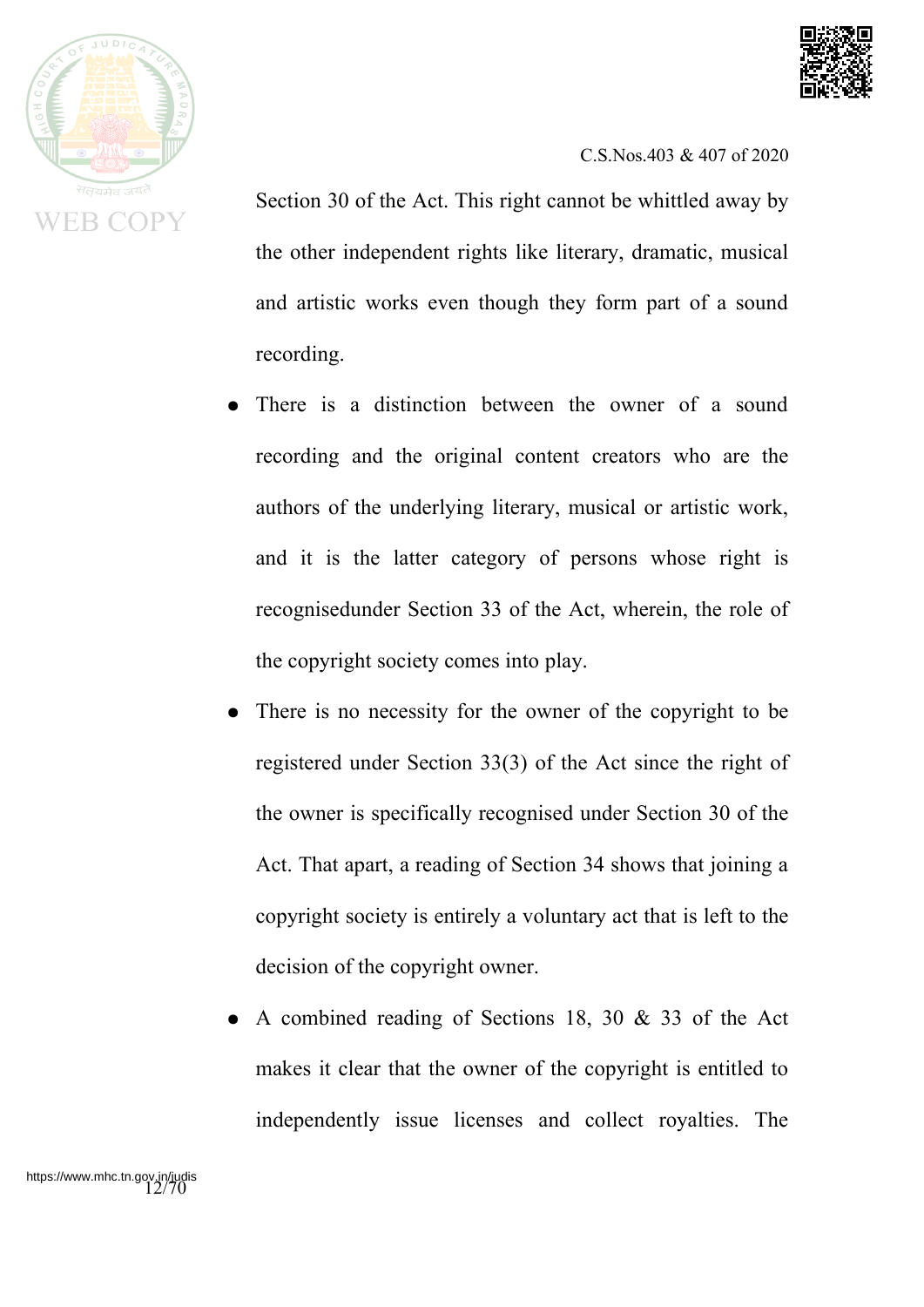Section 30 of the Act. This right cannot be whittled away by the other independent rights like literary, dramatic, musical and artistic works even though they form part of a sound recording.

- There is a distinction between the owner of a sound recording and the original content creators who are the authors of the underlying literary, musical or artistic work, and it is the latter category of persons whose right is recognisedunder Section 33 of the Act, wherein, the role of the copyright society comes into play.
- There is no necessity for the owner of the copyright to be registered under Section 33(3) of the Act since the right of the owner is specifically recognised under Section 30 of the Act. That apart, a reading of Section 34 shows that joining a copyright society is entirely a voluntary act that is left to the decision of the copyright owner.
- A combined reading of Sections 18, 30 & 33 of the Act makes it clear that the owner of the copyright is entitled to independently issue licenses and collect royalties. The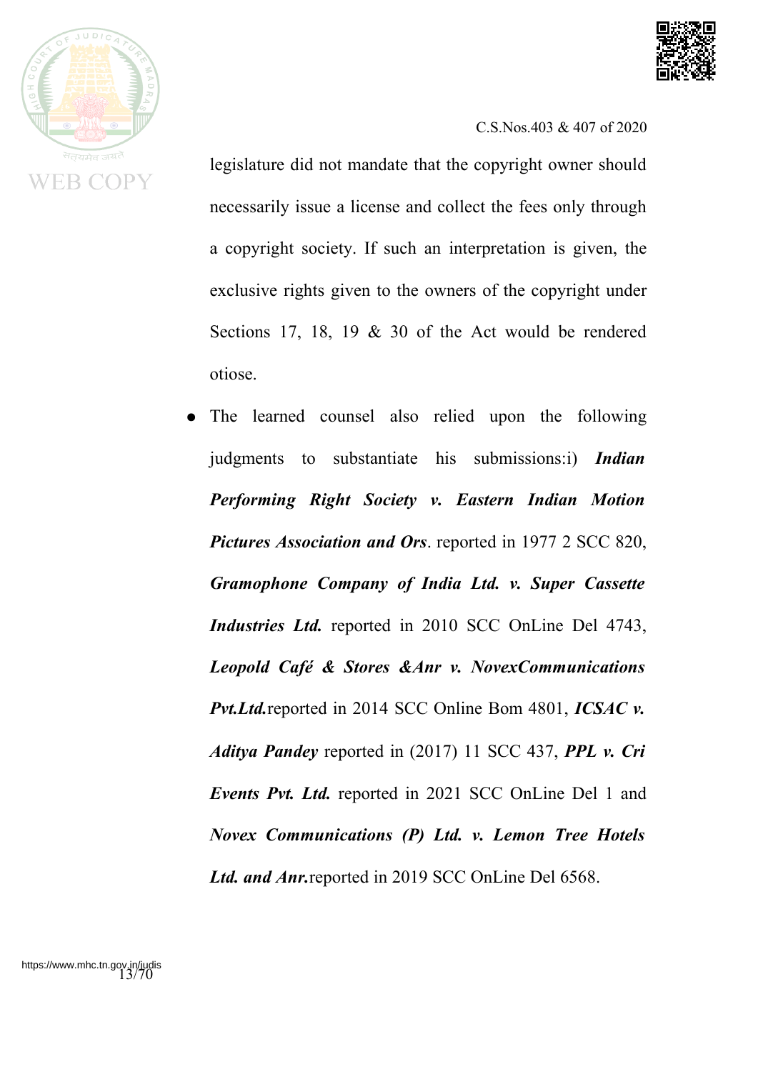legislature did not mandate that the copyright owner should necessarily issue a license and collect the fees only through a copyright society. If such an interpretation is given, the exclusive rights given to the owners of the copyright under Sections 17, 18, 19 & 30 of the Act would be rendered otiose.

- The learned counsel also relied upon the following judgments to substantiate his submissions:i) ***Indian Performing Right Society v. Eastern Indian Motion Pictures Association and Ors***. reported in 1977 2 SCC 820, ***Gramophone Company of India Ltd. v. Super Cassette Industries Ltd.*** reported in 2010 SCC OnLine Del 4743, ***Leopold Café & Stores &Anr v. NovexCommunications Pvt.Ltd.***reported in 2014 SCC Online Bom 4801, ***ICSAC v. Aditya Pandey*** reported in (2017) 11 SCC 437, ***PPL v. Cri Events Pvt. Ltd.*** reported in 2021 SCC OnLine Del 1 and ***Novex Communications (P) Ltd. v. Lemon Tree Hotels Ltd. and Anr.***reported in 2019 SCC OnLine Del 6568.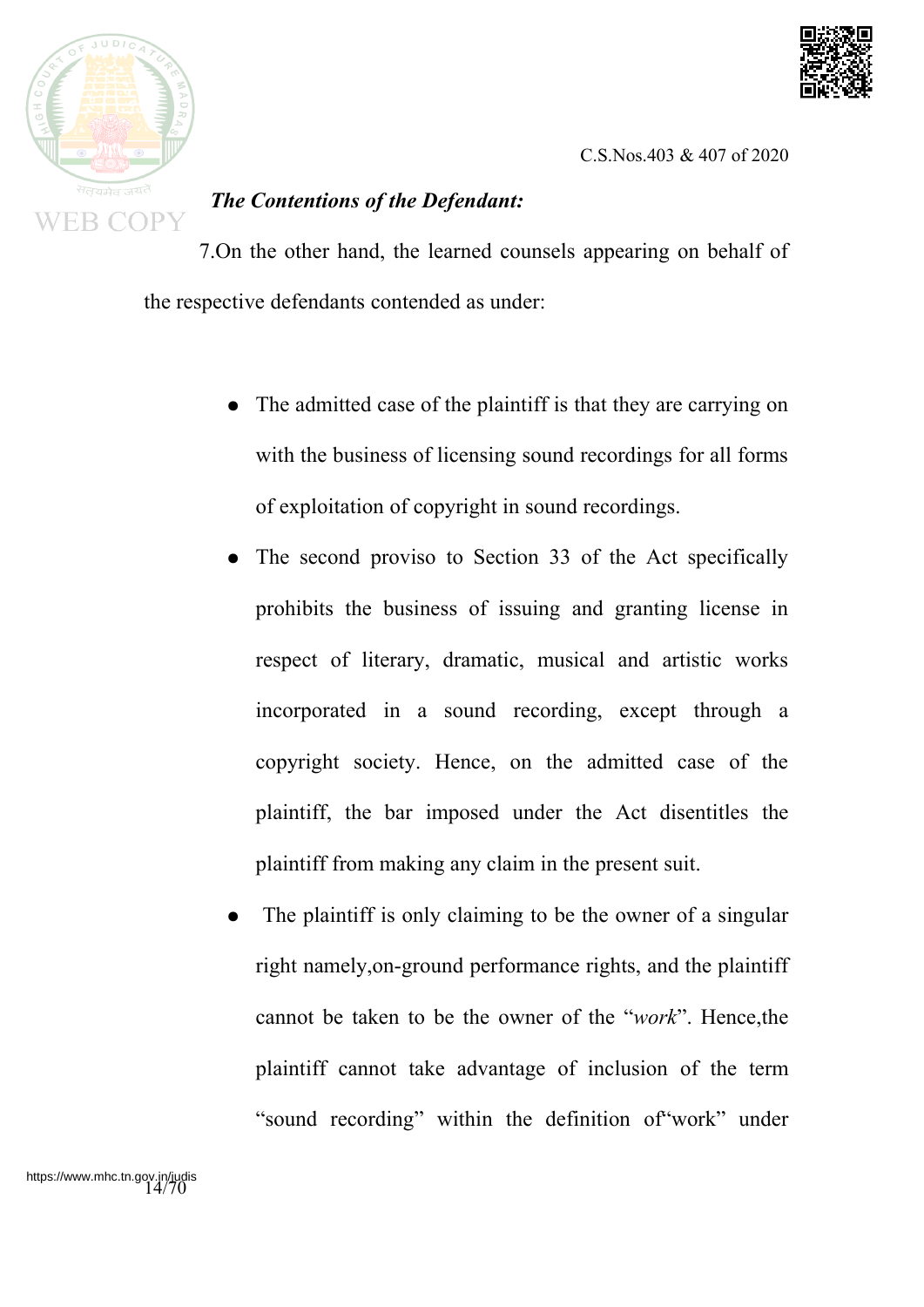***The Contentions of the Defendant:***

7.On the other hand, the learned counsels appearing on behalf of the respective defendants contended as under:

- The admitted case of the plaintiff is that they are carrying on with the business of licensing sound recordings for all forms of exploitation of copyright in sound recordings.
- The second proviso to Section 33 of the Act specifically prohibits the business of issuing and granting license in respect of literary, dramatic, musical and artistic works incorporated in a sound recording, except through a copyright society. Hence, on the admitted case of the plaintiff, the bar imposed under the Act disentitles the plaintiff from making any claim in the present suit.
- The plaintiff is only claiming to be the owner of a singular right namely,on-ground performance rights, and the plaintiff cannot be taken to be the owner of the "*work*". Hence,the plaintiff cannot take advantage of inclusion of the term "sound recording" within the definition of"work" under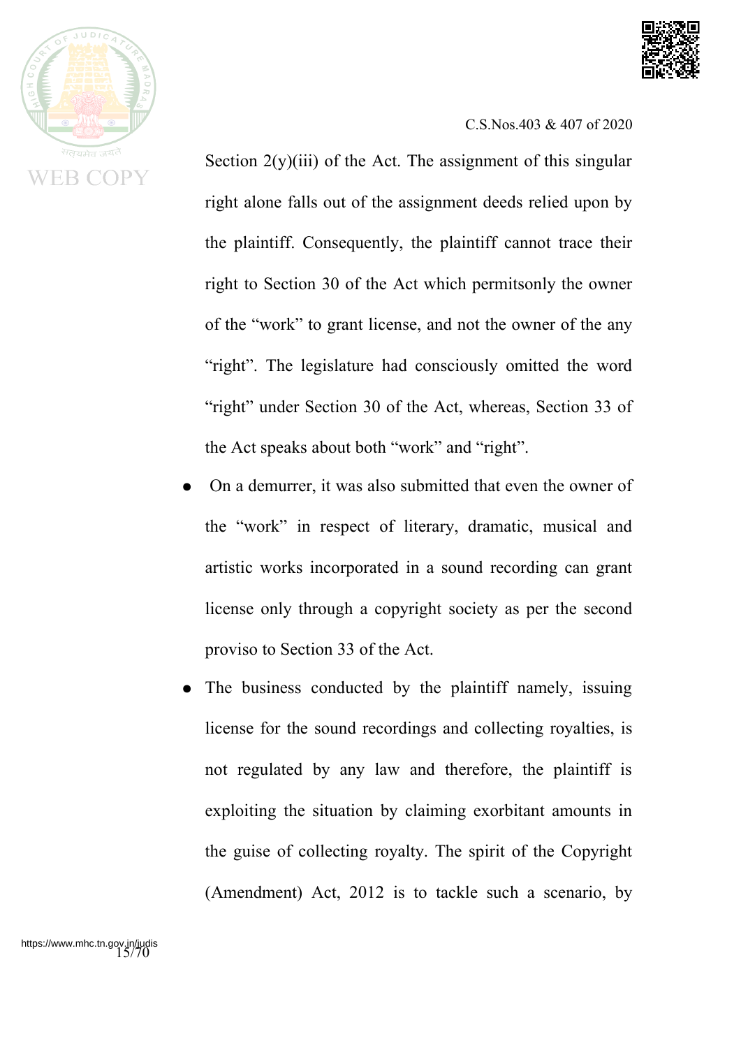Section 2(y)(iii) of the Act. The assignment of this singular right alone falls out of the assignment deeds relied upon by the plaintiff. Consequently, the plaintiff cannot trace their right to Section 30 of the Act which permitsonly the owner of the "work" to grant license, and not the owner of the any "right". The legislature had consciously omitted the word "right" under Section 30 of the Act, whereas, Section 33 of the Act speaks about both "work" and "right".

- On a demurrer, it was also submitted that even the owner of the "work" in respect of literary, dramatic, musical and artistic works incorporated in a sound recording can grant license only through a copyright society as per the second proviso to Section 33 of the Act.
- The business conducted by the plaintiff namely, issuing license for the sound recordings and collecting royalties, is not regulated by any law and therefore, the plaintiff is exploiting the situation by claiming exorbitant amounts in the guise of collecting royalty. The spirit of the Copyright (Amendment) Act, 2012 is to tackle such a scenario, by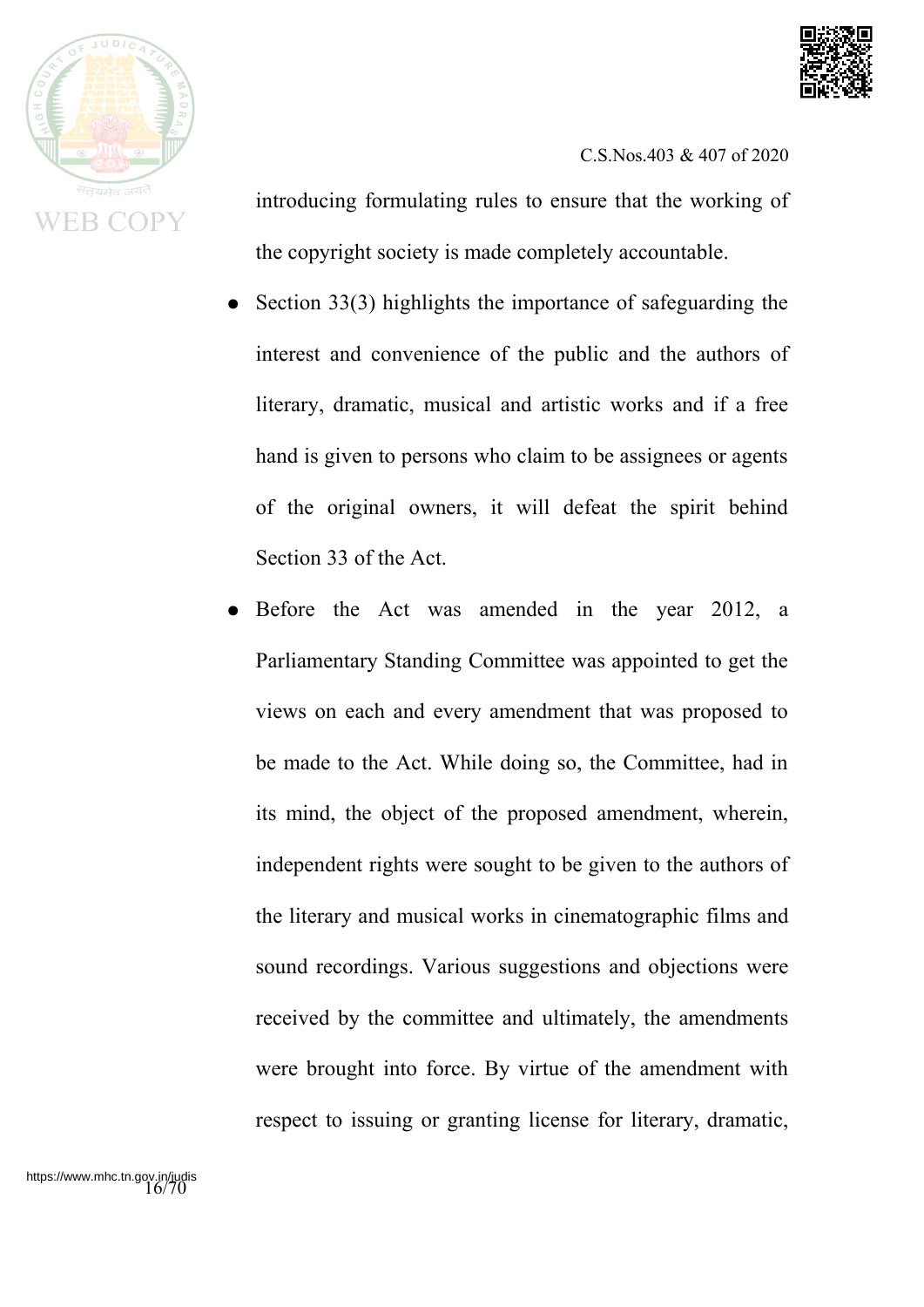introducing formulating rules to ensure that the working of the copyright society is made completely accountable.

- Section 33(3) highlights the importance of safeguarding the interest and convenience of the public and the authors of literary, dramatic, musical and artistic works and if a free hand is given to persons who claim to be assignees or agents of the original owners, it will defeat the spirit behind Section 33 of the Act.
- Before the Act was amended in the year 2012, a Parliamentary Standing Committee was appointed to get the views on each and every amendment that was proposed to be made to the Act. While doing so, the Committee, had in its mind, the object of the proposed amendment, wherein, independent rights were sought to be given to the authors of the literary and musical works in cinematographic films and sound recordings. Various suggestions and objections were received by the committee and ultimately, the amendments were brought into force. By virtue of the amendment with respect to issuing or granting license for literary, dramatic,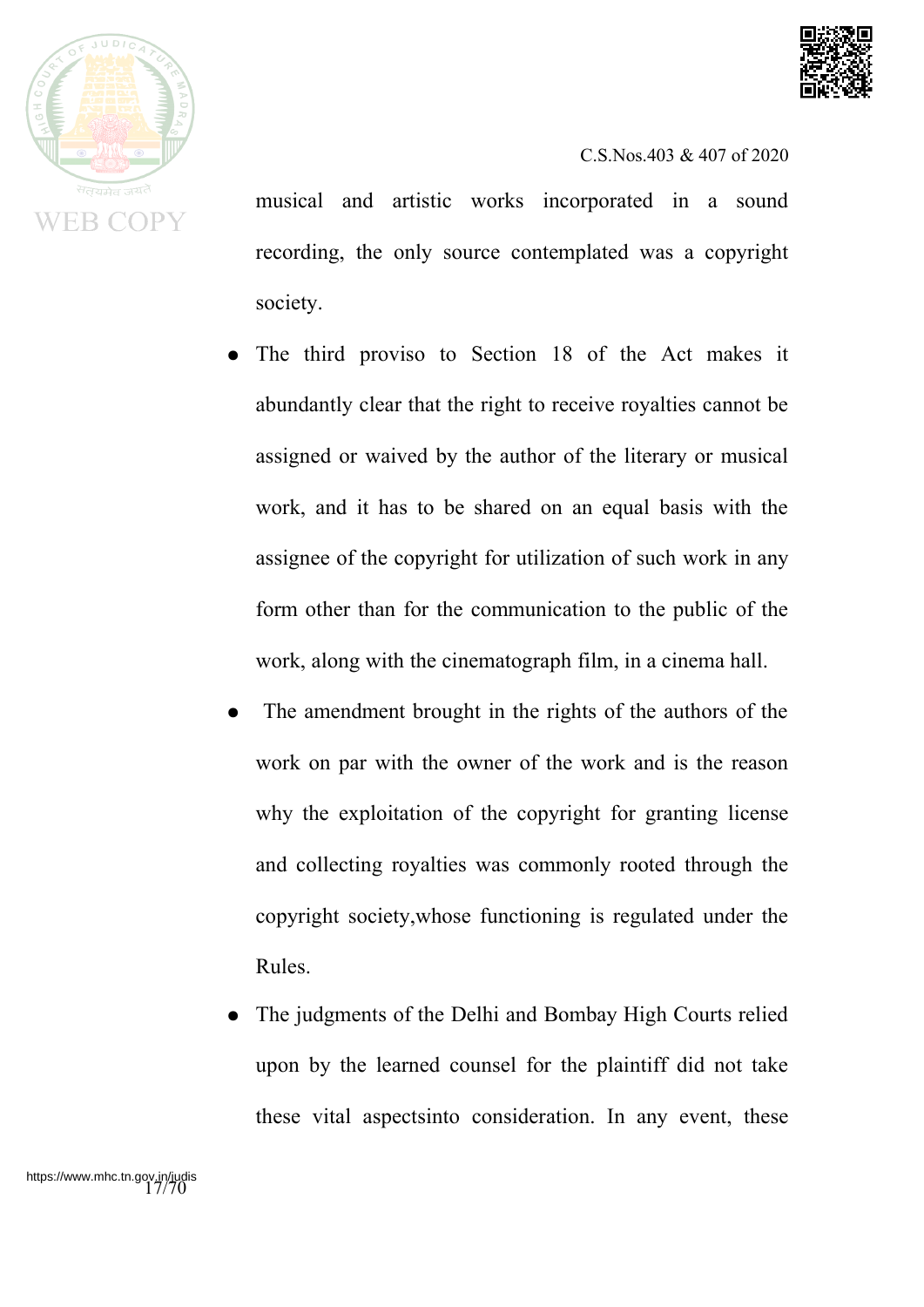musical and artistic works incorporated in a sound recording, the only source contemplated was a copyright society.

- The third proviso to Section 18 of the Act makes it abundantly clear that the right to receive royalties cannot be assigned or waived by the author of the literary or musical work, and it has to be shared on an equal basis with the assignee of the copyright for utilization of such work in any form other than for the communication to the public of the work, along with the cinematograph film, in a cinema hall.
- The amendment brought in the rights of the authors of the work on par with the owner of the work and is the reason why the exploitation of the copyright for granting license and collecting royalties was commonly rooted through the copyright society,whose functioning is regulated under the Rules.
- The judgments of the Delhi and Bombay High Courts relied upon by the learned counsel for the plaintiff did not take these vital aspectsinto consideration. In any event, these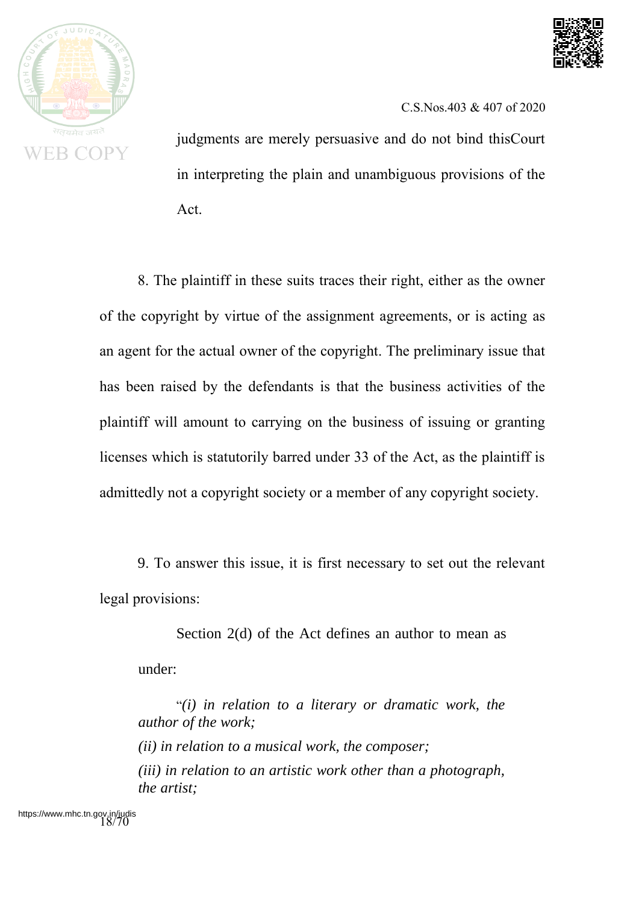judgments are merely persuasive and do not bind thisCourt in interpreting the plain and unambiguous provisions of the Act.

8. The plaintiff in these suits traces their right, either as the owner of the copyright by virtue of the assignment agreements, or is acting as an agent for the actual owner of the copyright. The preliminary issue that has been raised by the defendants is that the business activities of the plaintiff will amount to carrying on the business of issuing or granting licenses which is statutorily barred under 33 of the Act, as the plaintiff is admittedly not a copyright society or a member of any copyright society.

9. To answer this issue, it is first necessary to set out the relevant legal provisions:

> Section 2(d) of the Act defines an author to mean as under:
>
> "*(i) in relation to a literary or dramatic work, the author of the work;*
>
> *(ii) in relation to a musical work, the composer;*
>
> *(iii) in relation to an artistic work other than a photograph, the artist;*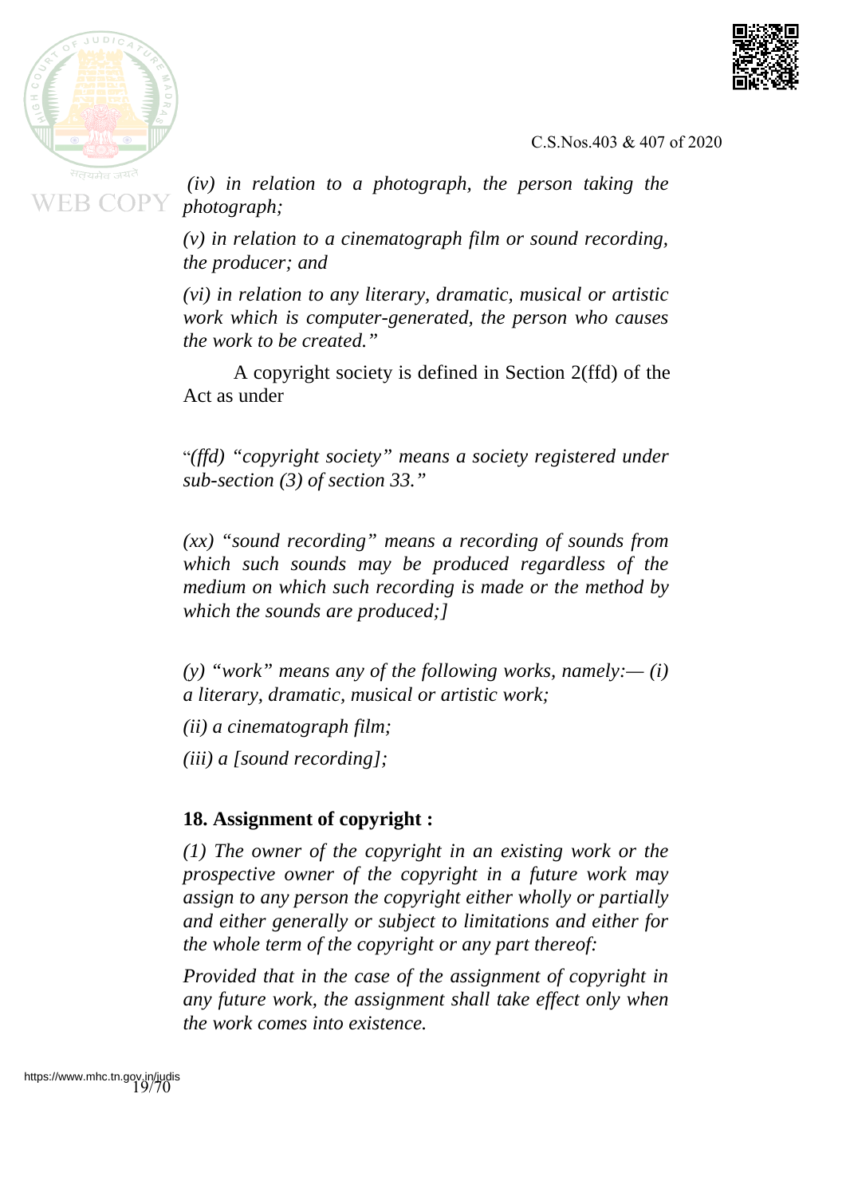*(iv) in relation to a photograph, the person taking the photograph;*

*(v) in relation to a cinematograph film or sound recording, the producer; and*

*(vi) in relation to any literary, dramatic, musical or artistic work which is computer-generated, the person who causes the work to be created."*

A copyright society is defined in Section 2(ffd) of the Act as under

"*(ffd) "copyright society" means a society registered under sub-section (3) of section 33."*

*(xx) "sound recording" means a recording of sounds from which such sounds may be produced regardless of the medium on which such recording is made or the method by which the sounds are produced;]*

*(y) "work" means any of the following works, namely:— (i) a literary, dramatic, musical or artistic work;*

*(ii) a cinematograph film;*

*(iii) a [sound recording];*

**18. Assignment of copyright :**

*(1) The owner of the copyright in an existing work or the prospective owner of the copyright in a future work may assign to any person the copyright either wholly or partially and either generally or subject to limitations and either for the whole term of the copyright or any part thereof:*

*Provided that in the case of the assignment of copyright in any future work, the assignment shall take effect only when the work comes into existence.*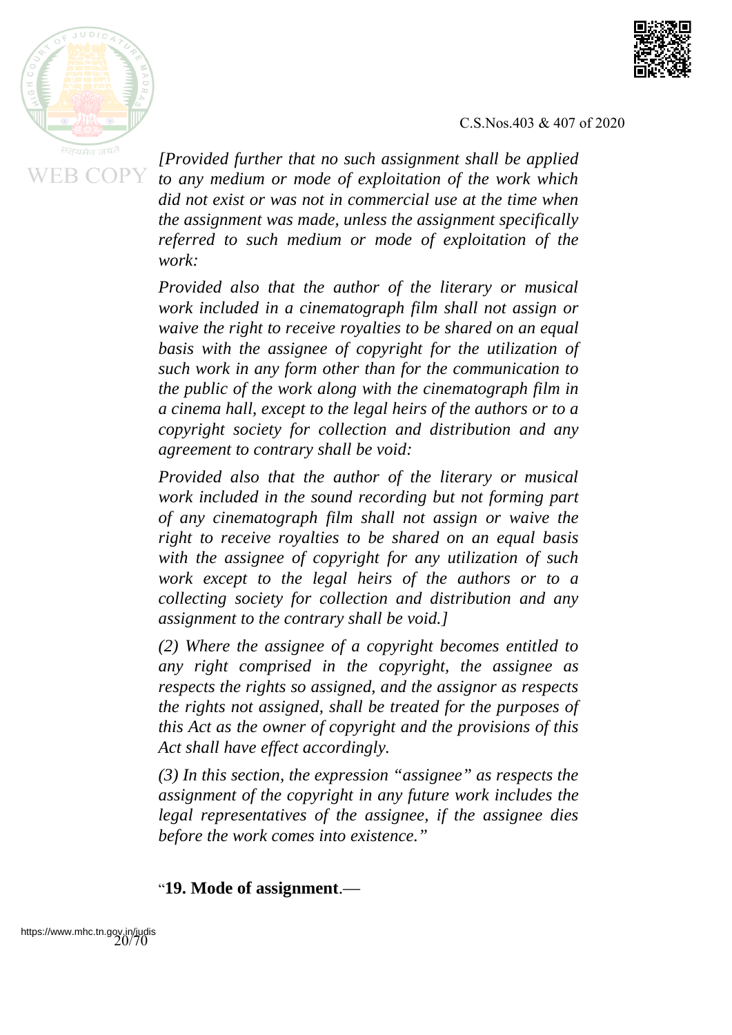*[Provided further that no such assignment shall be applied to any medium or mode of exploitation of the work which did not exist or was not in commercial use at the time when the assignment was made, unless the assignment specifically referred to such medium or mode of exploitation of the work:*

*Provided also that the author of the literary or musical work included in a cinematograph film shall not assign or waive the right to receive royalties to be shared on an equal basis with the assignee of copyright for the utilization of such work in any form other than for the communication to the public of the work along with the cinematograph film in a cinema hall, except to the legal heirs of the authors or to a copyright society for collection and distribution and any agreement to contrary shall be void:*

*Provided also that the author of the literary or musical work included in the sound recording but not forming part of any cinematograph film shall not assign or waive the right to receive royalties to be shared on an equal basis with the assignee of copyright for any utilization of such work except to the legal heirs of the authors or to a collecting society for collection and distribution and any assignment to the contrary shall be void.]*

*(2) Where the assignee of a copyright becomes entitled to any right comprised in the copyright, the assignee as respects the rights so assigned, and the assignor as respects the rights not assigned, shall be treated for the purposes of this Act as the owner of copyright and the provisions of this Act shall have effect accordingly.*

*(3) In this section, the expression "assignee" as respects the assignment of the copyright in any future work includes the legal representatives of the assignee, if the assignee dies before the work comes into existence."*

"**19. Mode of assignment**.—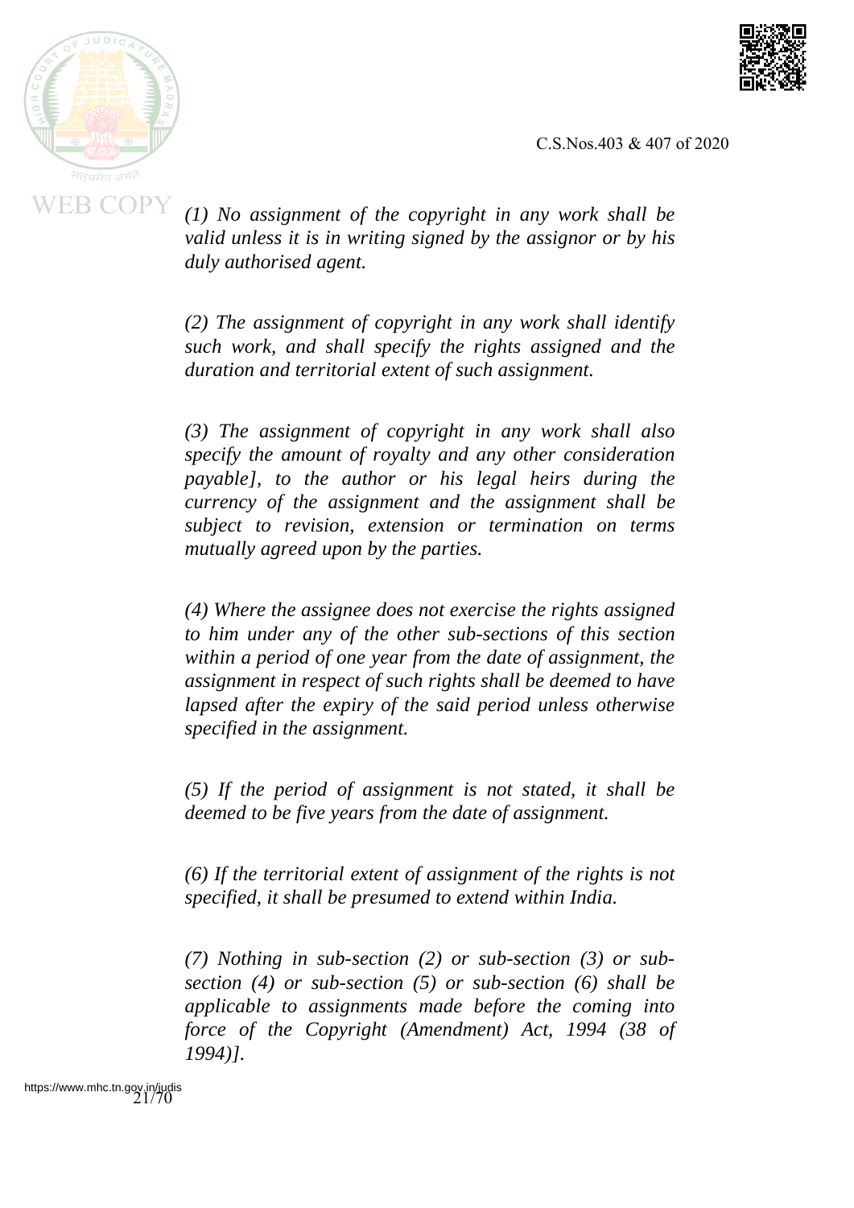*(1) No assignment of the copyright in any work shall be valid unless it is in writing signed by the assignor or by his duly authorised agent.*

*(2) The assignment of copyright in any work shall identify such work, and shall specify the rights assigned and the duration and territorial extent of such assignment.*

*(3) The assignment of copyright in any work shall also specify the amount of royalty and any other consideration payable], to the author or his legal heirs during the currency of the assignment and the assignment shall be subject to revision, extension or termination on terms mutually agreed upon by the parties.*

*(4) Where the assignee does not exercise the rights assigned to him under any of the other sub-sections of this section within a period of one year from the date of assignment, the assignment in respect of such rights shall be deemed to have lapsed after the expiry of the said period unless otherwise specified in the assignment.*

*(5) If the period of assignment is not stated, it shall be deemed to be five years from the date of assignment.*

*(6) If the territorial extent of assignment of the rights is not specified, it shall be presumed to extend within India.*

*(7) Nothing in sub-section (2) or sub-section (3) or sub-section (4) or sub-section (5) or sub-section (6) shall be applicable to assignments made before the coming into force of the Copyright (Amendment) Act, 1994 (38 of 1994)].*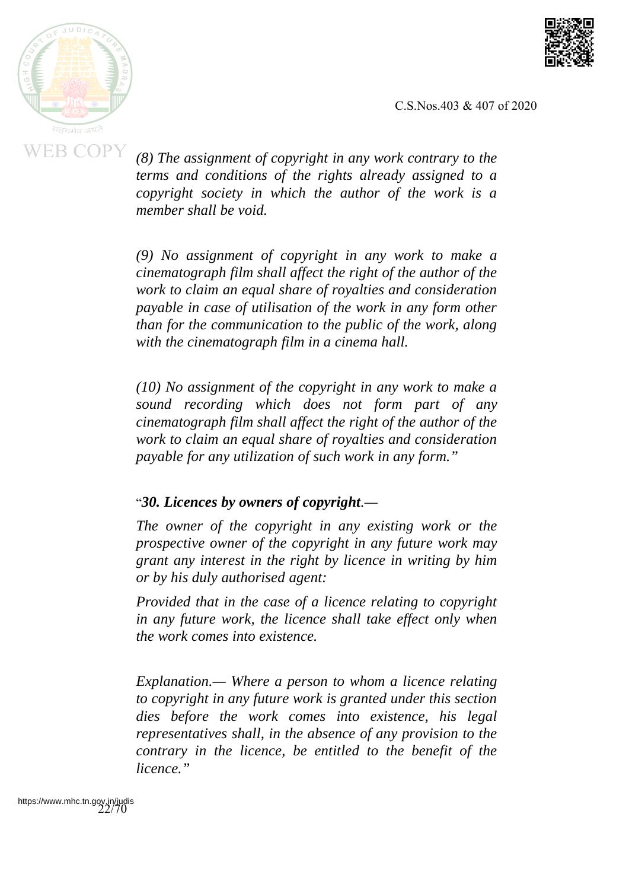*(8) The assignment of copyright in any work contrary to the terms and conditions of the rights already assigned to a copyright society in which the author of the work is a member shall be void.*

*(9) No assignment of copyright in any work to make a cinematograph film shall affect the right of the author of the work to claim an equal share of royalties and consideration payable in case of utilisation of the work in any form other than for the communication to the public of the work, along with the cinematograph film in a cinema hall.*

*(10) No assignment of the copyright in any work to make a sound recording which does not form part of any cinematograph film shall affect the right of the author of the work to claim an equal share of royalties and consideration payable for any utilization of such work in any form."*

"***30. Licences by owners of copyright***.—

*The owner of the copyright in any existing work or the prospective owner of the copyright in any future work may grant any interest in the right by licence in writing by him or by his duly authorised agent:*

*Provided that in the case of a licence relating to copyright in any future work, the licence shall take effect only when the work comes into existence.*

*Explanation.— Where a person to whom a licence relating to copyright in any future work is granted under this section dies before the work comes into existence, his legal representatives shall, in the absence of any provision to the contrary in the licence, be entitled to the benefit of the licence."*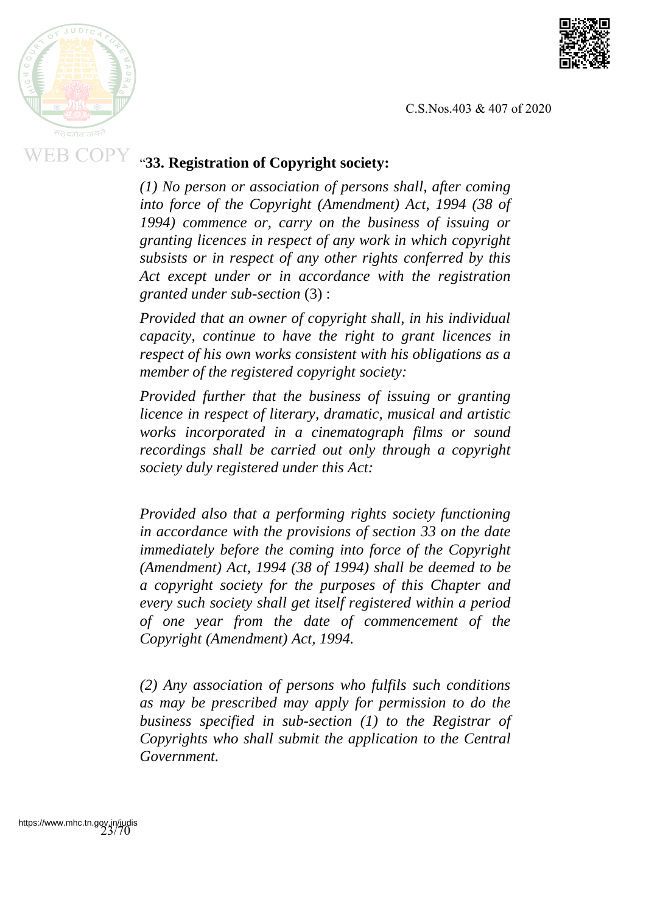"**33. Registration of Copyright society:**

*(1) No person or association of persons shall, after coming into force of the Copyright (Amendment) Act, 1994 (38 of 1994) commence or, carry on the business of issuing or granting licences in respect of any work in which copyright subsists or in respect of any other rights conferred by this Act except under or in accordance with the registration granted under sub-section* (3) :

*Provided that an owner of copyright shall, in his individual capacity, continue to have the right to grant licences in respect of his own works consistent with his obligations as a member of the registered copyright society:*

*Provided further that the business of issuing or granting licence in respect of literary, dramatic, musical and artistic works incorporated in a cinematograph films or sound recordings shall be carried out only through a copyright society duly registered under this Act:*

*Provided also that a performing rights society functioning in accordance with the provisions of section 33 on the date immediately before the coming into force of the Copyright (Amendment) Act, 1994 (38 of 1994) shall be deemed to be a copyright society for the purposes of this Chapter and every such society shall get itself registered within a period of one year from the date of commencement of the Copyright (Amendment) Act, 1994.*

*(2) Any association of persons who fulfils such conditions as may be prescribed may apply for permission to do the business specified in sub-section (1) to the Registrar of Copyrights who shall submit the application to the Central Government.*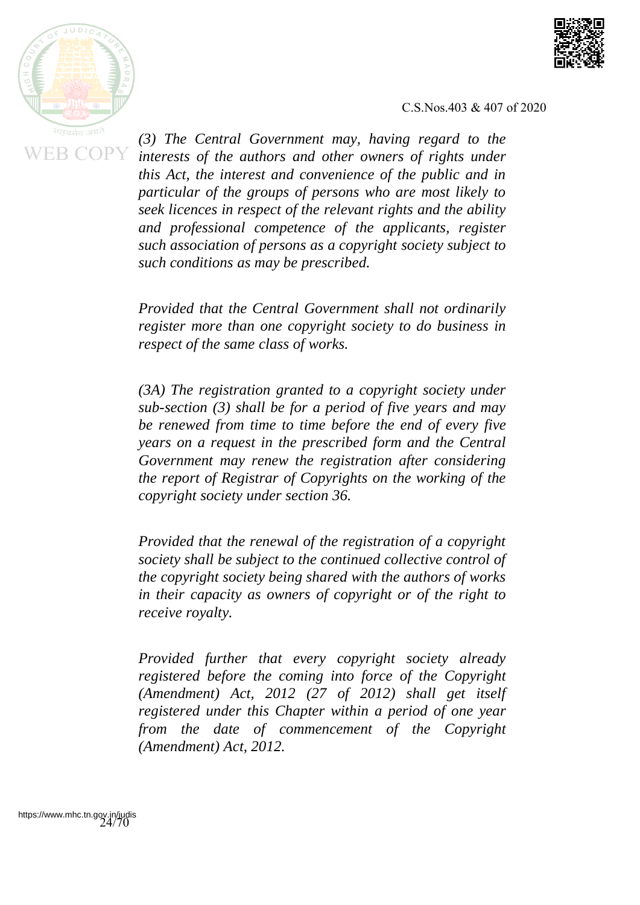*(3) The Central Government may, having regard to the interests of the authors and other owners of rights under this Act, the interest and convenience of the public and in particular of the groups of persons who are most likely to seek licences in respect of the relevant rights and the ability and professional competence of the applicants, register such association of persons as a copyright society subject to such conditions as may be prescribed.*

*Provided that the Central Government shall not ordinarily register more than one copyright society to do business in respect of the same class of works.*

*(3A) The registration granted to a copyright society under sub-section (3) shall be for a period of five years and may be renewed from time to time before the end of every five years on a request in the prescribed form and the Central Government may renew the registration after considering the report of Registrar of Copyrights on the working of the copyright society under section 36.*

*Provided that the renewal of the registration of a copyright society shall be subject to the continued collective control of the copyright society being shared with the authors of works in their capacity as owners of copyright or of the right to receive royalty.*

*Provided further that every copyright society already registered before the coming into force of the Copyright (Amendment) Act, 2012 (27 of 2012) shall get itself registered under this Chapter within a period of one year from the date of commencement of the Copyright (Amendment) Act, 2012.*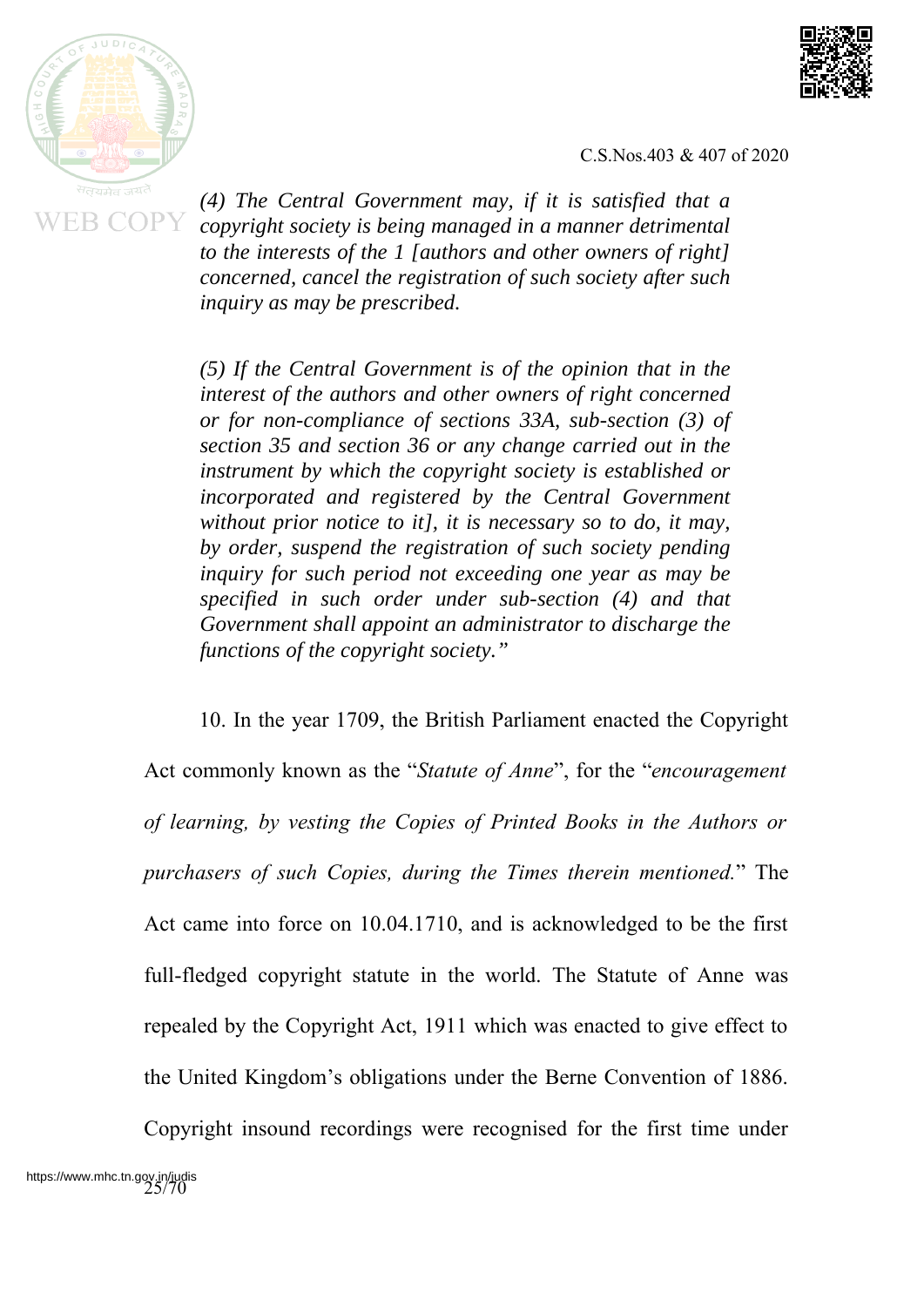*(4) The Central Government may, if it is satisfied that a copyright society is being managed in a manner detrimental to the interests of the 1 [authors and other owners of right] concerned, cancel the registration of such society after such inquiry as may be prescribed.*

*(5) If the Central Government is of the opinion that in the interest of the authors and other owners of right concerned or for non-compliance of sections 33A, sub-section (3) of section 35 and section 36 or any change carried out in the instrument by which the copyright society is established or incorporated and registered by the Central Government without prior notice to it], it is necessary so to do, it may, by order, suspend the registration of such society pending inquiry for such period not exceeding one year as may be specified in such order under sub-section (4) and that Government shall appoint an administrator to discharge the functions of the copyright society."*

10. In the year 1709, the British Parliament enacted the Copyright Act commonly known as the "*Statute of Anne*", for the "*encouragement of learning, by vesting the Copies of Printed Books in the Authors or purchasers of such Copies, during the Times therein mentioned.*" The Act came into force on 10.04.1710, and is acknowledged to be the first full-fledged copyright statute in the world. The Statute of Anne was repealed by the Copyright Act, 1911 which was enacted to give effect to the United Kingdom's obligations under the Berne Convention of 1886. Copyright insound recordings were recognised for the first time under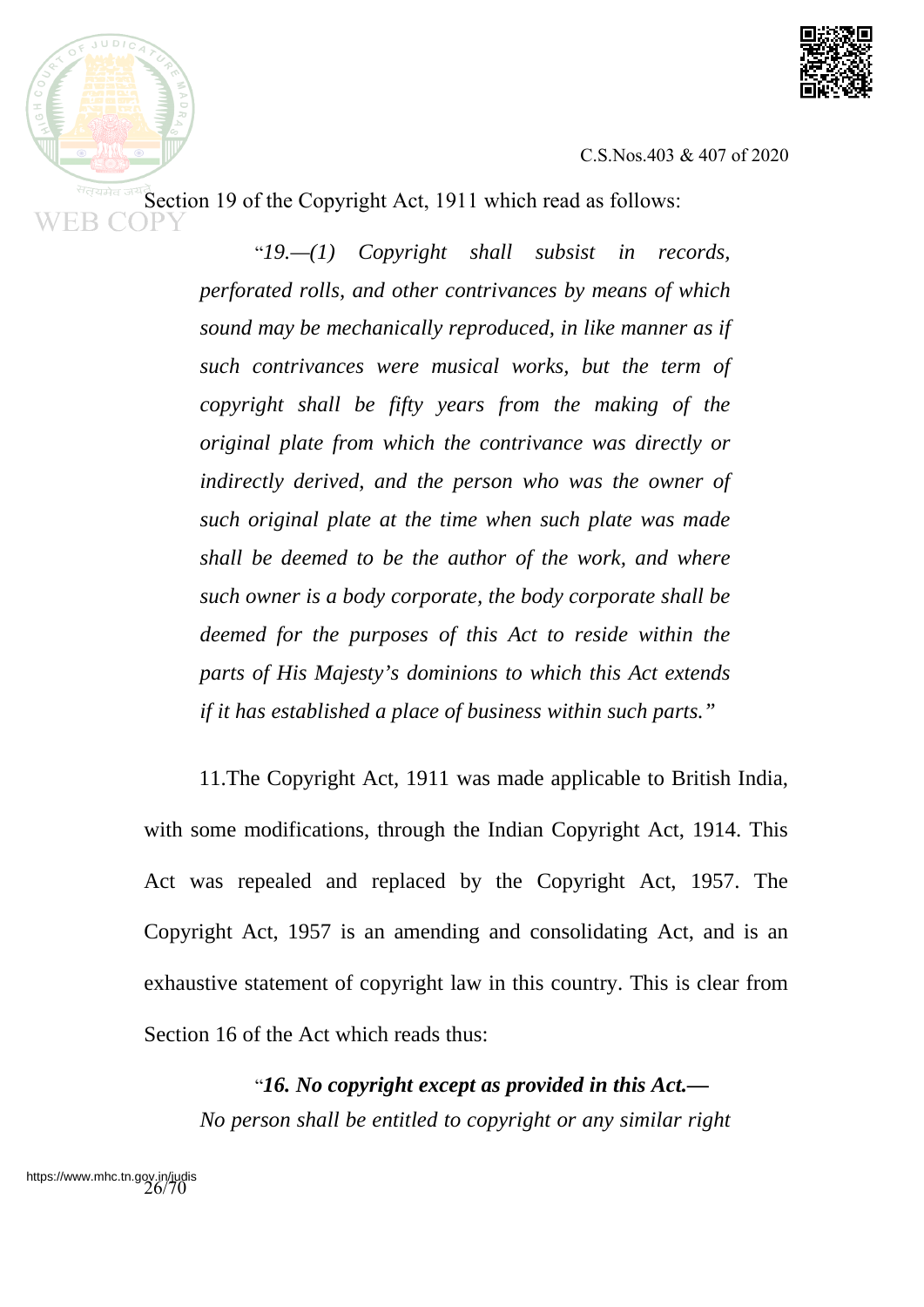Section 19 of the Copyright Act, 1911 which read as follows:

> "*19.—(1) Copyright shall subsist in records, perforated rolls, and other contrivances by means of which sound may be mechanically reproduced, in like manner as if such contrivances were musical works, but the term of copyright shall be fifty years from the making of the original plate from which the contrivance was directly or indirectly derived, and the person who was the owner of such original plate at the time when such plate was made shall be deemed to be the author of the work, and where such owner is a body corporate, the body corporate shall be deemed for the purposes of this Act to reside within the parts of His Majesty's dominions to which this Act extends if it has established a place of business within such parts.*"

11.The Copyright Act, 1911 was made applicable to British India, with some modifications, through the Indian Copyright Act, 1914. This Act was repealed and replaced by the Copyright Act, 1957. The Copyright Act, 1957 is an amending and consolidating Act, and is an exhaustive statement of copyright law in this country. This is clear from Section 16 of the Act which reads thus:

> "***16. No copyright except as provided in this Act.—***
> *No person shall be entitled to copyright or any similar right*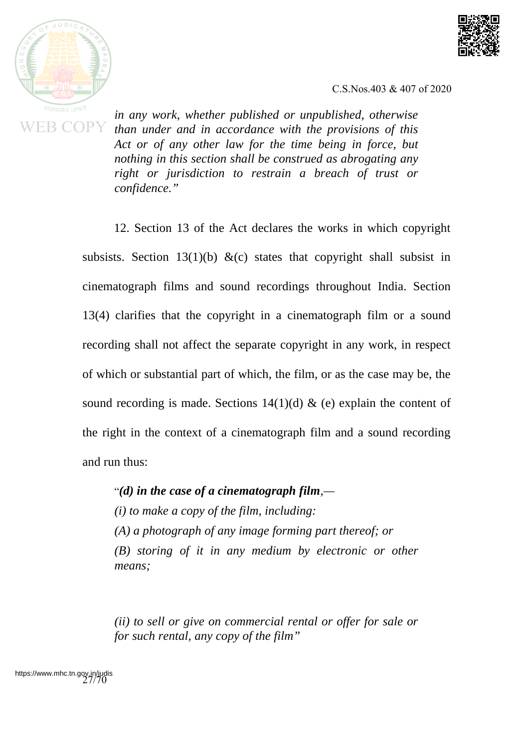*in any work, whether published or unpublished, otherwise than under and in accordance with the provisions of this Act or of any other law for the time being in force, but nothing in this section shall be construed as abrogating any right or jurisdiction to restrain a breach of trust or confidence."*

12. Section 13 of the Act declares the works in which copyright subsists. Section 13(1)(b) &(c) states that copyright shall subsist in cinematograph films and sound recordings throughout India. Section 13(4) clarifies that the copyright in a cinematograph film or a sound recording shall not affect the separate copyright in any work, in respect of which or substantial part of which, the film, or as the case may be, the sound recording is made. Sections 14(1)(d) & (e) explain the content of the right in the context of a cinematograph film and a sound recording and run thus:

"***(d) in the case of a cinematograph film***,—

*(i) to make a copy of the film, including:*

*(A) a photograph of any image forming part thereof; or*

*(B) storing of it in any medium by electronic or other means;*

*(ii) to sell or give on commercial rental or offer for sale or for such rental, any copy of the film"*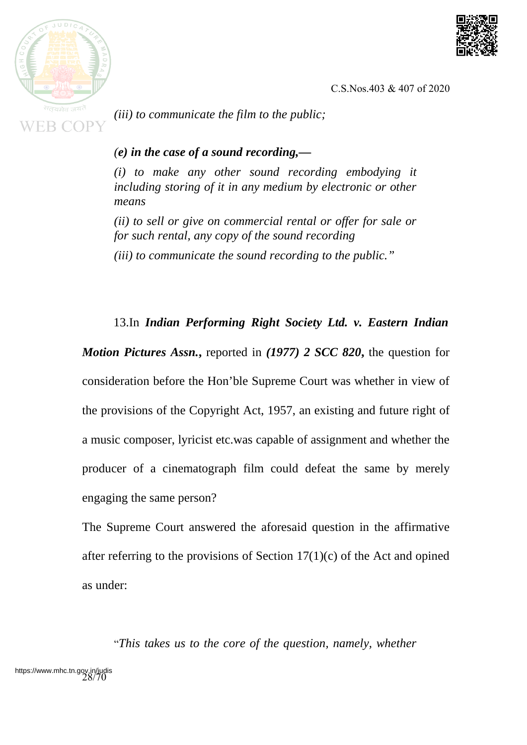*(iii) to communicate the film to the public;*

*(**e) in the case of a sound recording,—***

*(i) to make any other sound recording embodying it including storing of it in any medium by electronic or other means*

*(ii) to sell or give on commercial rental or offer for sale or for such rental, any copy of the sound recording*

*(iii) to communicate the sound recording to the public."*

13.In ***Indian Performing Right Society Ltd. v. Eastern Indian Motion Pictures Assn.***, reported in ***(1977) 2 SCC 820***, the question for consideration before the Hon'ble Supreme Court was whether in view of the provisions of the Copyright Act, 1957, an existing and future right of a music composer, lyricist etc.was capable of assignment and whether the producer of a cinematograph film could defeat the same by merely engaging the same person?

The Supreme Court answered the aforesaid question in the affirmative after referring to the provisions of Section 17(1)(c) of the Act and opined as under:

"*This takes us to the core of the question, namely, whether*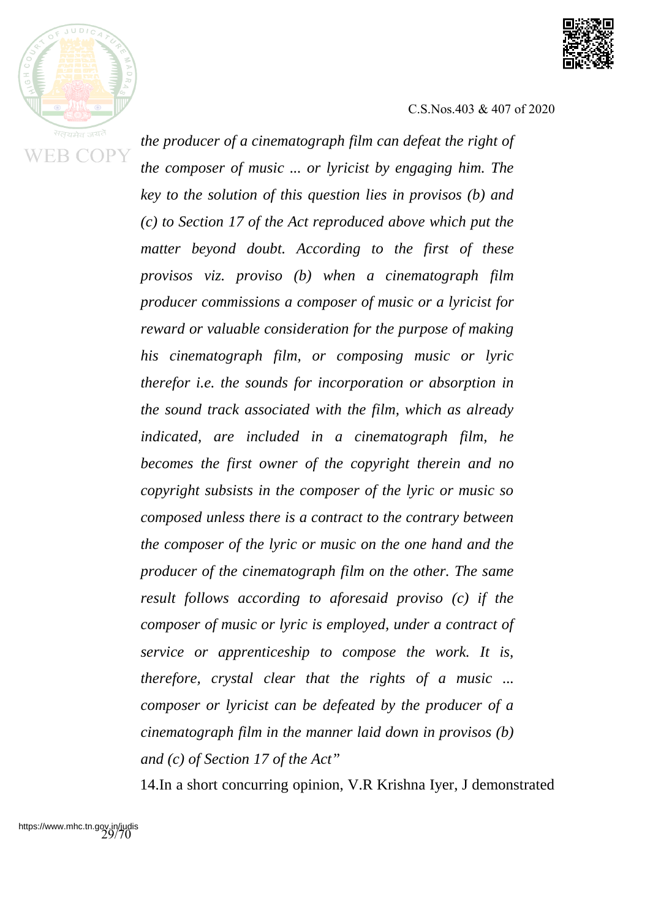*the producer of a cinematograph film can defeat the right of the composer of music ... or lyricist by engaging him. The key to the solution of this question lies in provisos (b) and (c) to Section 17 of the Act reproduced above which put the matter beyond doubt. According to the first of these provisos viz. proviso (b) when a cinematograph film producer commissions a composer of music or a lyricist for reward or valuable consideration for the purpose of making his cinematograph film, or composing music or lyric therefor i.e. the sounds for incorporation or absorption in the sound track associated with the film, which as already indicated, are included in a cinematograph film, he becomes the first owner of the copyright therein and no copyright subsists in the composer of the lyric or music so composed unless there is a contract to the contrary between the composer of the lyric or music on the one hand and the producer of the cinematograph film on the other. The same result follows according to aforesaid proviso (c) if the composer of music or lyric is employed, under a contract of service or apprenticeship to compose the work. It is, therefore, crystal clear that the rights of a music ... composer or lyricist can be defeated by the producer of a cinematograph film in the manner laid down in provisos (b) and (c) of Section 17 of the Act"*

14.In a short concurring opinion, V.R Krishna Iyer, J demonstrated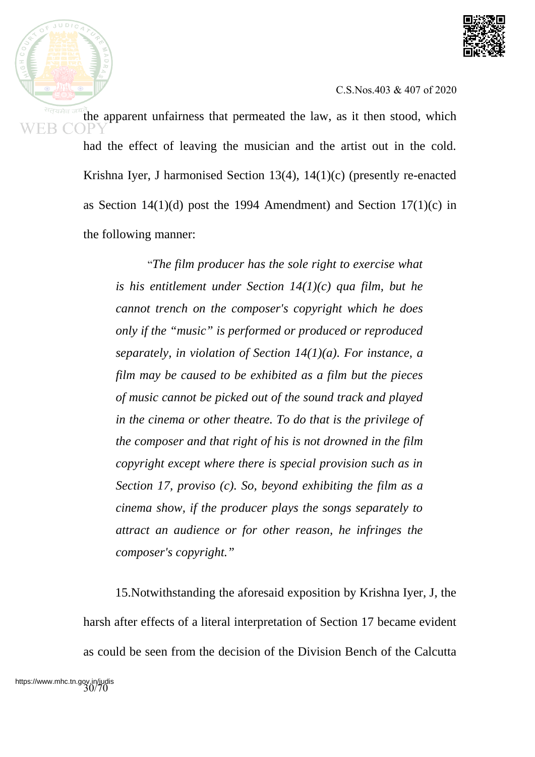the apparent unfairness that permeated the law, as it then stood, which had the effect of leaving the musician and the artist out in the cold. Krishna Iyer, J harmonised Section 13(4), 14(1)(c) (presently re-enacted as Section 14(1)(d) post the 1994 Amendment) and Section 17(1)(c) in the following manner:

> "*The film producer has the sole right to exercise what is his entitlement under Section 14(1)(c) qua film, but he cannot trench on the composer's copyright which he does only if the "music" is performed or produced or reproduced separately, in violation of Section 14(1)(a). For instance, a film may be caused to be exhibited as a film but the pieces of music cannot be picked out of the sound track and played in the cinema or other theatre. To do that is the privilege of the composer and that right of his is not drowned in the film copyright except where there is special provision such as in Section 17, proviso (c). So, beyond exhibiting the film as a cinema show, if the producer plays the songs separately to attract an audience or for other reason, he infringes the composer's copyright."*

15.Notwithstanding the aforesaid exposition by Krishna Iyer, J, the harsh after effects of a literal interpretation of Section 17 became evident as could be seen from the decision of the Division Bench of the Calcutta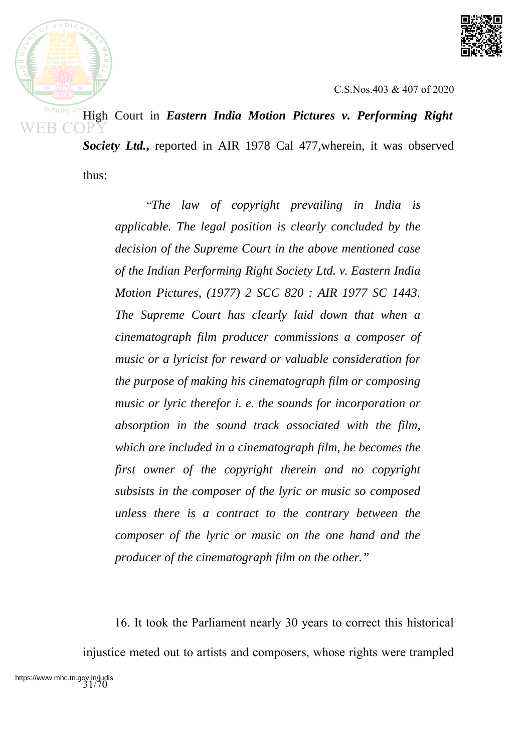High Court in ***Eastern India Motion Pictures v. Performing Right Society Ltd.,*** reported in AIR 1978 Cal 477,wherein, it was observed thus:

> "*The law of copyright prevailing in India is applicable. The legal position is clearly concluded by the decision of the Supreme Court in the above mentioned case of the Indian Performing Right Society Ltd. v. Eastern India Motion Pictures, (1977) 2 SCC 820 : AIR 1977 SC 1443. The Supreme Court has clearly laid down that when a cinematograph film producer commissions a composer of music or a lyricist for reward or valuable consideration for the purpose of making his cinematograph film or composing music or lyric therefor i. e. the sounds for incorporation or absorption in the sound track associated with the film, which are included in a cinematograph film, he becomes the first owner of the copyright therein and no copyright subsists in the composer of the lyric or music so composed unless there is a contract to the contrary between the composer of the lyric or music on the one hand and the producer of the cinematograph film on the other.*"

16. It took the Parliament nearly 30 years to correct this historical injustice meted out to artists and composers, whose rights were trampled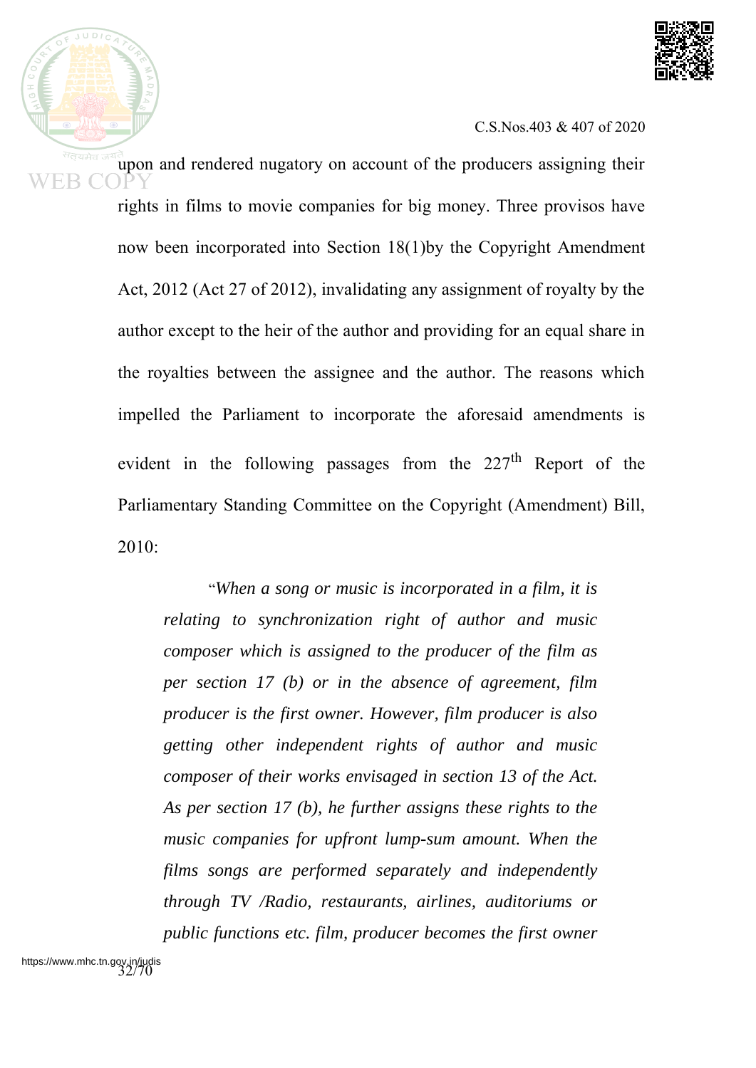upon and rendered nugatory on account of the producers assigning their rights in films to movie companies for big money. Three provisos have now been incorporated into Section 18(1)by the Copyright Amendment Act, 2012 (Act 27 of 2012), invalidating any assignment of royalty by the author except to the heir of the author and providing for an equal share in the royalties between the assignee and the author. The reasons which impelled the Parliament to incorporate the aforesaid amendments is evident in the following passages from the 227th Report of the Parliamentary Standing Committee on the Copyright (Amendment) Bill, 2010:

> "*When a song or music is incorporated in a film, it is relating to synchronization right of author and music composer which is assigned to the producer of the film as per section 17 (b) or in the absence of agreement, film producer is the first owner. However, film producer is also getting other independent rights of author and music composer of their works envisaged in section 13 of the Act. As per section 17 (b), he further assigns these rights to the music companies for upfront lump-sum amount. When the films songs are performed separately and independently through TV /Radio, restaurants, airlines, auditoriums or public functions etc. film, producer becomes the first owner*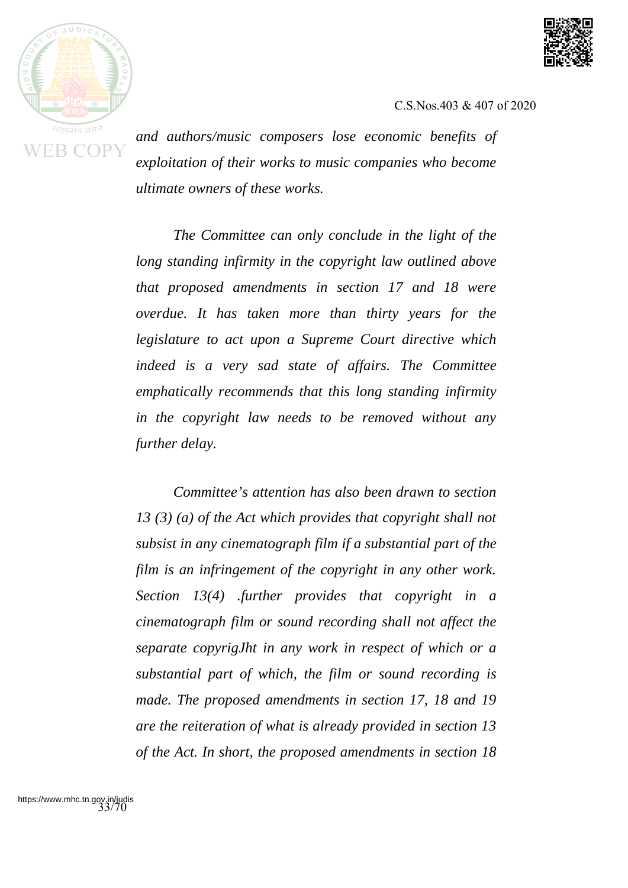*and authors/music composers lose economic benefits of exploitation of their works to music companies who become ultimate owners of these works.*

*The Committee can only conclude in the light of the long standing infirmity in the copyright law outlined above that proposed amendments in section 17 and 18 were overdue. It has taken more than thirty years for the legislature to act upon a Supreme Court directive which indeed is a very sad state of affairs. The Committee emphatically recommends that this long standing infirmity in the copyright law needs to be removed without any further delay.*

*Committee's attention has also been drawn to section 13 (3) (a) of the Act which provides that copyright shall not subsist in any cinematograph film if a substantial part of the film is an infringement of the copyright in any other work. Section 13(4) .further provides that copyright in a cinematograph film or sound recording shall not affect the separate copyrigJht in any work in respect of which or a substantial part of which, the film or sound recording is made. The proposed amendments in section 17, 18 and 19 are the reiteration of what is already provided in section 13 of the Act. In short, the proposed amendments in section 18*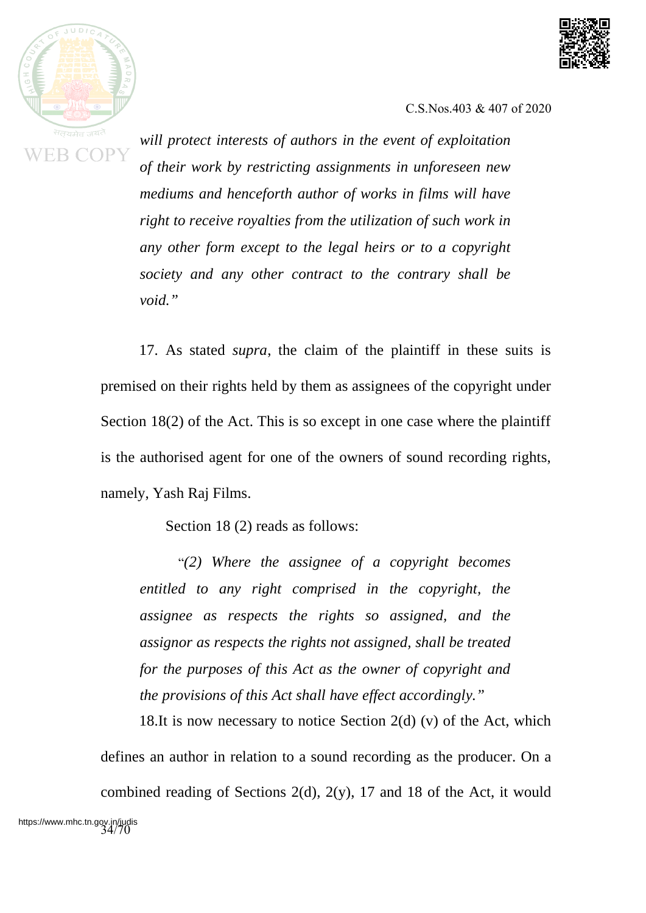*will protect interests of authors in the event of exploitation of their work by restricting assignments in unforeseen new mediums and henceforth author of works in films will have right to receive royalties from the utilization of such work in any other form except to the legal heirs or to a copyright society and any other contract to the contrary shall be void.”*

17. As stated *supra*, the claim of the plaintiff in these suits is premised on their rights held by them as assignees of the copyright under Section 18(2) of the Act. This is so except in one case where the plaintiff is the authorised agent for one of the owners of sound recording rights, namely, Yash Raj Films.

Section 18 (2) reads as follows:

> “*(2) Where the assignee of a copyright becomes entitled to any right comprised in the copyright, the assignee as respects the rights so assigned, and the assignor as respects the rights not assigned, shall be treated for the purposes of this Act as the owner of copyright and the provisions of this Act shall have effect accordingly.”*

18.It is now necessary to notice Section 2(d) (v) of the Act, which defines an author in relation to a sound recording as the producer. On a combined reading of Sections 2(d), 2(y), 17 and 18 of the Act, it would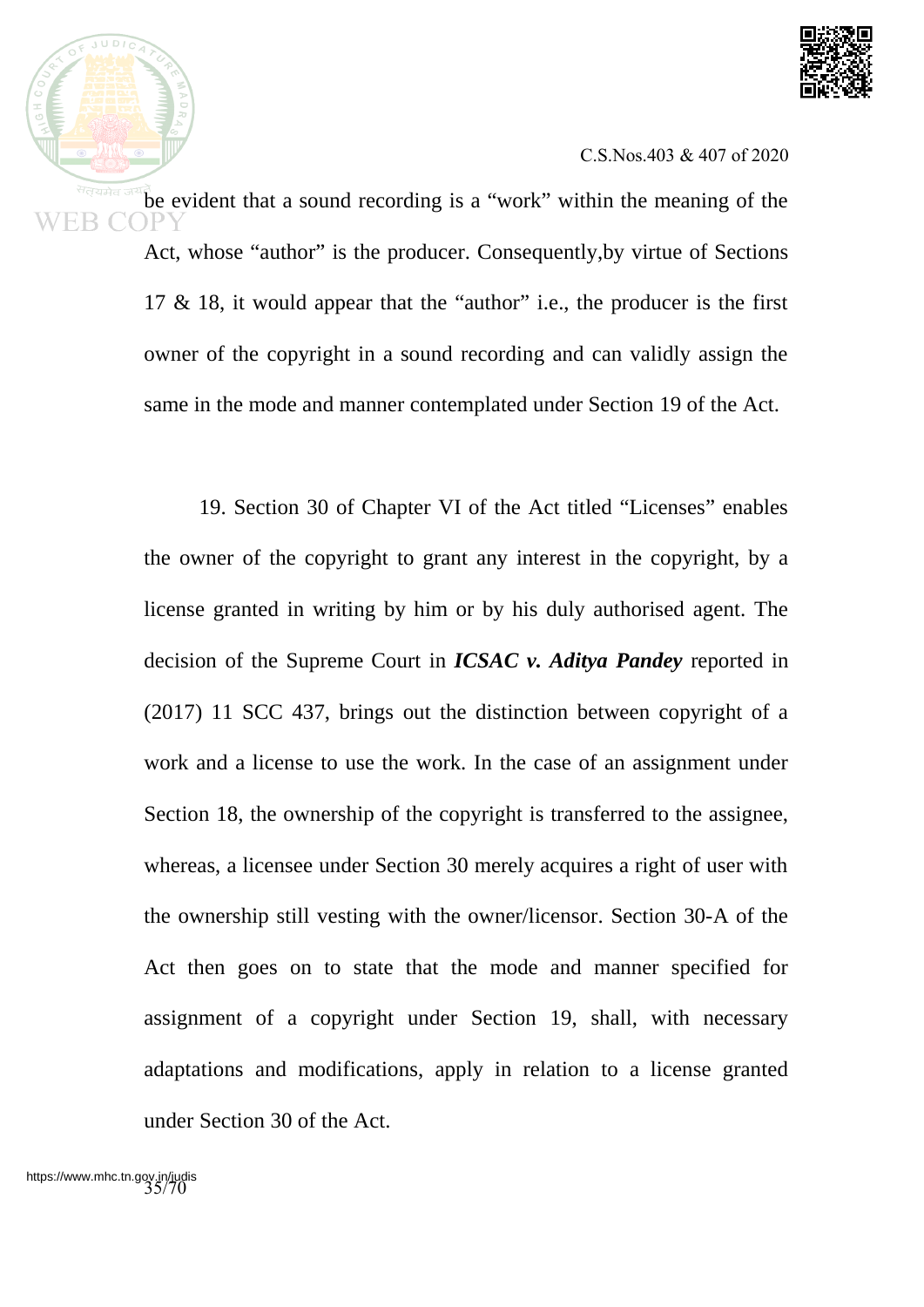be evident that a sound recording is a "work" within the meaning of the Act, whose "author" is the producer. Consequently,by virtue of Sections 17 & 18, it would appear that the "author" i.e., the producer is the first owner of the copyright in a sound recording and can validly assign the same in the mode and manner contemplated under Section 19 of the Act.

19. Section 30 of Chapter VI of the Act titled "Licenses" enables the owner of the copyright to grant any interest in the copyright, by a license granted in writing by him or by his duly authorised agent. The decision of the Supreme Court in ***ICSAC v. Aditya Pandey*** reported in (2017) 11 SCC 437, brings out the distinction between copyright of a work and a license to use the work. In the case of an assignment under Section 18, the ownership of the copyright is transferred to the assignee, whereas, a licensee under Section 30 merely acquires a right of user with the ownership still vesting with the owner/licensor. Section 30-A of the Act then goes on to state that the mode and manner specified for assignment of a copyright under Section 19, shall, with necessary adaptations and modifications, apply in relation to a license granted under Section 30 of the Act.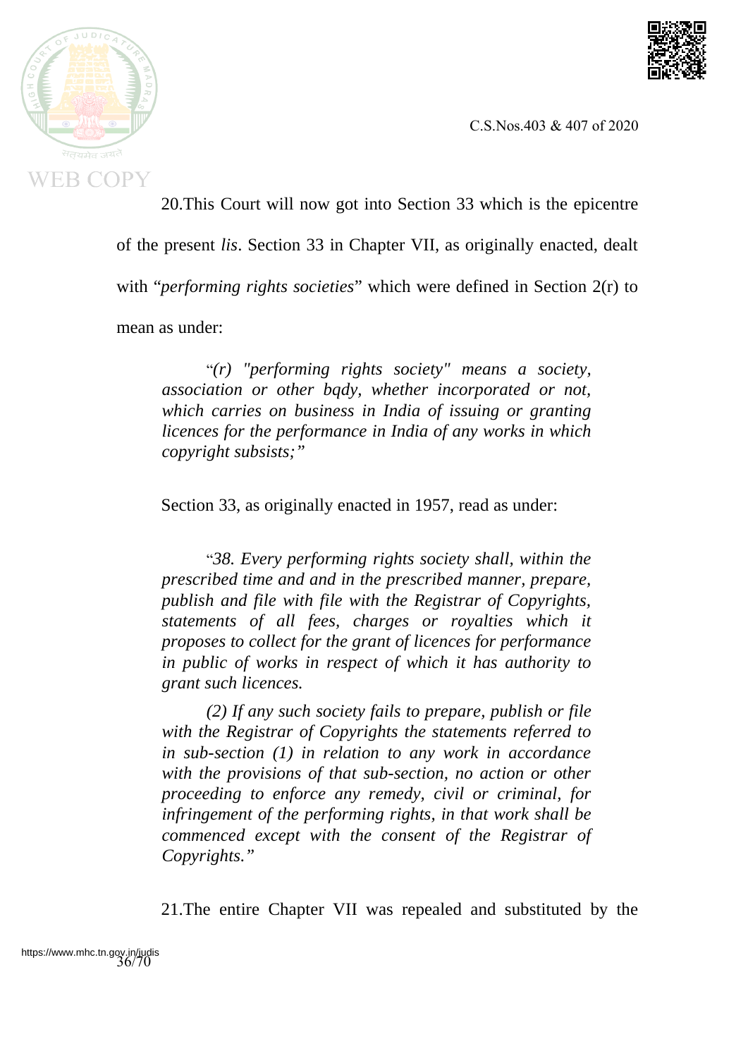20.This Court will now got into Section 33 which is the epicentre of the present *lis*. Section 33 in Chapter VII, as originally enacted, dealt with "*performing rights societies*" which were defined in Section 2(r) to mean as under:

> "*(r) "performing rights society" means a society, association or other bqdy, whether incorporated or not, which carries on business in India of issuing or granting licences for the performance in India of any works in which copyright subsists;"*

Section 33, as originally enacted in 1957, read as under:

> "*38. Every performing rights society shall, within the prescribed time and and in the prescribed manner, prepare, publish and file with file with the Registrar of Copyrights, statements of all fees, charges or royalties which it proposes to collect for the grant of licences for performance in public of works in respect of which it has authority to grant such licences.*
>
> *(2) If any such society fails to prepare, publish or file with the Registrar of Copyrights the statements referred to in sub-section (1) in relation to any work in accordance with the provisions of that sub-section, no action or other proceeding to enforce any remedy, civil or criminal, for infringement of the performing rights, in that work shall be commenced except with the consent of the Registrar of Copyrights."*

21.The entire Chapter VII was repealed and substituted by the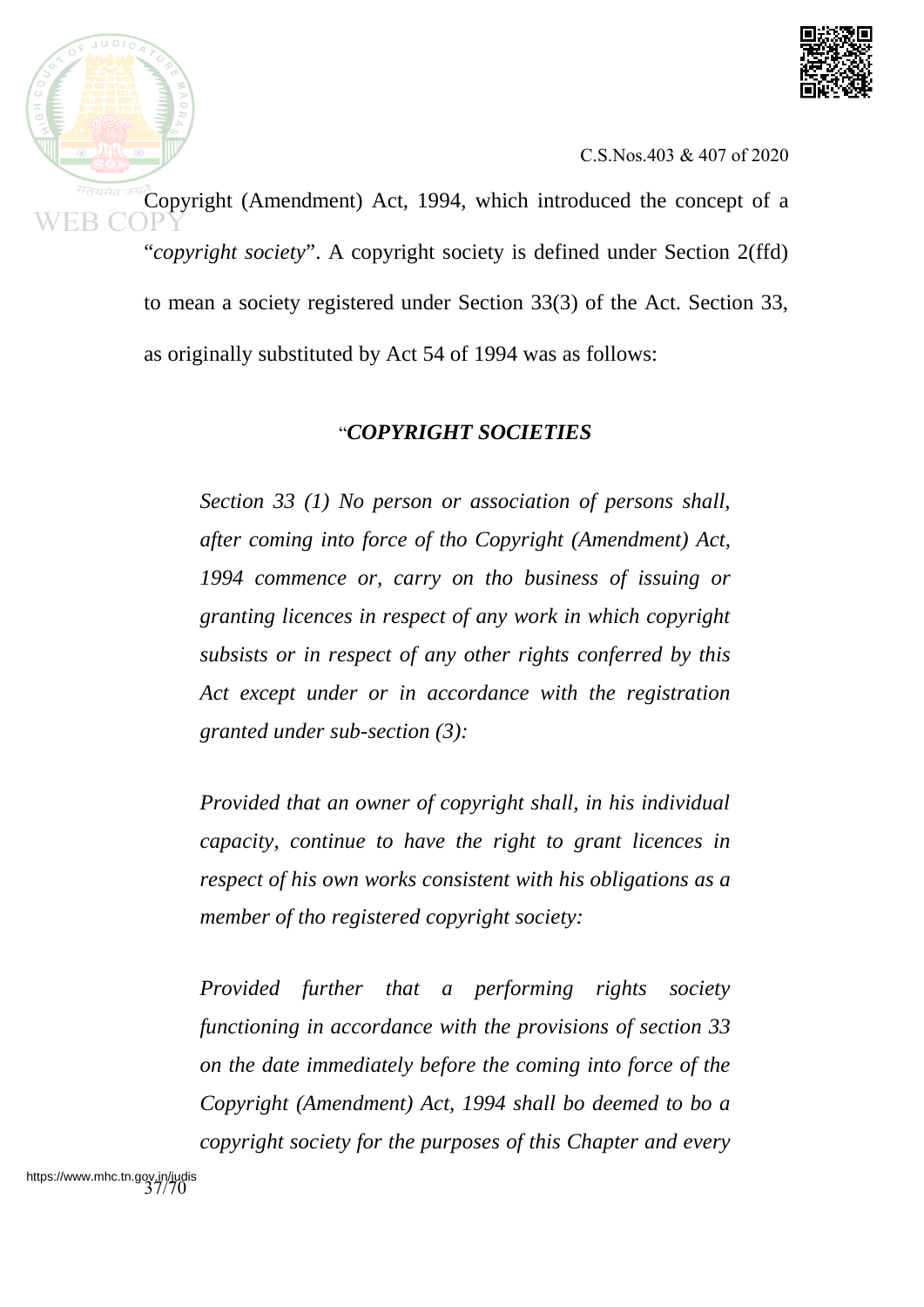Copyright (Amendment) Act, 1994, which introduced the concept of a "*copyright society*". A copyright society is defined under Section 2(ffd) to mean a society registered under Section 33(3) of the Act. Section 33, as originally substituted by Act 54 of 1994 was as follows:

"***COPYRIGHT SOCIETIES***

*Section 33 (1) No person or association of persons shall, after coming into force of tho Copyright (Amendment) Act, 1994 commence or, carry on tho business of issuing or granting licences in respect of any work in which copyright subsists or in respect of any other rights conferred by this Act except under or in accordance with the registration granted under sub-section (3):*

*Provided that an owner of copyright shall, in his individual capacity, continue to have the right to grant licences in respect of his own works consistent with his obligations as a member of tho registered copyright society:*

*Provided further that a performing rights society functioning in accordance with the provisions of section 33 on the date immediately before the coming into force of the Copyright (Amendment) Act, 1994 shall bo deemed to bo a copyright society for the purposes of this Chapter and every*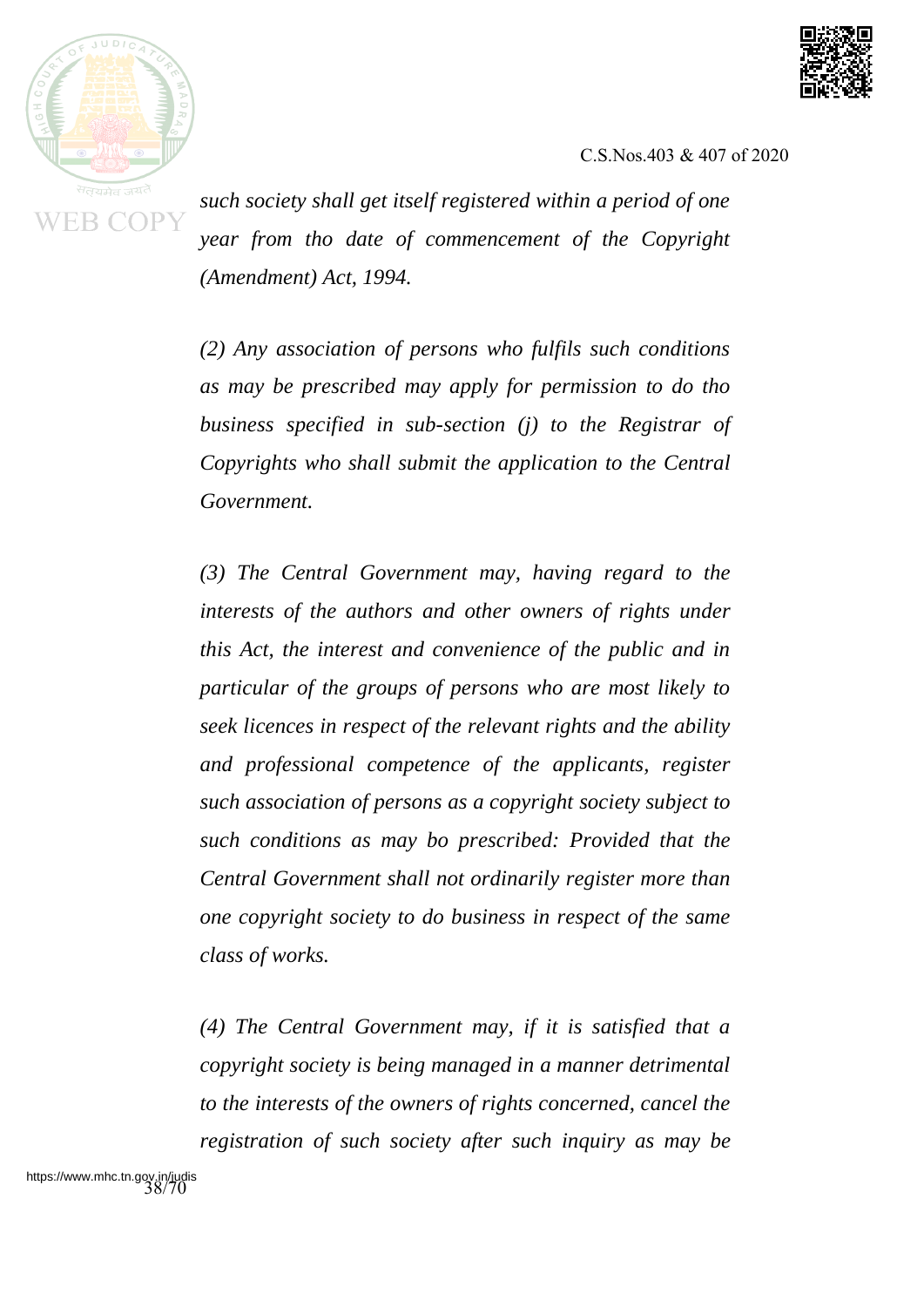*such society shall get itself registered within a period of one year from tho date of commencement of the Copyright (Amendment) Act, 1994.*

*(2) Any association of persons who fulfils such conditions as may be prescribed may apply for permission to do tho business specified in sub-section (j) to the Registrar of Copyrights who shall submit the application to the Central Government.*

*(3) The Central Government may, having regard to the interests of the authors and other owners of rights under this Act, the interest and convenience of the public and in particular of the groups of persons who are most likely to seek licences in respect of the relevant rights and the ability and professional competence of the applicants, register such association of persons as a copyright society subject to such conditions as may bo prescribed: Provided that the Central Government shall not ordinarily register more than one copyright society to do business in respect of the same class of works.*

*(4) The Central Government may, if it is satisfied that a copyright society is being managed in a manner detrimental to the interests of the owners of rights concerned, cancel the registration of such society after such inquiry as may be*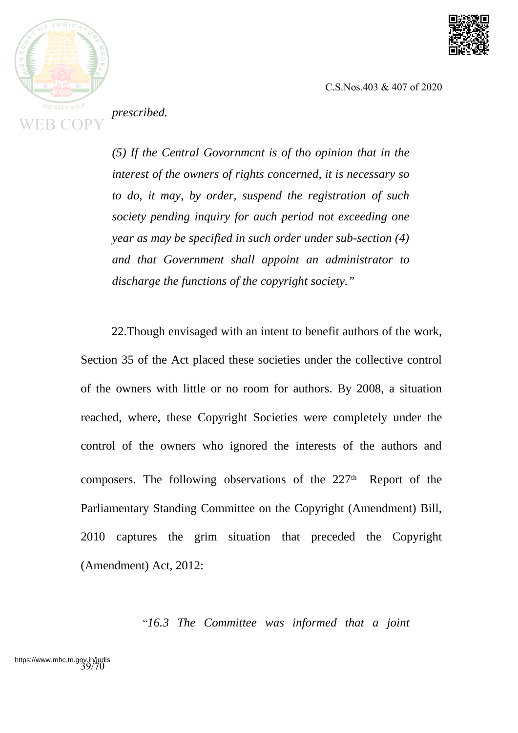*prescribed.*

*(5) If the Central Govornmcnt is of tho opinion that in the interest of the owners of rights concerned, it is necessary so to do, it may, by order, suspend the registration of such society pending inquiry for auch period not exceeding one year as may be specified in such order under sub-section (4) and that Government shall appoint an administrator to discharge the functions of the copyright society."*

22.Though envisaged with an intent to benefit authors of the work, Section 35 of the Act placed these societies under the collective control of the owners with little or no room for authors. By 2008, a situation reached, where, these Copyright Societies were completely under the control of the owners who ignored the interests of the authors and composers. The following observations of the 227th Report of the Parliamentary Standing Committee on the Copyright (Amendment) Bill, 2010 captures the grim situation that preceded the Copyright (Amendment) Act, 2012:

"*16.3 The Committee was informed that a joint*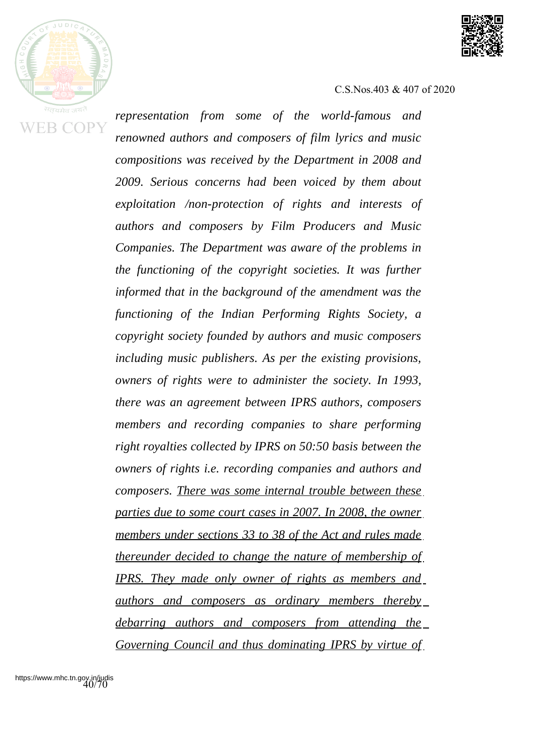*representation from some of the world-famous and renowned authors and composers of film lyrics and music compositions was received by the Department in 2008 and 2009. Serious concerns had been voiced by them about exploitation /non-protection of rights and interests of authors and composers by Film Producers and Music Companies. The Department was aware of the problems in the functioning of the copyright societies. It was further informed that in the background of the amendment was the functioning of the Indian Performing Rights Society, a copyright society founded by authors and music composers including music publishers. As per the existing provisions, owners of rights were to administer the society. In 1993, there was an agreement between IPRS authors, composers members and recording companies to share performing right royalties collected by IPRS on 50:50 basis between the owners of rights i.e. recording companies and authors and composers. <u>There was some internal trouble between these parties due to some court cases in 2007. In 2008, the owner members under sections 33 to 38 of the Act and rules made thereunder decided to change the nature of membership of IPRS. They made only owner of rights as members and authors and composers as ordinary members thereby debarring authors and composers from attending the Governing Council and thus dominating IPRS by virtue of</u>*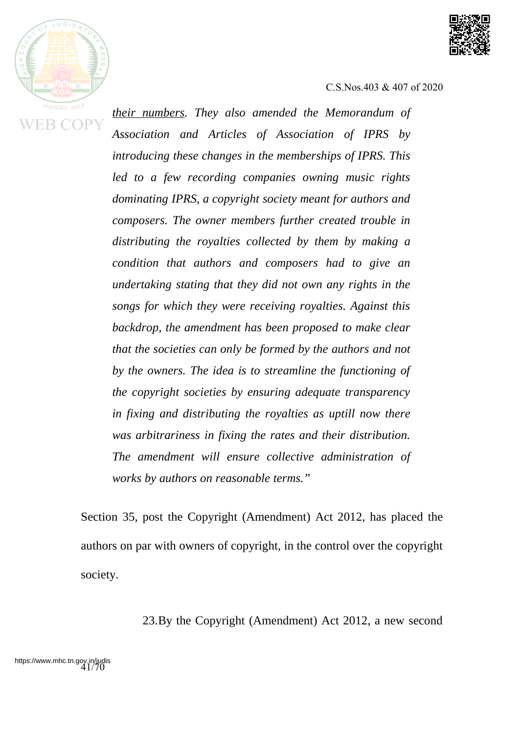*<u>their numbers</u>. They also amended the Memorandum of Association and Articles of Association of IPRS by introducing these changes in the memberships of IPRS. This led to a few recording companies owning music rights dominating IPRS, a copyright society meant for authors and composers. The owner members further created trouble in distributing the royalties collected by them by making a condition that authors and composers had to give an undertaking stating that they did not own any rights in the songs for which they were receiving royalties. Against this backdrop, the amendment has been proposed to make clear that the societies can only be formed by the authors and not by the owners. The idea is to streamline the functioning of the copyright societies by ensuring adequate transparency in fixing and distributing the royalties as uptill now there was arbitrariness in fixing the rates and their distribution. The amendment will ensure collective administration of works by authors on reasonable terms."*

Section 35, post the Copyright (Amendment) Act 2012, has placed the authors on par with owners of copyright, in the control over the copyright society.

23.By the Copyright (Amendment) Act 2012, a new second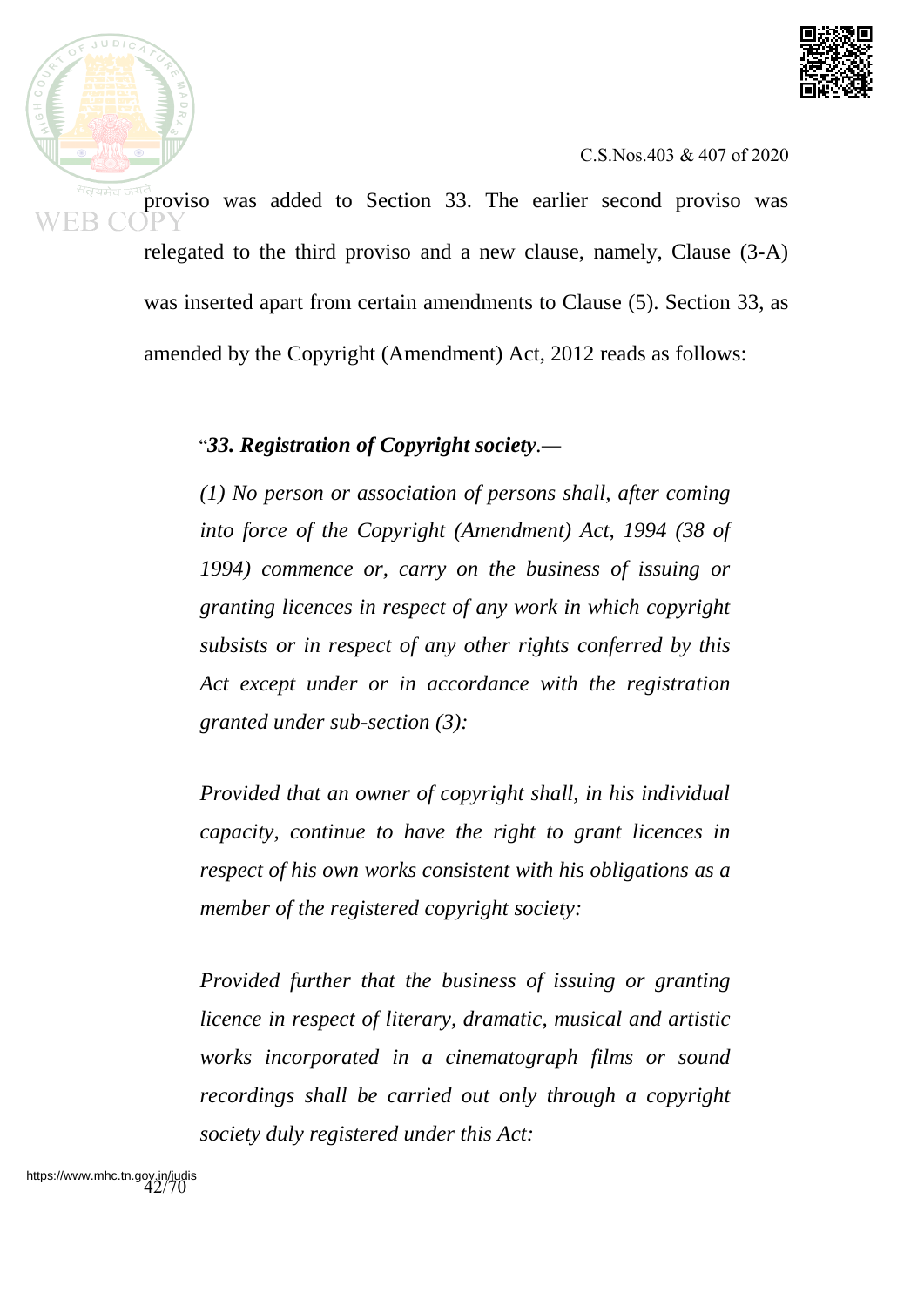proviso was added to Section 33. The earlier second proviso was relegated to the third proviso and a new clause, namely, Clause (3-A) was inserted apart from certain amendments to Clause (5). Section 33, as amended by the Copyright (Amendment) Act, 2012 reads as follows:

> "***33. Registration of Copyright society***.—
>
> *(1) No person or association of persons shall, after coming into force of the Copyright (Amendment) Act, 1994 (38 of 1994) commence or, carry on the business of issuing or granting licences in respect of any work in which copyright subsists or in respect of any other rights conferred by this Act except under or in accordance with the registration granted under sub-section (3):*
>
> *Provided that an owner of copyright shall, in his individual capacity, continue to have the right to grant licences in respect of his own works consistent with his obligations as a member of the registered copyright society:*
>
> *Provided further that the business of issuing or granting licence in respect of literary, dramatic, musical and artistic works incorporated in a cinematograph films or sound recordings shall be carried out only through a copyright society duly registered under this Act:*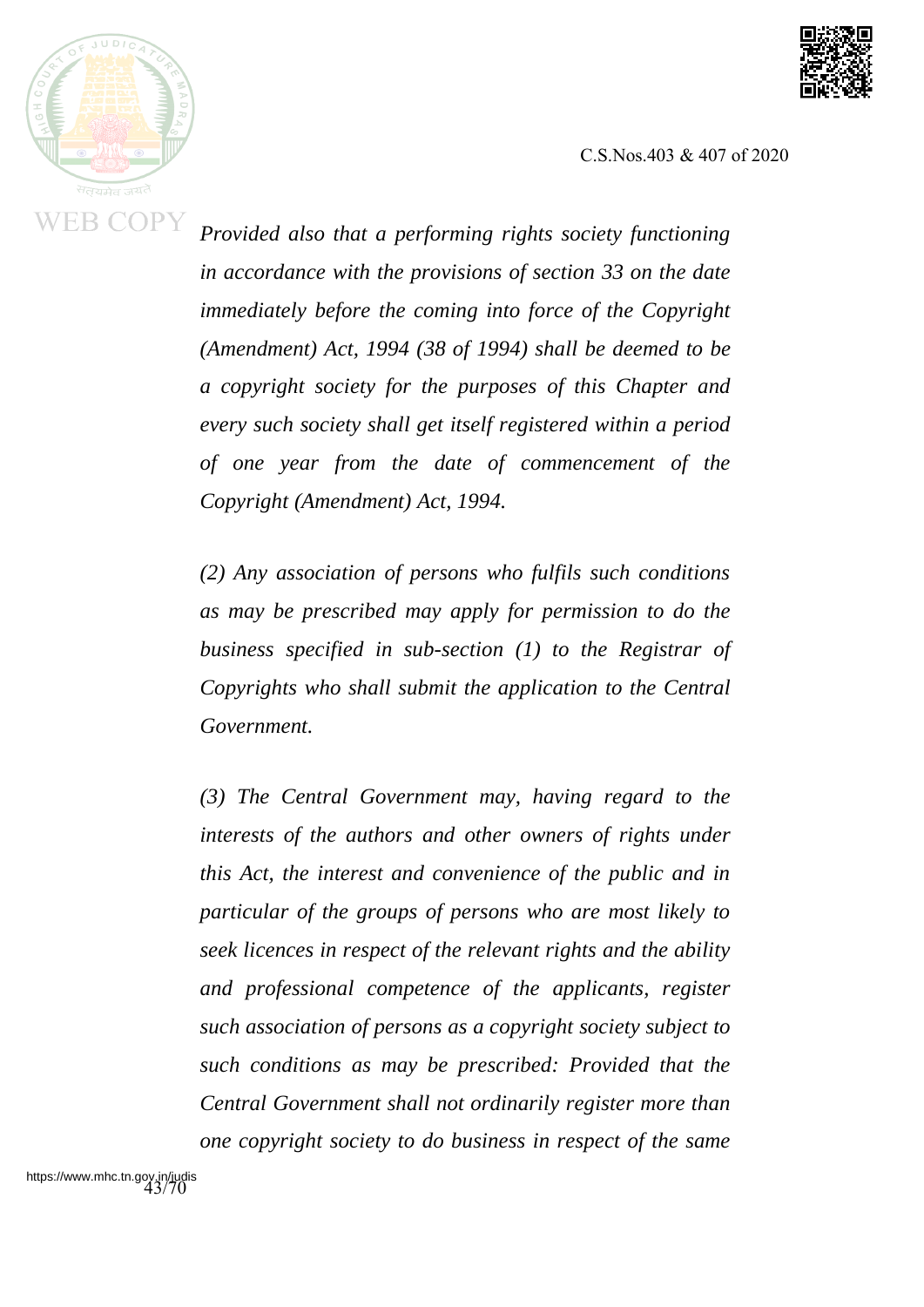*Provided also that a performing rights society functioning in accordance with the provisions of section 33 on the date immediately before the coming into force of the Copyright (Amendment) Act, 1994 (38 of 1994) shall be deemed to be a copyright society for the purposes of this Chapter and every such society shall get itself registered within a period of one year from the date of commencement of the Copyright (Amendment) Act, 1994.*

*(2) Any association of persons who fulfils such conditions as may be prescribed may apply for permission to do the business specified in sub-section (1) to the Registrar of Copyrights who shall submit the application to the Central Government.*

*(3) The Central Government may, having regard to the interests of the authors and other owners of rights under this Act, the interest and convenience of the public and in particular of the groups of persons who are most likely to seek licences in respect of the relevant rights and the ability and professional competence of the applicants, register such association of persons as a copyright society subject to such conditions as may be prescribed: Provided that the Central Government shall not ordinarily register more than one copyright society to do business in respect of the same*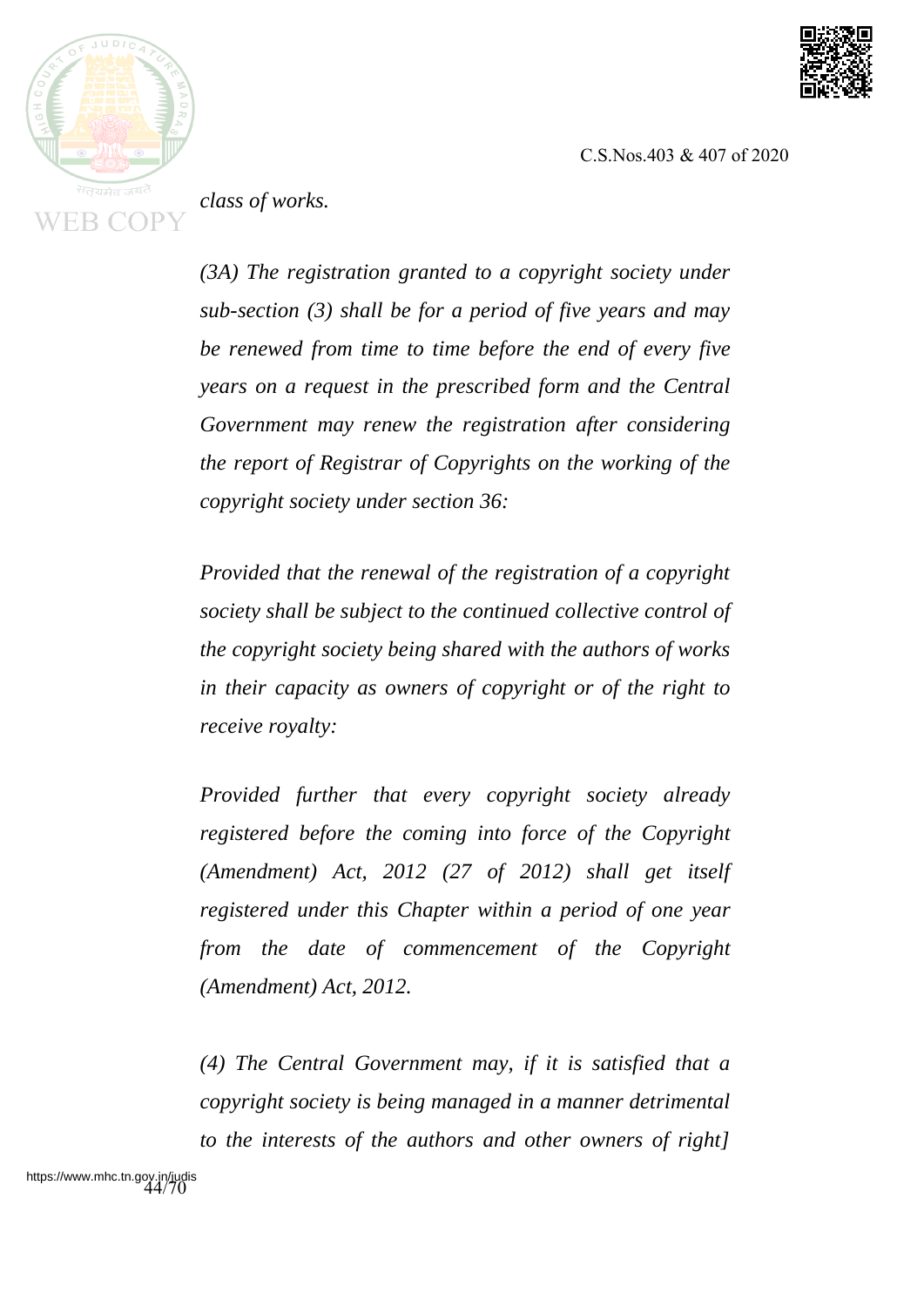*class of works.*

*(3A) The registration granted to a copyright society under sub-section (3) shall be for a period of five years and may be renewed from time to time before the end of every five years on a request in the prescribed form and the Central Government may renew the registration after considering the report of Registrar of Copyrights on the working of the copyright society under section 36:*

*Provided that the renewal of the registration of a copyright society shall be subject to the continued collective control of the copyright society being shared with the authors of works in their capacity as owners of copyright or of the right to receive royalty:*

*Provided further that every copyright society already registered before the coming into force of the Copyright (Amendment) Act, 2012 (27 of 2012) shall get itself registered under this Chapter within a period of one year from the date of commencement of the Copyright (Amendment) Act, 2012.*

*(4) The Central Government may, if it is satisfied that a copyright society is being managed in a manner detrimental to the interests of the authors and other owners of right]*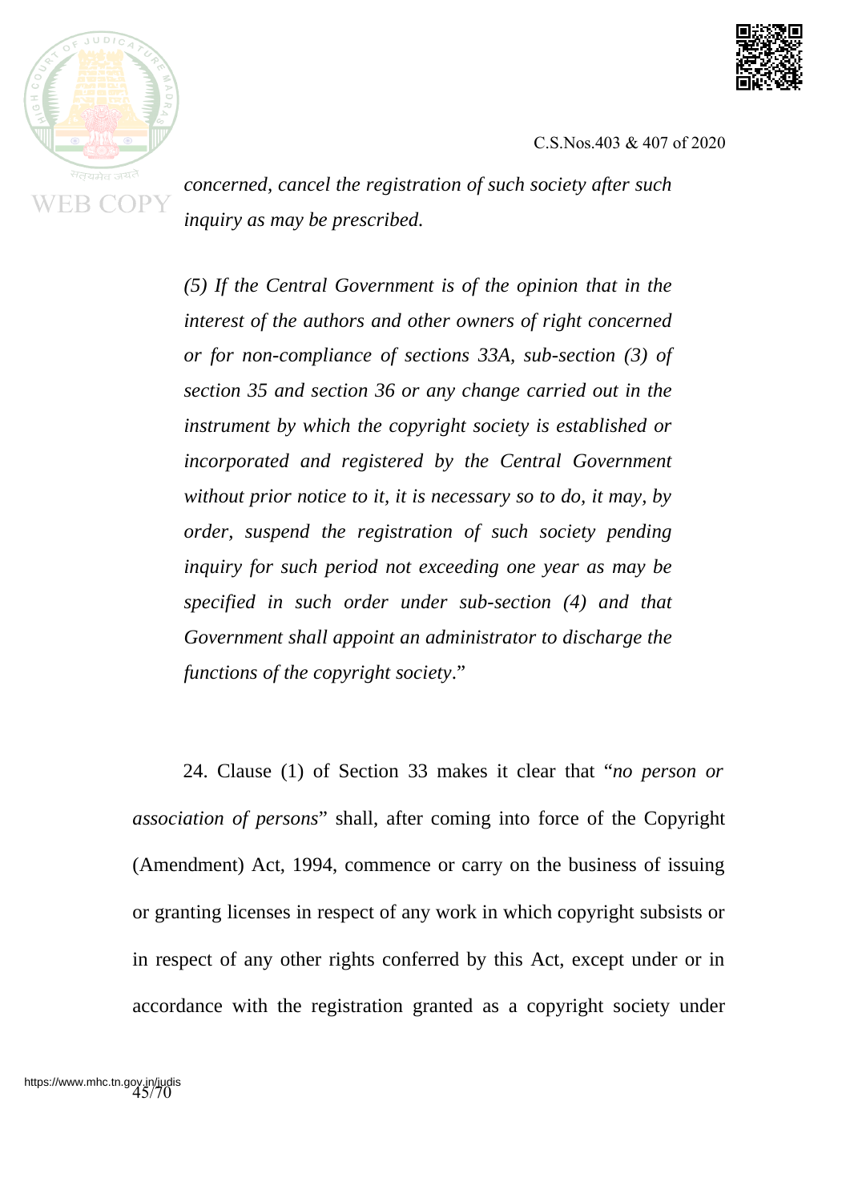*concerned, cancel the registration of such society after such inquiry as may be prescribed.*

*(5) If the Central Government is of the opinion that in the interest of the authors and other owners of right concerned or for non-compliance of sections 33A, sub-section (3) of section 35 and section 36 or any change carried out in the instrument by which the copyright society is established or incorporated and registered by the Central Government without prior notice to it, it is necessary so to do, it may, by order, suspend the registration of such society pending inquiry for such period not exceeding one year as may be specified in such order under sub-section (4) and that Government shall appoint an administrator to discharge the functions of the copyright society*."

24. Clause (1) of Section 33 makes it clear that "*no person or association of persons*" shall, after coming into force of the Copyright (Amendment) Act, 1994, commence or carry on the business of issuing or granting licenses in respect of any work in which copyright subsists or in respect of any other rights conferred by this Act, except under or in accordance with the registration granted as a copyright society under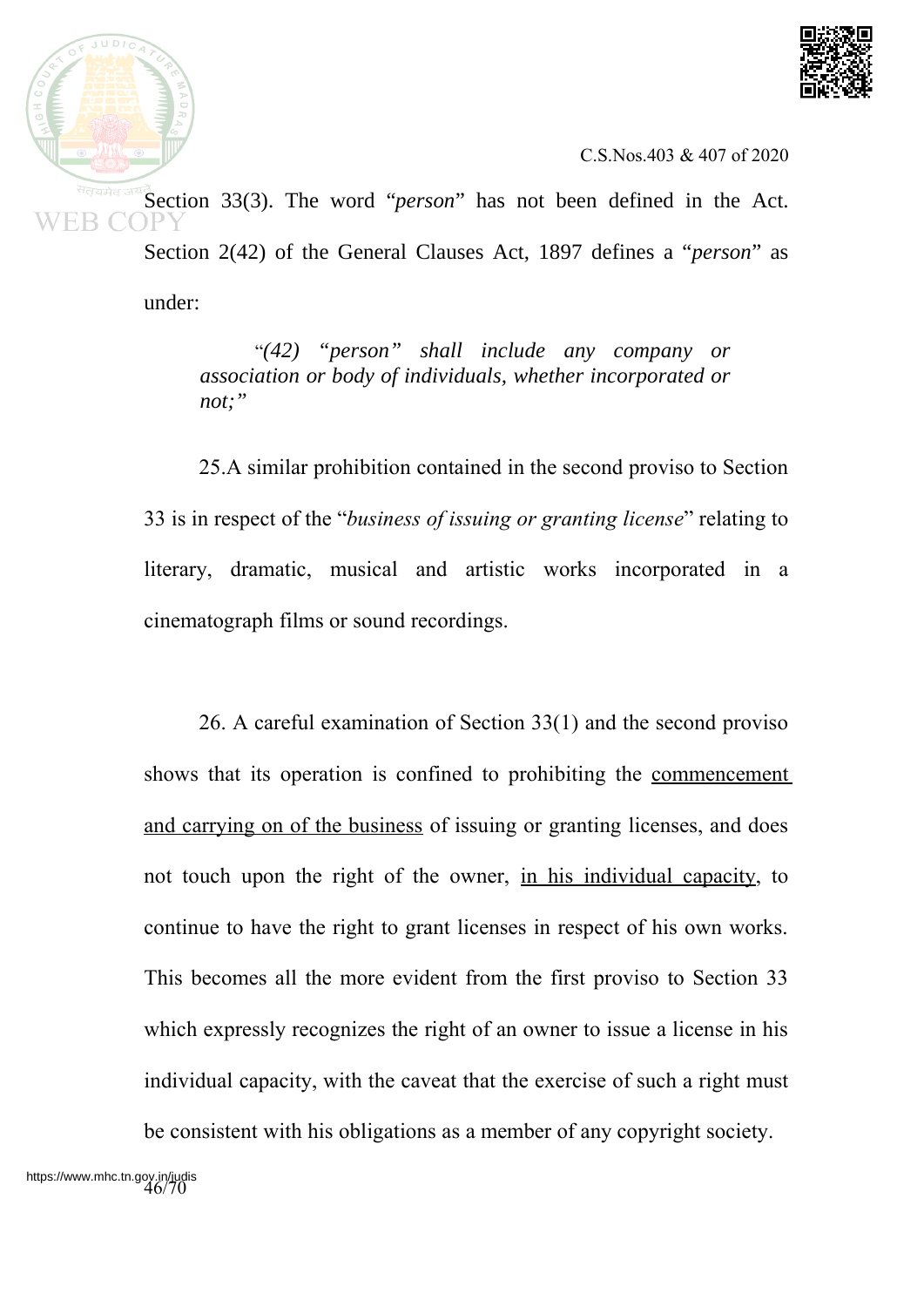Section 33(3). The word "*person*" has not been defined in the Act. Section 2(42) of the General Clauses Act, 1897 defines a "*person*" as under:

> "*(42) "person" shall include any company or association or body of individuals, whether incorporated or not;"*

25.A similar prohibition contained in the second proviso to Section 33 is in respect of the "*business of issuing or granting license*" relating to literary, dramatic, musical and artistic works incorporated in a cinematograph films or sound recordings.

26. A careful examination of Section 33(1) and the second proviso shows that its operation is confined to prohibiting the <u>commencement and carrying on of the business</u> of issuing or granting licenses, and does not touch upon the right of the owner, <u>in his individual capacity</u>, to continue to have the right to grant licenses in respect of his own works. This becomes all the more evident from the first proviso to Section 33 which expressly recognizes the right of an owner to issue a license in his individual capacity, with the caveat that the exercise of such a right must be consistent with his obligations as a member of any copyright society.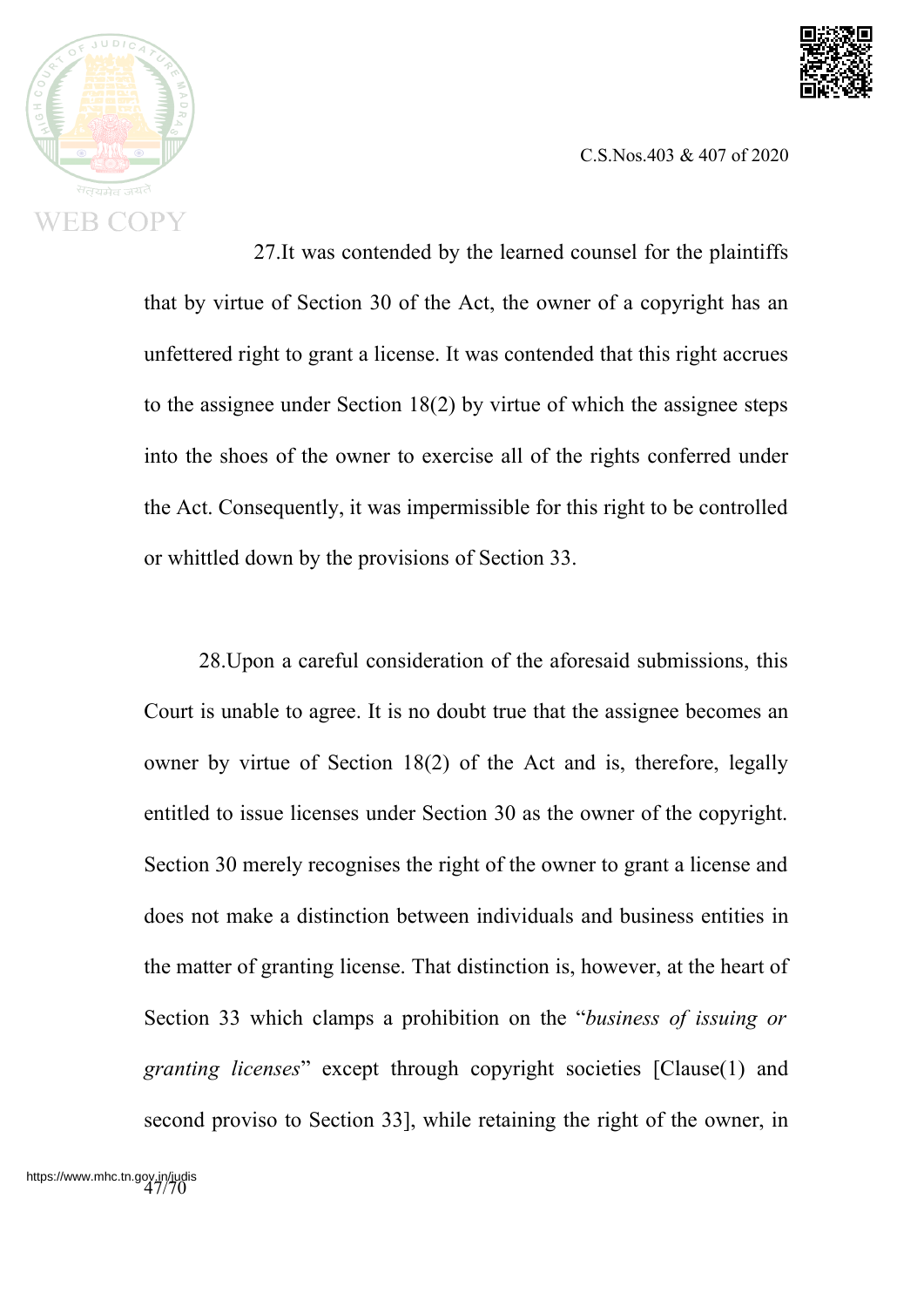27.It was contended by the learned counsel for the plaintiffs that by virtue of Section 30 of the Act, the owner of a copyright has an unfettered right to grant a license. It was contended that this right accrues to the assignee under Section 18(2) by virtue of which the assignee steps into the shoes of the owner to exercise all of the rights conferred under the Act. Consequently, it was impermissible for this right to be controlled or whittled down by the provisions of Section 33.

28.Upon a careful consideration of the aforesaid submissions, this Court is unable to agree. It is no doubt true that the assignee becomes an owner by virtue of Section 18(2) of the Act and is, therefore, legally entitled to issue licenses under Section 30 as the owner of the copyright. Section 30 merely recognises the right of the owner to grant a license and does not make a distinction between individuals and business entities in the matter of granting license. That distinction is, however, at the heart of Section 33 which clamps a prohibition on the "*business of issuing or granting licenses*" except through copyright societies [Clause(1) and second proviso to Section 33], while retaining the right of the owner, in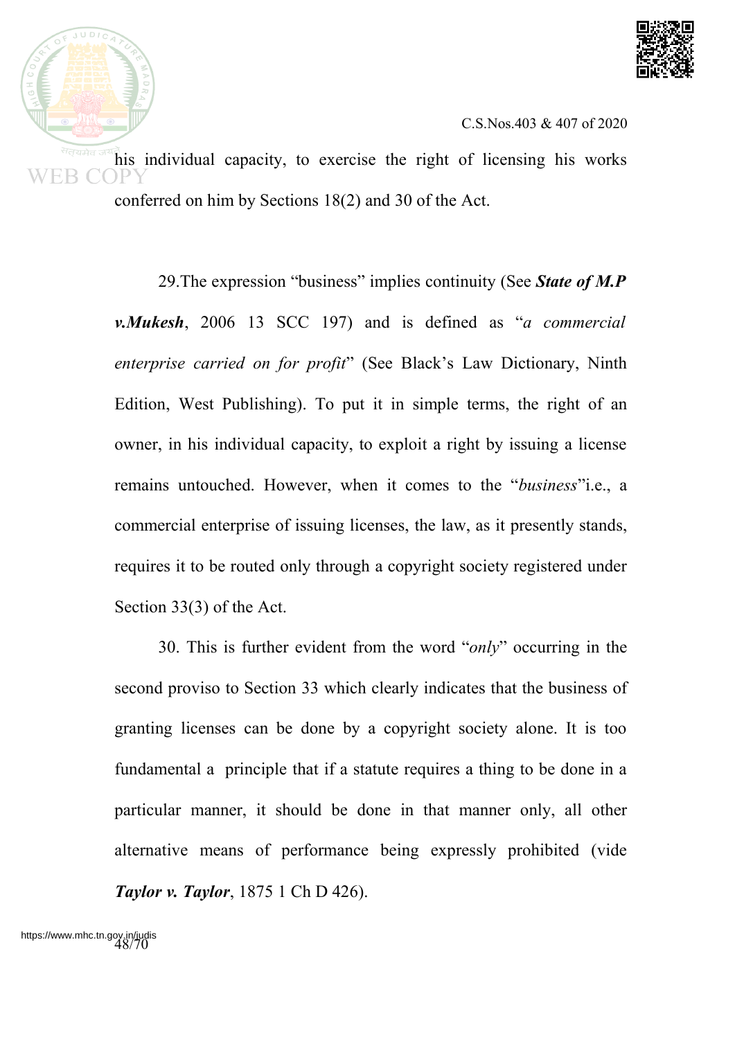his individual capacity, to exercise the right of licensing his works conferred on him by Sections 18(2) and 30 of the Act.

29.The expression "business" implies continuity (See ***State of M.P v.Mukesh***, 2006 13 SCC 197) and is defined as "*a commercial enterprise carried on for profit*" (See Black's Law Dictionary, Ninth Edition, West Publishing). To put it in simple terms, the right of an owner, in his individual capacity, to exploit a right by issuing a license remains untouched. However, when it comes to the "*business*"i.e., a commercial enterprise of issuing licenses, the law, as it presently stands, requires it to be routed only through a copyright society registered under Section 33(3) of the Act.

30. This is further evident from the word "*only*" occurring in the second proviso to Section 33 which clearly indicates that the business of granting licenses can be done by a copyright society alone. It is too fundamental a principle that if a statute requires a thing to be done in a particular manner, it should be done in that manner only, all other alternative means of performance being expressly prohibited (vide ***Taylor v. Taylor***, 1875 1 Ch D 426).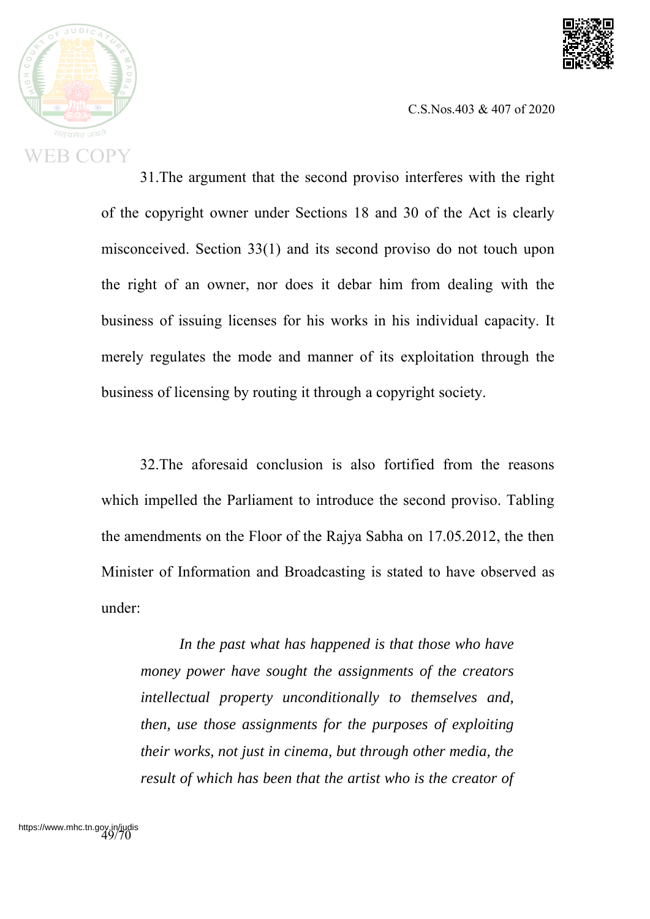31.The argument that the second proviso interferes with the right of the copyright owner under Sections 18 and 30 of the Act is clearly misconceived. Section 33(1) and its second proviso do not touch upon the right of an owner, nor does it debar him from dealing with the business of issuing licenses for his works in his individual capacity. It merely regulates the mode and manner of its exploitation through the business of licensing by routing it through a copyright society.

32.The aforesaid conclusion is also fortified from the reasons which impelled the Parliament to introduce the second proviso. Tabling the amendments on the Floor of the Rajya Sabha on 17.05.2012, the then Minister of Information and Broadcasting is stated to have observed as under:

> *In the past what has happened is that those who have money power have sought the assignments of the creators intellectual property unconditionally to themselves and, then, use those assignments for the purposes of exploiting their works, not just in cinema, but through other media, the result of which has been that the artist who is the creator of*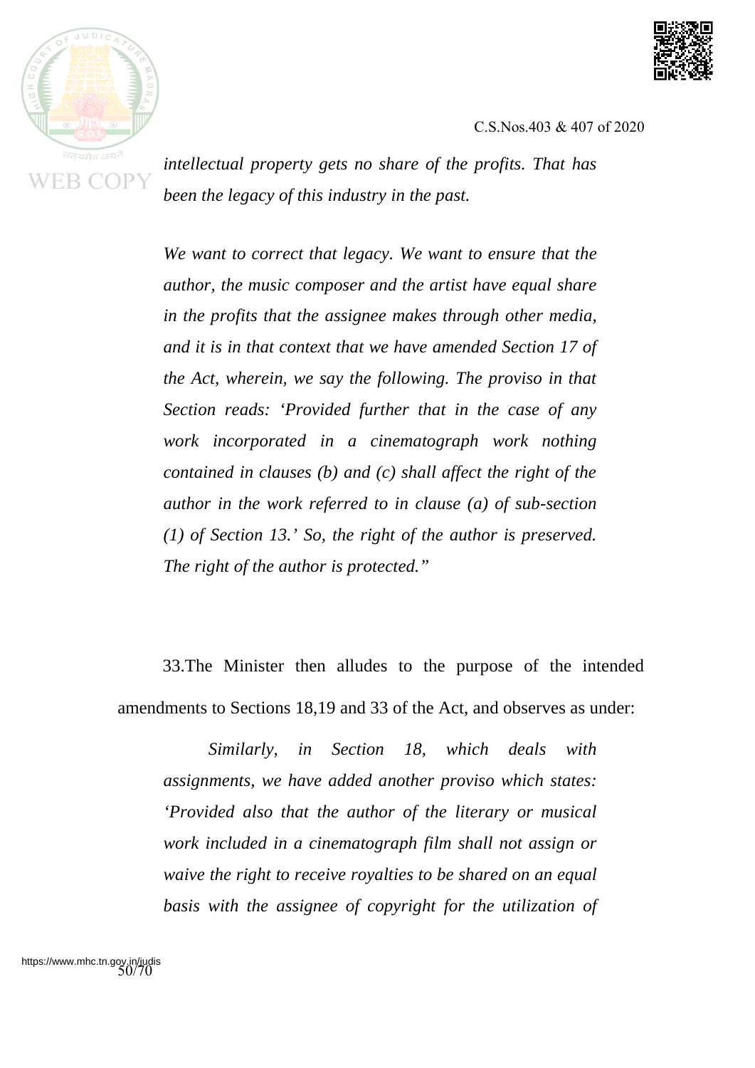*intellectual property gets no share of the profits. That has been the legacy of this industry in the past.*

*We want to correct that legacy. We want to ensure that the author, the music composer and the artist have equal share in the profits that the assignee makes through other media, and it is in that context that we have amended Section 17 of the Act, wherein, we say the following. The proviso in that Section reads: 'Provided further that in the case of any work incorporated in a cinematograph work nothing contained in clauses (b) and (c) shall affect the right of the author in the work referred to in clause (a) of sub-section (1) of Section 13.' So, the right of the author is preserved. The right of the author is protected."*

33.The Minister then alludes to the purpose of the intended amendments to Sections 18,19 and 33 of the Act, and observes as under:

*Similarly, in Section 18, which deals with assignments, we have added another proviso which states: 'Provided also that the author of the literary or musical work included in a cinematograph film shall not assign or waive the right to receive royalties to be shared on an equal basis with the assignee of copyright for the utilization of*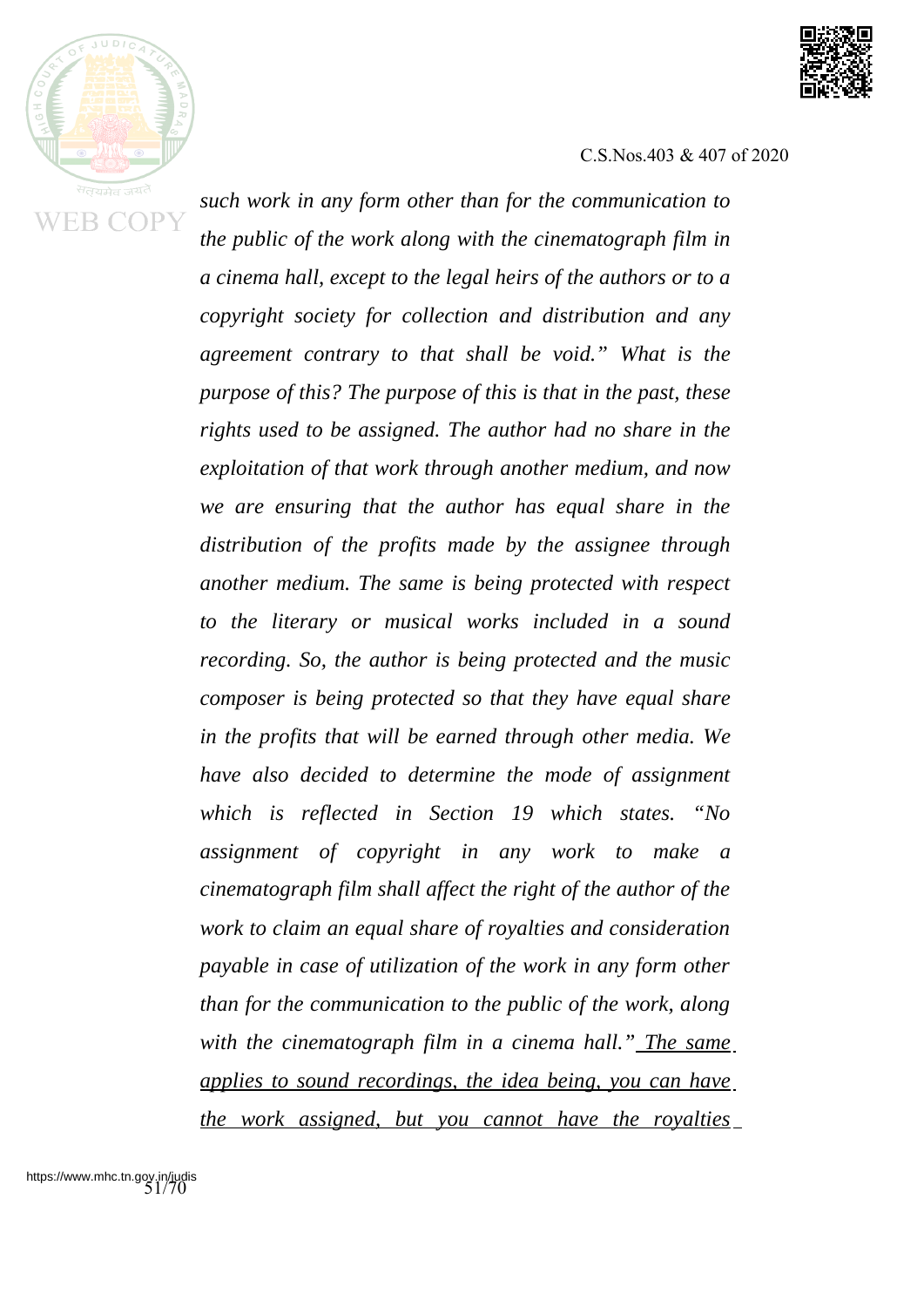*such work in any form other than for the communication to the public of the work along with the cinematograph film in a cinema hall, except to the legal heirs of the authors or to a copyright society for collection and distribution and any agreement contrary to that shall be void." What is the purpose of this? The purpose of this is that in the past, these rights used to be assigned. The author had no share in the exploitation of that work through another medium, and now we are ensuring that the author has equal share in the distribution of the profits made by the assignee through another medium. The same is being protected with respect to the literary or musical works included in a sound recording. So, the author is being protected and the music composer is being protected so that they have equal share in the profits that will be earned through other media. We have also decided to determine the mode of assignment which is reflected in Section 19 which states. "No assignment of copyright in any work to make a cinematograph film shall affect the right of the author of the work to claim an equal share of royalties and consideration payable in case of utilization of the work in any form other than for the communication to the public of the work, along with the cinematograph film in a cinema hall."* <u>*The same applies to sound recordings, the idea being, you can have the work assigned, but you cannot have the royalties*</u>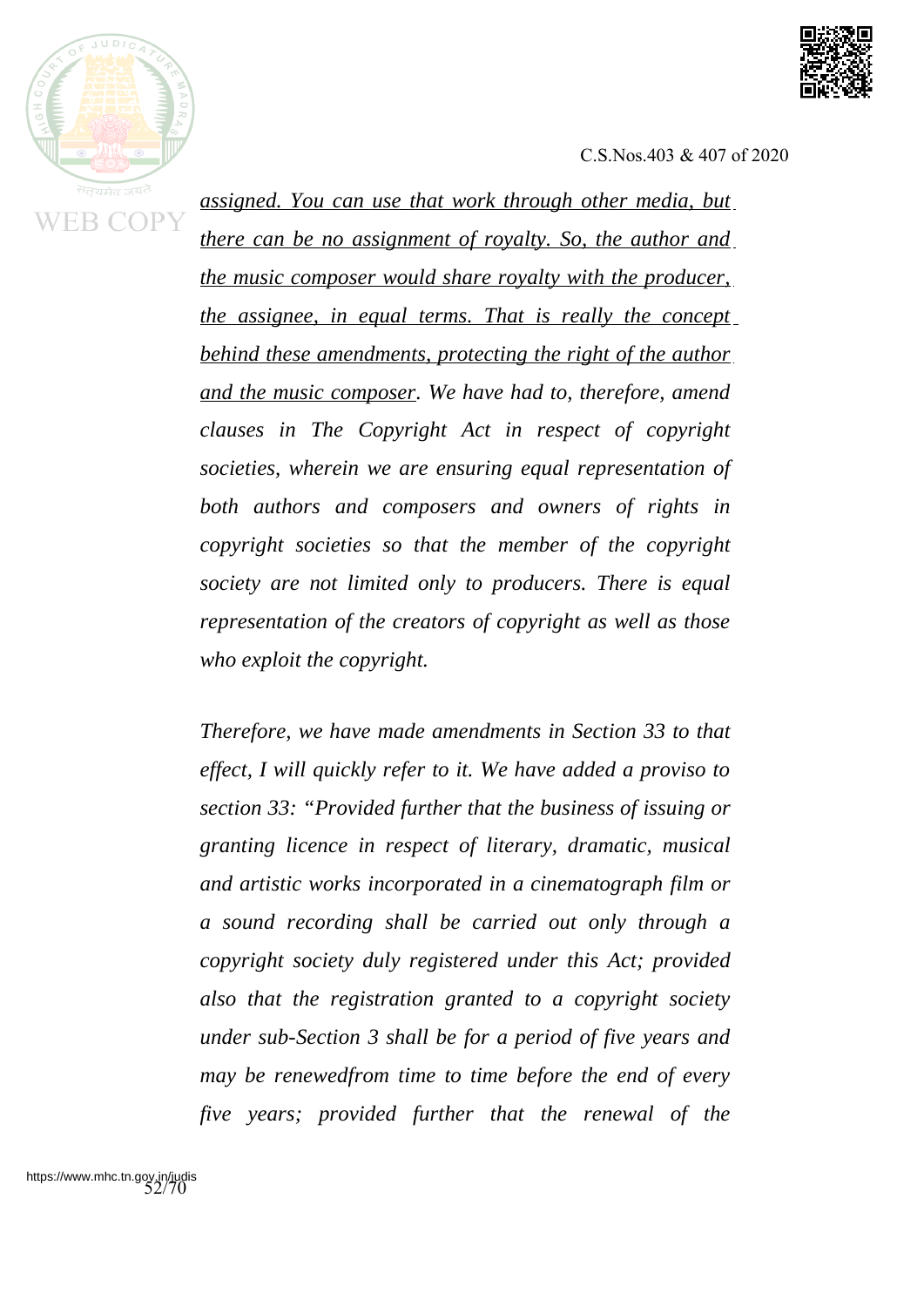*<u>assigned. You can use that work through other media, but there can be no assignment of royalty. So, the author and the music composer would share royalty with the producer, the assignee, in equal terms. That is really the concept behind these amendments, protecting the right of the author and the music composer</u>. We have had to, therefore, amend clauses in The Copyright Act in respect of copyright societies, wherein we are ensuring equal representation of both authors and composers and owners of rights in copyright societies so that the member of the copyright society are not limited only to producers. There is equal representation of the creators of copyright as well as those who exploit the copyright.*

*Therefore, we have made amendments in Section 33 to that effect, I will quickly refer to it. We have added a proviso to section 33: "Provided further that the business of issuing or granting licence in respect of literary, dramatic, musical and artistic works incorporated in a cinematograph film or a sound recording shall be carried out only through a copyright society duly registered under this Act; provided also that the registration granted to a copyright society under sub-Section 3 shall be for a period of five years and may be renewedfrom time to time before the end of every five years; provided further that the renewal of the*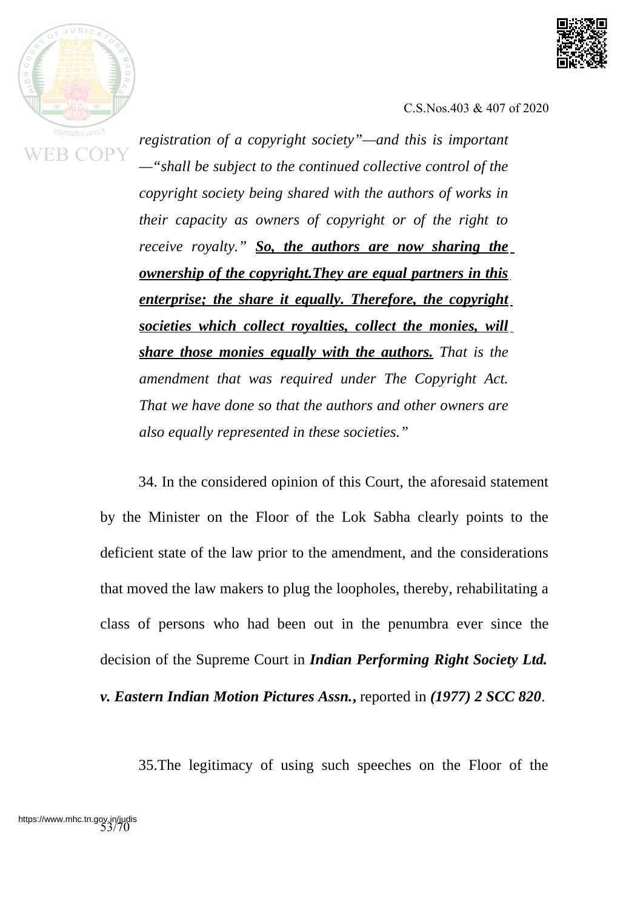*registration of a copyright society"—and this is important —"shall be subject to the continued collective control of the copyright society being shared with the authors of works in their capacity as owners of copyright or of the right to receive royalty."* ***So, the authors are now sharing the ownership of the copyright.They are equal partners in this enterprise; the share it equally. Therefore, the copyright societies which collect royalties, collect the monies, will share those monies equally with the authors.*** *That is the amendment that was required under The Copyright Act. That we have done so that the authors and other owners are also equally represented in these societies."*

34. In the considered opinion of this Court, the aforesaid statement by the Minister on the Floor of the Lok Sabha clearly points to the deficient state of the law prior to the amendment, and the considerations that moved the law makers to plug the loopholes, thereby, rehabilitating a class of persons who had been out in the penumbra ever since the decision of the Supreme Court in ***Indian Performing Right Society Ltd. v. Eastern Indian Motion Pictures Assn.,*** reported in ***(1977) 2 SCC 820***.

35.The legitimacy of using such speeches on the Floor of the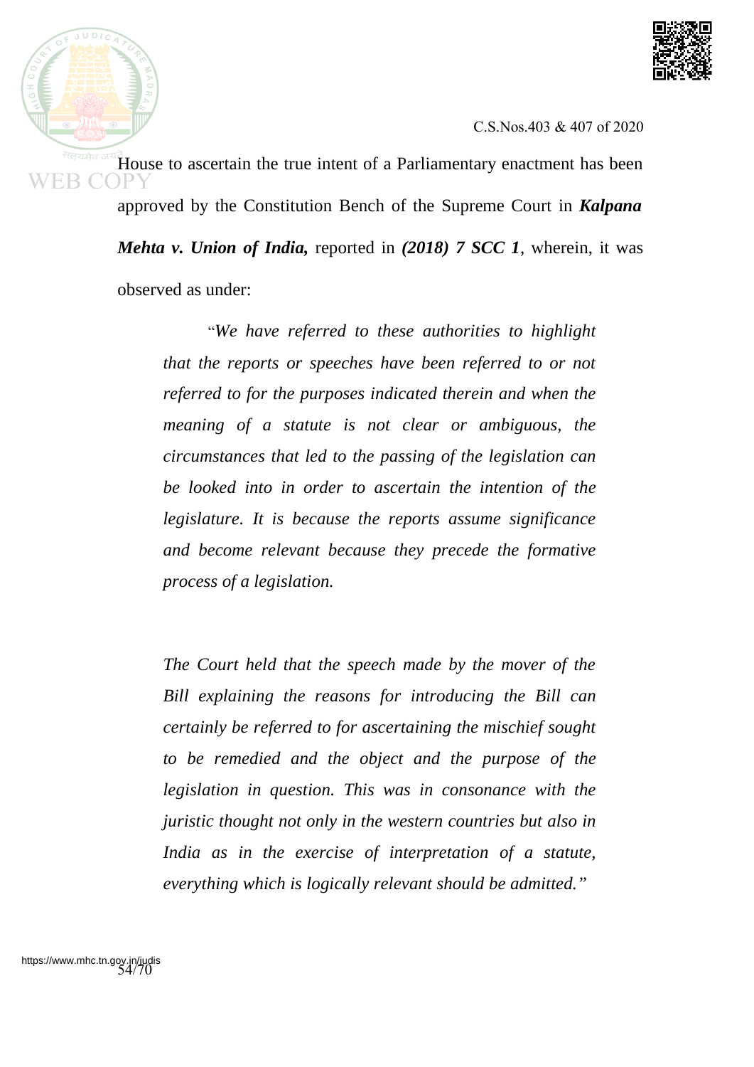House to ascertain the true intent of a Parliamentary enactment has been approved by the Constitution Bench of the Supreme Court in ***Kalpana Mehta v. Union of India,*** reported in ***(2018) 7 SCC 1***, wherein, it was observed as under:

> "*We have referred to these authorities to highlight that the reports or speeches have been referred to or not referred to for the purposes indicated therein and when the meaning of a statute is not clear or ambiguous, the circumstances that led to the passing of the legislation can be looked into in order to ascertain the intention of the legislature. It is because the reports assume significance and become relevant because they precede the formative process of a legislation.*
>
> *The Court held that the speech made by the mover of the Bill explaining the reasons for introducing the Bill can certainly be referred to for ascertaining the mischief sought to be remedied and the object and the purpose of the legislation in question. This was in consonance with the juristic thought not only in the western countries but also in India as in the exercise of interpretation of a statute, everything which is logically relevant should be admitted.*"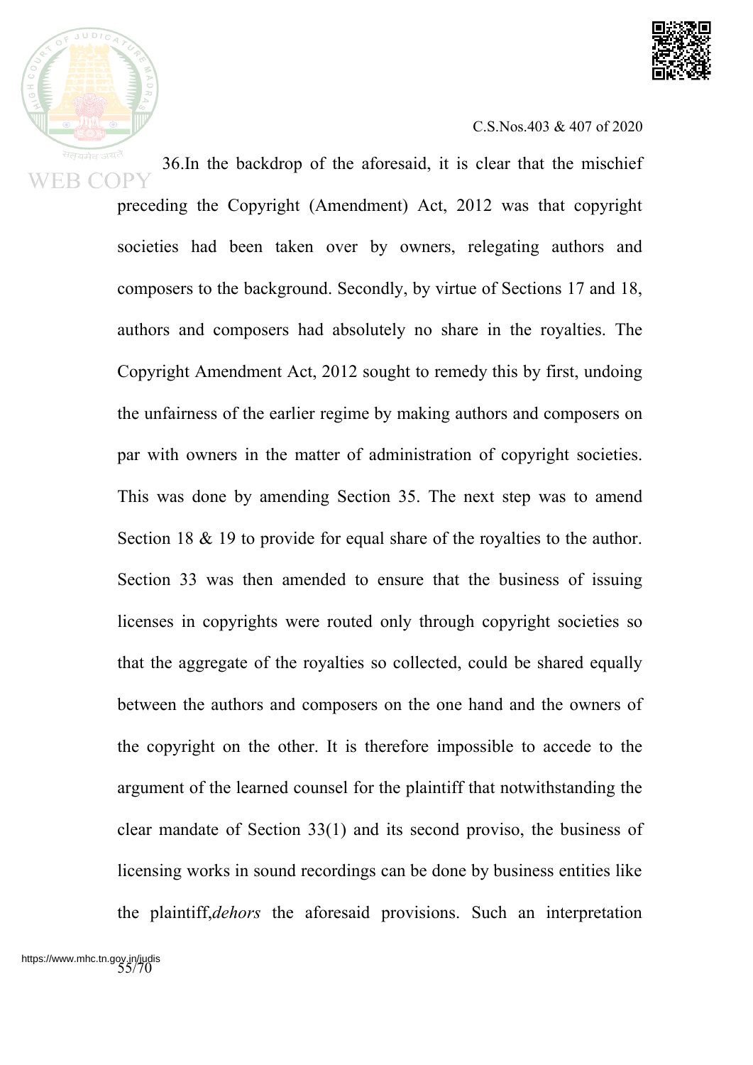36.In the backdrop of the aforesaid, it is clear that the mischief preceding the Copyright (Amendment) Act, 2012 was that copyright societies had been taken over by owners, relegating authors and composers to the background. Secondly, by virtue of Sections 17 and 18, authors and composers had absolutely no share in the royalties. The Copyright Amendment Act, 2012 sought to remedy this by first, undoing the unfairness of the earlier regime by making authors and composers on par with owners in the matter of administration of copyright societies. This was done by amending Section 35. The next step was to amend Section 18 & 19 to provide for equal share of the royalties to the author. Section 33 was then amended to ensure that the business of issuing licenses in copyrights were routed only through copyright societies so that the aggregate of the royalties so collected, could be shared equally between the authors and composers on the one hand and the owners of the copyright on the other. It is therefore impossible to accede to the argument of the learned counsel for the plaintiff that notwithstanding the clear mandate of Section 33(1) and its second proviso, the business of licensing works in sound recordings can be done by business entities like the plaintiff,*dehors* the aforesaid provisions. Such an interpretation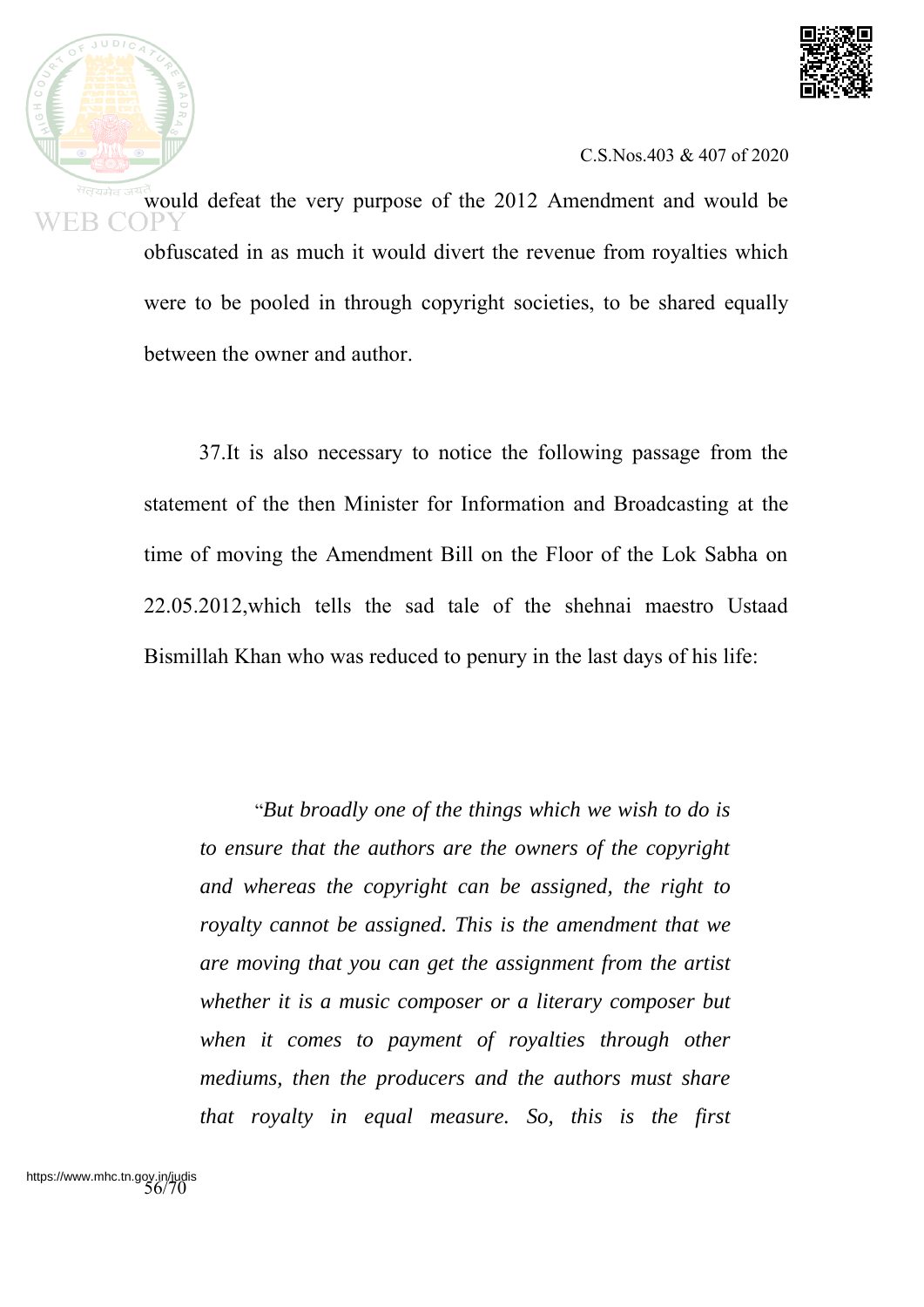would defeat the very purpose of the 2012 Amendment and would be obfuscated in as much it would divert the revenue from royalties which were to be pooled in through copyright societies, to be shared equally between the owner and author.

37.It is also necessary to notice the following passage from the statement of the then Minister for Information and Broadcasting at the time of moving the Amendment Bill on the Floor of the Lok Sabha on 22.05.2012,which tells the sad tale of the shehnai maestro Ustaad Bismillah Khan who was reduced to penury in the last days of his life:

> "*But broadly one of the things which we wish to do is to ensure that the authors are the owners of the copyright and whereas the copyright can be assigned, the right to royalty cannot be assigned. This is the amendment that we are moving that you can get the assignment from the artist whether it is a music composer or a literary composer but when it comes to payment of royalties through other mediums, then the producers and the authors must share that royalty in equal measure. So, this is the first*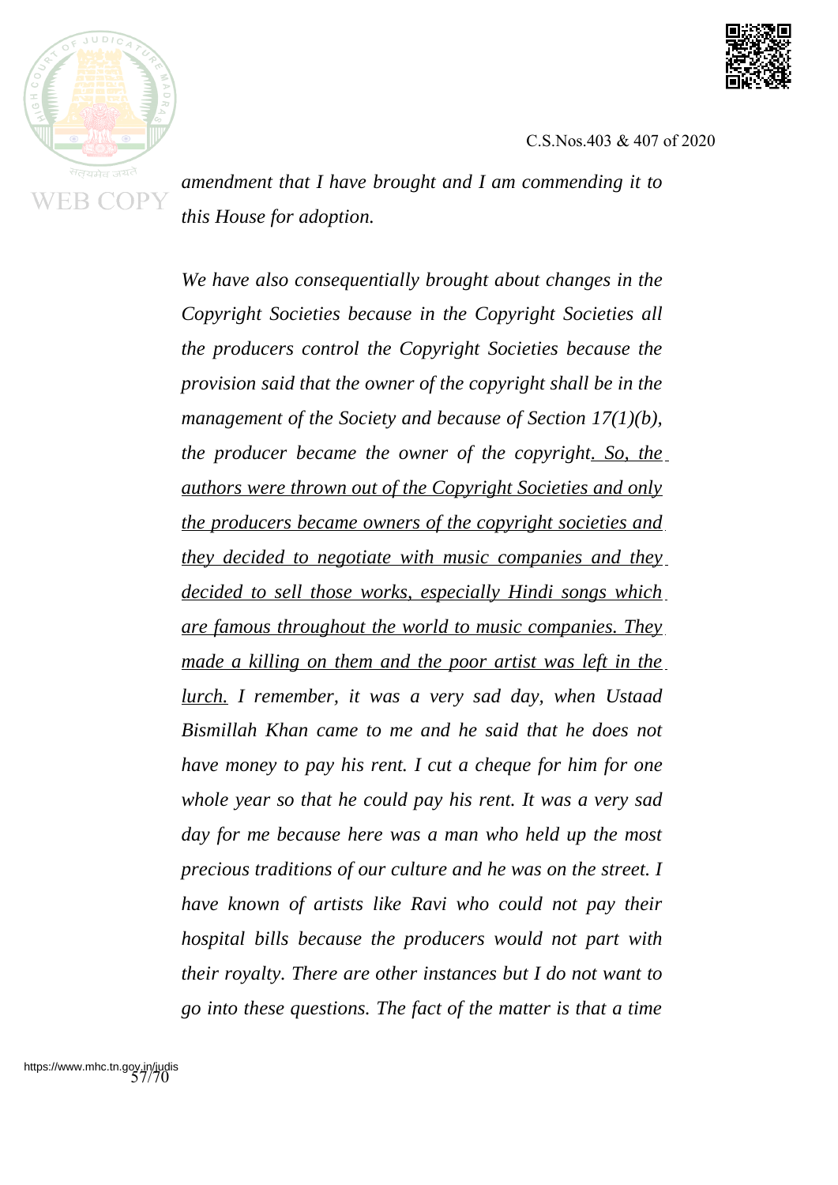*amendment that I have brought and I am commending it to this House for adoption.*

*We have also consequentially brought about changes in the Copyright Societies because in the Copyright Societies all the producers control the Copyright Societies because the provision said that the owner of the copyright shall be in the management of the Society and because of Section 17(1)(b), the producer became the owner of the copyright. <u>So, the authors were thrown out of the Copyright Societies and only the producers became owners of the copyright societies and they decided to negotiate with music companies and they decided to sell those works, especially Hindi songs which are famous throughout the world to music companies. They made a killing on them and the poor artist was left in the lurch.</u> I remember, it was a very sad day, when Ustaad Bismillah Khan came to me and he said that he does not have money to pay his rent. I cut a cheque for him for one whole year so that he could pay his rent. It was a very sad day for me because here was a man who held up the most precious traditions of our culture and he was on the street. I have known of artists like Ravi who could not pay their hospital bills because the producers would not part with their royalty. There are other instances but I do not want to go into these questions. The fact of the matter is that a time*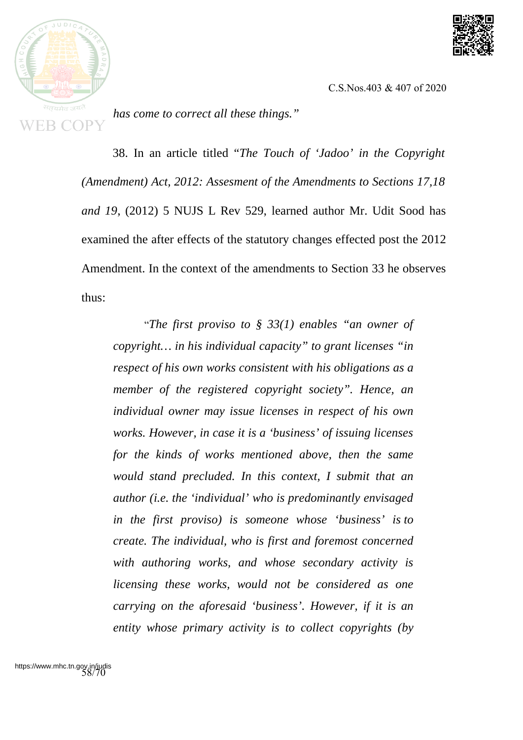*has come to correct all these things."*

38. In an article titled "*The Touch of 'Jadoo' in the Copyright (Amendment) Act, 2012: Assesment of the Amendments to Sections 17,18 and 19*, (2012) 5 NUJS L Rev 529, learned author Mr. Udit Sood has examined the after effects of the statutory changes effected post the 2012 Amendment. In the context of the amendments to Section 33 he observes thus:

> "*The first proviso to § 33(1) enables "an owner of copyright… in his individual capacity" to grant licenses "in respect of his own works consistent with his obligations as a member of the registered copyright society". Hence, an individual owner may issue licenses in respect of his own works. However, in case it is a 'business' of issuing licenses for the kinds of works mentioned above, then the same would stand precluded. In this context, I submit that an author (i.e. the 'individual' who is predominantly envisaged in the first proviso) is someone whose 'business' is to create. The individual, who is first and foremost concerned with authoring works, and whose secondary activity is licensing these works, would not be considered as one carrying on the aforesaid 'business'. However, if it is an entity whose primary activity is to collect copyrights (by*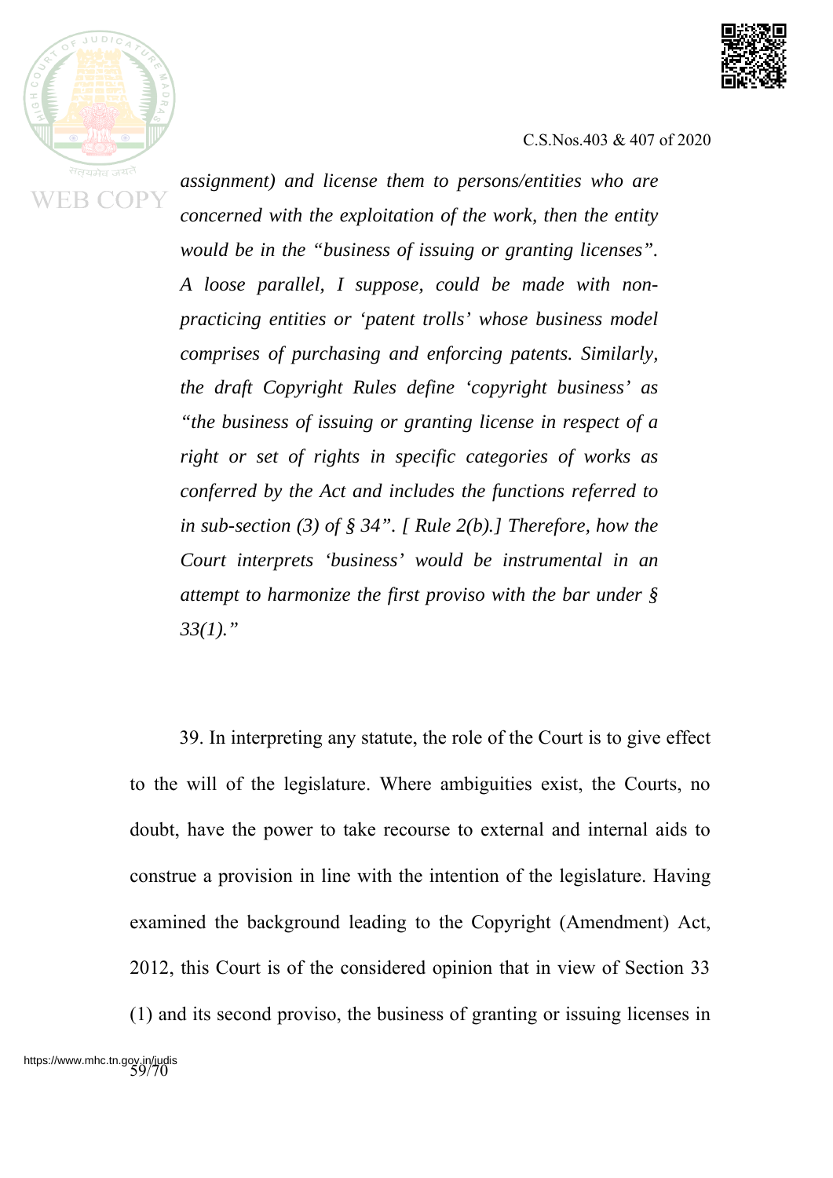*assignment) and license them to persons/entities who are concerned with the exploitation of the work, then the entity would be in the "business of issuing or granting licenses". A loose parallel, I suppose, could be made with non-practicing entities or 'patent trolls' whose business model comprises of purchasing and enforcing patents. Similarly, the draft Copyright Rules define 'copyright business' as "the business of issuing or granting license in respect of a right or set of rights in specific categories of works as conferred by the Act and includes the functions referred to in sub-section (3) of § 34". [ Rule 2(b).] Therefore, how the Court interprets 'business' would be instrumental in an attempt to harmonize the first proviso with the bar under § 33(1)."*

39. In interpreting any statute, the role of the Court is to give effect to the will of the legislature. Where ambiguities exist, the Courts, no doubt, have the power to take recourse to external and internal aids to construe a provision in line with the intention of the legislature. Having examined the background leading to the Copyright (Amendment) Act, 2012, this Court is of the considered opinion that in view of Section 33 (1) and its second proviso, the business of granting or issuing licenses in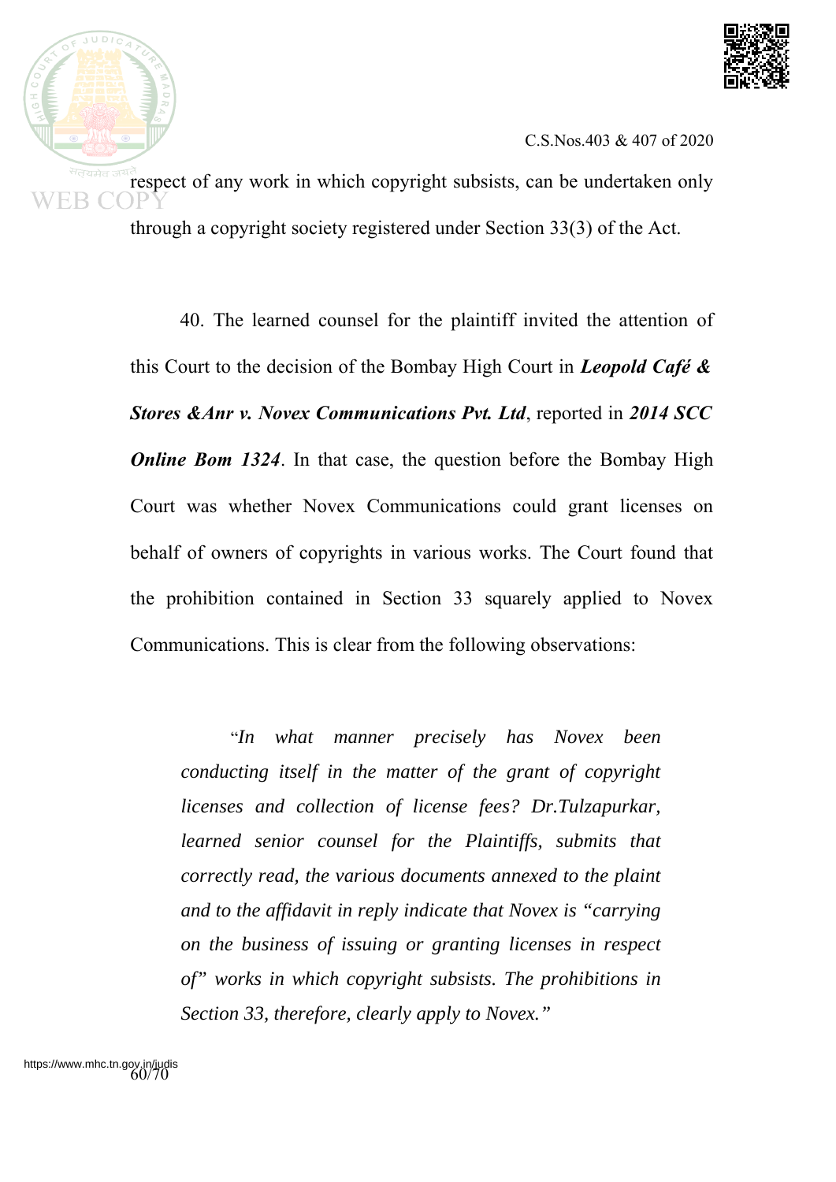respect of any work in which copyright subsists, can be undertaken only through a copyright society registered under Section 33(3) of the Act.

40. The learned counsel for the plaintiff invited the attention of this Court to the decision of the Bombay High Court in ***Leopold Café & Stores &Anr v. Novex Communications Pvt. Ltd***, reported in ***2014 SCC Online Bom 1324***. In that case, the question before the Bombay High Court was whether Novex Communications could grant licenses on behalf of owners of copyrights in various works. The Court found that the prohibition contained in Section 33 squarely applied to Novex Communications. This is clear from the following observations:

> "*In what manner precisely has Novex been conducting itself in the matter of the grant of copyright licenses and collection of license fees? Dr.Tulzapurkar, learned senior counsel for the Plaintiffs, submits that correctly read, the various documents annexed to the plaint and to the affidavit in reply indicate that Novex is "carrying on the business of issuing or granting licenses in respect of" works in which copyright subsists. The prohibitions in Section 33, therefore, clearly apply to Novex."*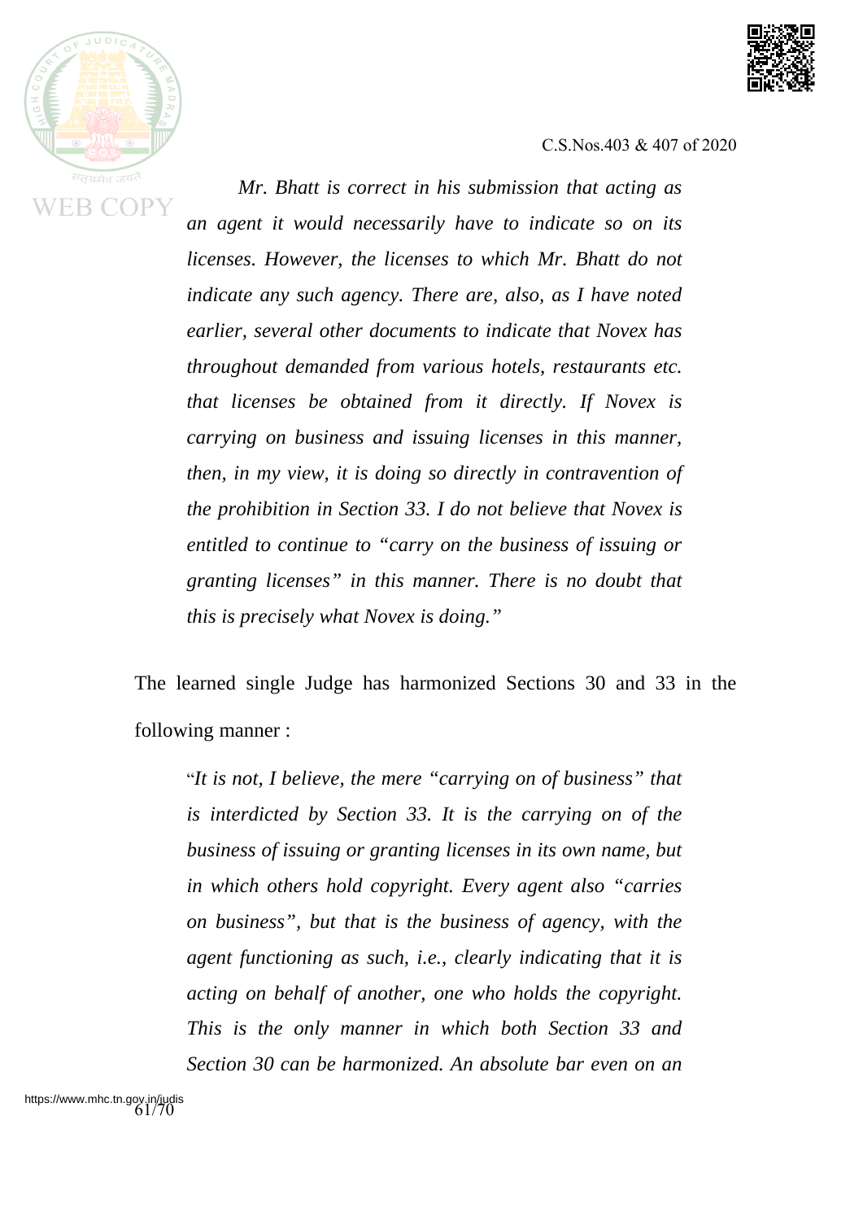*Mr. Bhatt is correct in his submission that acting as an agent it would necessarily have to indicate so on its licenses. However, the licenses to which Mr. Bhatt do not indicate any such agency. There are, also, as I have noted earlier, several other documents to indicate that Novex has throughout demanded from various hotels, restaurants etc. that licenses be obtained from it directly. If Novex is carrying on business and issuing licenses in this manner, then, in my view, it is doing so directly in contravention of the prohibition in Section 33. I do not believe that Novex is entitled to continue to "carry on the business of issuing or granting licenses" in this manner. There is no doubt that this is precisely what Novex is doing."*

The learned single Judge has harmonized Sections 30 and 33 in the following manner :

"*It is not, I believe, the mere "carrying on of business" that is interdicted by Section 33. It is the carrying on of the business of issuing or granting licenses in its own name, but in which others hold copyright. Every agent also "carries on business", but that is the business of agency, with the agent functioning as such, i.e., clearly indicating that it is acting on behalf of another, one who holds the copyright. This is the only manner in which both Section 33 and Section 30 can be harmonized. An absolute bar even on an*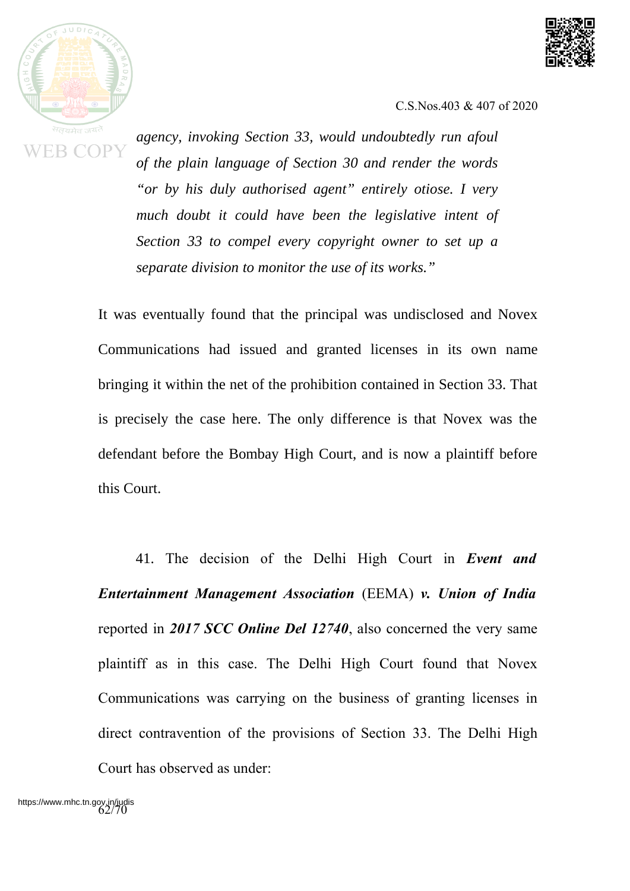*agency, invoking Section 33, would undoubtedly run afoul of the plain language of Section 30 and render the words "or by his duly authorised agent" entirely otiose. I very much doubt it could have been the legislative intent of Section 33 to compel every copyright owner to set up a separate division to monitor the use of its works."*

It was eventually found that the principal was undisclosed and Novex Communications had issued and granted licenses in its own name bringing it within the net of the prohibition contained in Section 33. That is precisely the case here. The only difference is that Novex was the defendant before the Bombay High Court, and is now a plaintiff before this Court.

41. The decision of the Delhi High Court in ***Event and Entertainment Management Association*** (EEMA) ***v. Union of India*** reported in ***2017 SCC Online Del 12740***, also concerned the very same plaintiff as in this case. The Delhi High Court found that Novex Communications was carrying on the business of granting licenses in direct contravention of the provisions of Section 33. The Delhi High Court has observed as under: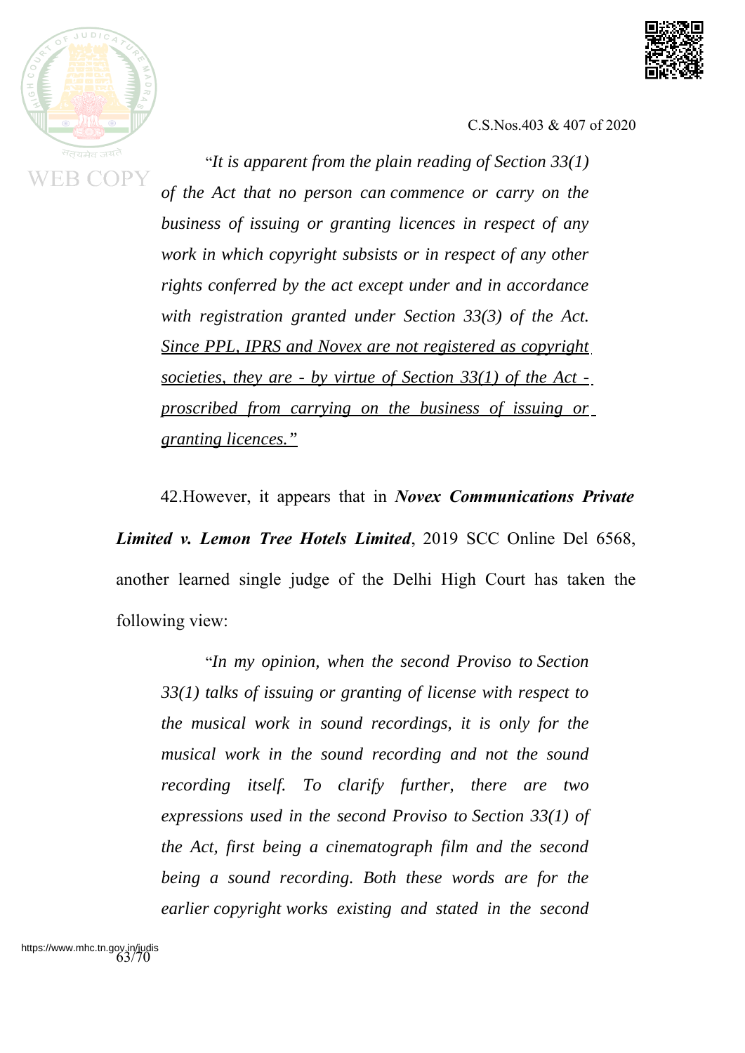> "*It is apparent from the plain reading of Section 33(1) of the Act that no person can commence or carry on the business of issuing or granting licences in respect of any work in which copyright subsists or in respect of any other rights conferred by the act except under and in accordance with registration granted under Section 33(3) of the Act. <u>Since PPL, IPRS and Novex are not registered as copyright societies, they are - by virtue of Section 33(1) of the Act - proscribed from carrying on the business of issuing or granting licences.</u>*"

42.However, it appears that in ***Novex Communications Private Limited v. Lemon Tree Hotels Limited***, 2019 SCC Online Del 6568, another learned single judge of the Delhi High Court has taken the following view:

> "*In my opinion, when the second Proviso to Section 33(1) talks of issuing or granting of license with respect to the musical work in sound recordings, it is only for the musical work in the sound recording and not the sound recording itself. To clarify further, there are two expressions used in the second Proviso to Section 33(1) of the Act, first being a cinematograph film and the second being a sound recording. Both these words are for the earlier copyright works existing and stated in the second*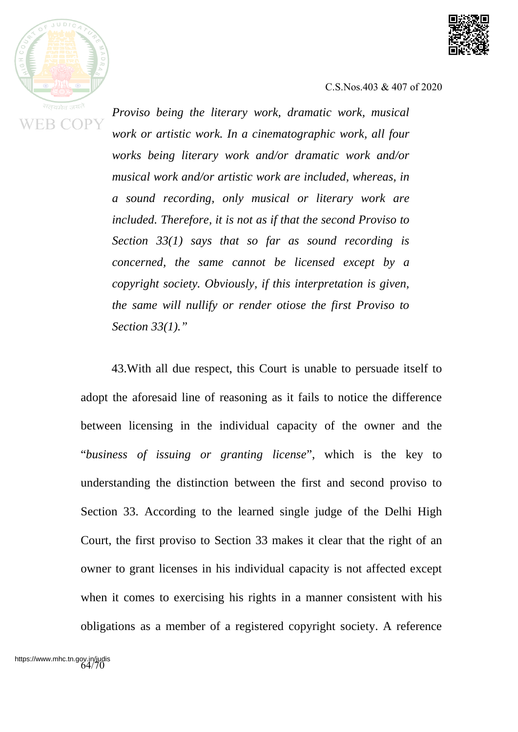*Proviso being the literary work, dramatic work, musical work or artistic work. In a cinematographic work, all four works being literary work and/or dramatic work and/or musical work and/or artistic work are included, whereas, in a sound recording, only musical or literary work are included. Therefore, it is not as if that the second Proviso to Section 33(1) says that so far as sound recording is concerned, the same cannot be licensed except by a copyright society. Obviously, if this interpretation is given, the same will nullify or render otiose the first Proviso to Section 33(1).*"

43.With all due respect, this Court is unable to persuade itself to adopt the aforesaid line of reasoning as it fails to notice the difference between licensing in the individual capacity of the owner and the "*business of issuing or granting license*", which is the key to understanding the distinction between the first and second proviso to Section 33. According to the learned single judge of the Delhi High Court, the first proviso to Section 33 makes it clear that the right of an owner to grant licenses in his individual capacity is not affected except when it comes to exercising his rights in a manner consistent with his obligations as a member of a registered copyright society. A reference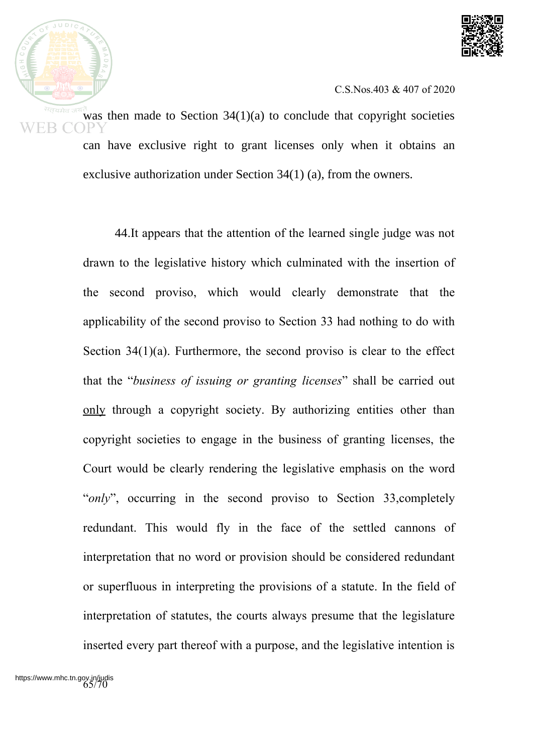was then made to Section 34(1)(a) to conclude that copyright societies can have exclusive right to grant licenses only when it obtains an exclusive authorization under Section 34(1) (a), from the owners.

44.It appears that the attention of the learned single judge was not drawn to the legislative history which culminated with the insertion of the second proviso, which would clearly demonstrate that the applicability of the second proviso to Section 33 had nothing to do with Section 34(1)(a). Furthermore, the second proviso is clear to the effect that the "*business of issuing or granting licenses*" shall be carried out <u>only</u> through a copyright society. By authorizing entities other than copyright societies to engage in the business of granting licenses, the Court would be clearly rendering the legislative emphasis on the word "*only*", occurring in the second proviso to Section 33,completely redundant. This would fly in the face of the settled cannons of interpretation that no word or provision should be considered redundant or superfluous in interpreting the provisions of a statute. In the field of interpretation of statutes, the courts always presume that the legislature inserted every part thereof with a purpose, and the legislative intention is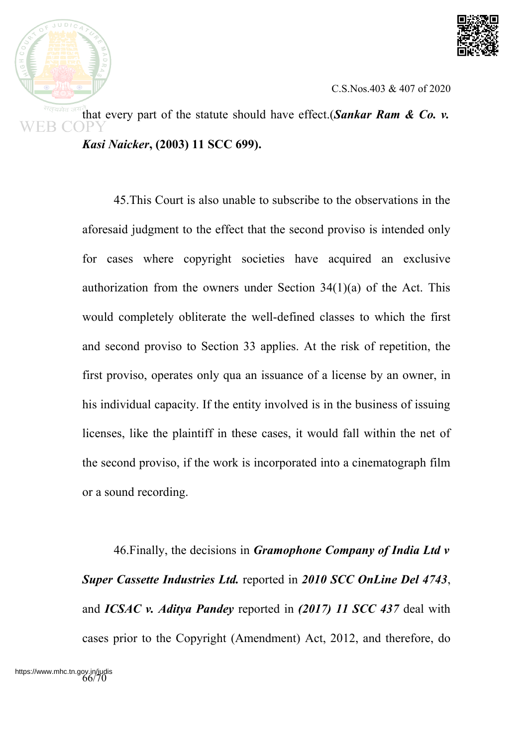that every part of the statute should have effect.(***Sankar Ram & Co. v. Kasi Naicker*, (2003) 11 SCC 699).**

45.This Court is also unable to subscribe to the observations in the aforesaid judgment to the effect that the second proviso is intended only for cases where copyright societies have acquired an exclusive authorization from the owners under Section 34(1)(a) of the Act. This would completely obliterate the well-defined classes to which the first and second proviso to Section 33 applies. At the risk of repetition, the first proviso, operates only qua an issuance of a license by an owner, in his individual capacity. If the entity involved is in the business of issuing licenses, like the plaintiff in these cases, it would fall within the net of the second proviso, if the work is incorporated into a cinematograph film or a sound recording.

46.Finally, the decisions in ***Gramophone Company of India Ltd v Super Cassette Industries Ltd.*** reported in ***2010 SCC OnLine Del 4743***, and ***ICSAC v. Aditya Pandey*** reported in ***(2017) 11 SCC 437*** deal with cases prior to the Copyright (Amendment) Act, 2012, and therefore, do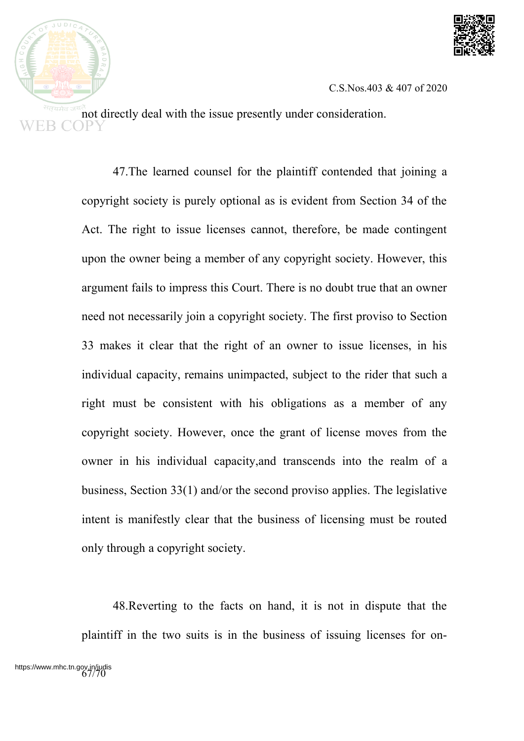not directly deal with the issue presently under consideration.

47.The learned counsel for the plaintiff contended that joining a copyright society is purely optional as is evident from Section 34 of the Act. The right to issue licenses cannot, therefore, be made contingent upon the owner being a member of any copyright society. However, this argument fails to impress this Court. There is no doubt true that an owner need not necessarily join a copyright society. The first proviso to Section 33 makes it clear that the right of an owner to issue licenses, in his individual capacity, remains unimpacted, subject to the rider that such a right must be consistent with his obligations as a member of any copyright society. However, once the grant of license moves from the owner in his individual capacity,and transcends into the realm of a business, Section 33(1) and/or the second proviso applies. The legislative intent is manifestly clear that the business of licensing must be routed only through a copyright society.

48.Reverting to the facts on hand, it is not in dispute that the plaintiff in the two suits is in the business of issuing licenses for on-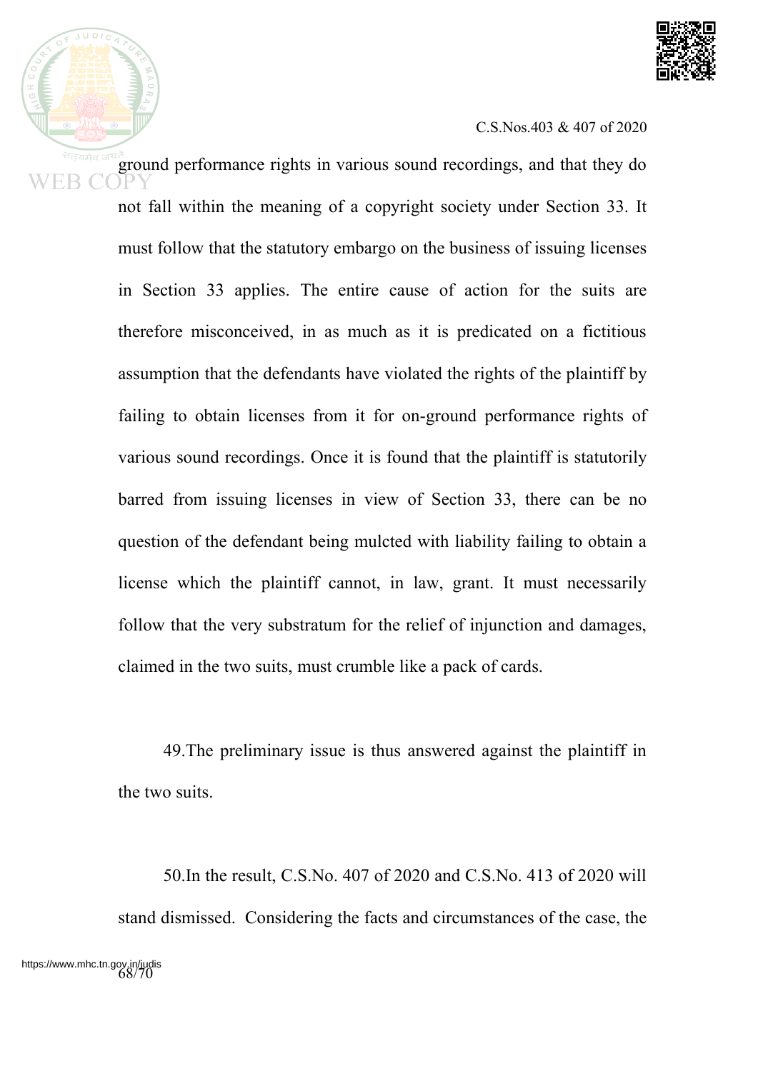ground performance rights in various sound recordings, and that they do not fall within the meaning of a copyright society under Section 33. It must follow that the statutory embargo on the business of issuing licenses in Section 33 applies. The entire cause of action for the suits are therefore misconceived, in as much as it is predicated on a fictitious assumption that the defendants have violated the rights of the plaintiff by failing to obtain licenses from it for on-ground performance rights of various sound recordings. Once it is found that the plaintiff is statutorily barred from issuing licenses in view of Section 33, there can be no question of the defendant being mulcted with liability failing to obtain a license which the plaintiff cannot, in law, grant. It must necessarily follow that the very substratum for the relief of injunction and damages, claimed in the two suits, must crumble like a pack of cards.

49.The preliminary issue is thus answered against the plaintiff in the two suits.

50.In the result, C.S.No. 407 of 2020 and C.S.No. 413 of 2020 will stand dismissed. Considering the facts and circumstances of the case, the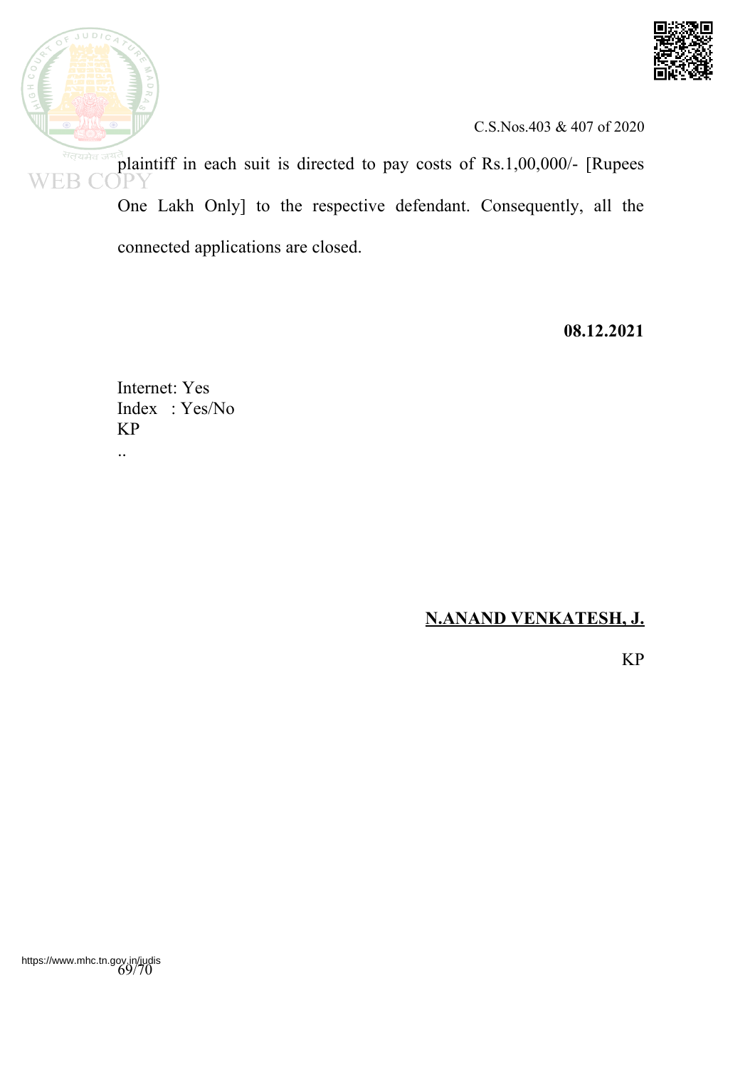plaintiff in each suit is directed to pay costs of Rs.1,00,000/- [Rupees One Lakh Only] to the respective defendant. Consequently, all the connected applications are closed.

**08.12.2021**

Internet: Yes
Index : Yes/No
KP
..

**N.ANAND VENKATESH, J.**

KP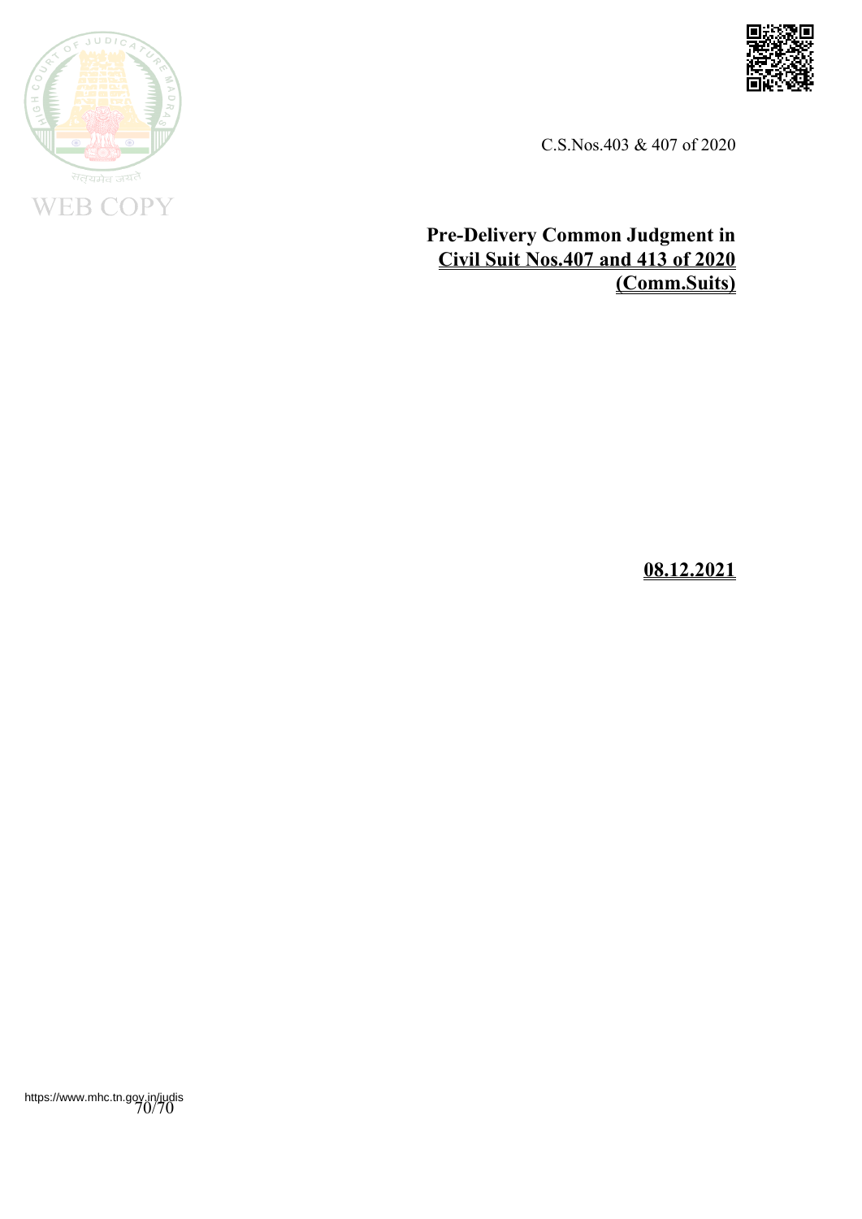**Pre-Delivery Common Judgment in**
**Civil Suit Nos.407 and 413 of 2020**
**(Comm.Suits)**

**08.12.2021**